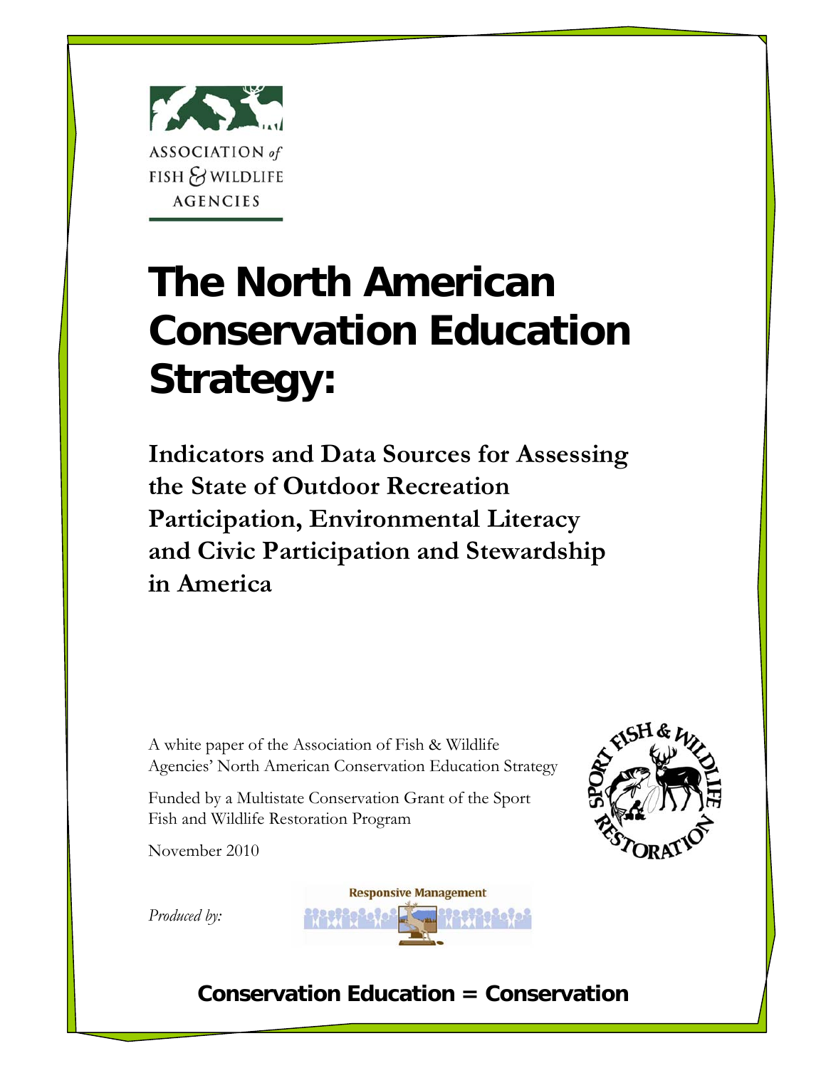ASSOCIATION of FISH & WILDLIFE AGENCIES

# The North American Conservation Education Strategy:

## Indicators and Data Sources for Assessing the State of Outdoor Recreation Participation, Environmental Literacy and Civic Participation and Stewardship in America

A white paper of the Association of Fish & Wildlife Agencies' North American Conservation Education Strategy

Funded by a Multistate Conservation Grant of the Sport Fish and Wildlife Restoration Program

November 2010

*Produced by:* Responsive Management

**Conservation Education = Conservation**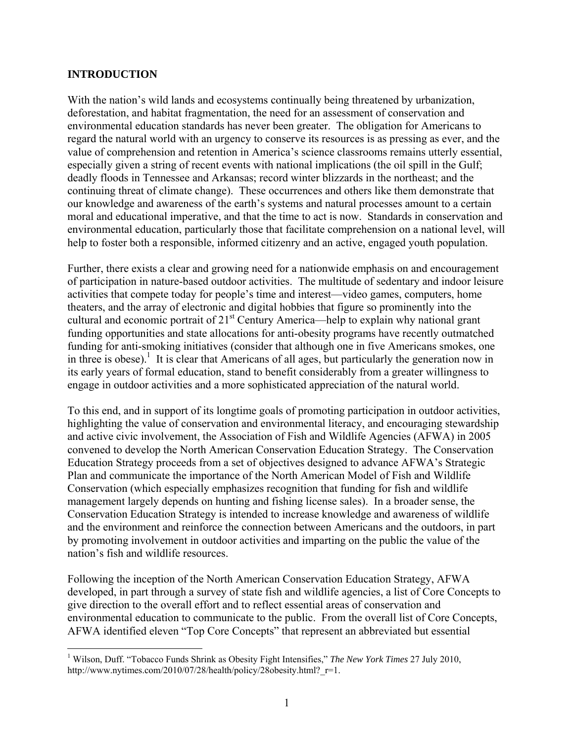## INTRODUCTION

With the nation's wild lands and ecosystems continually being threatened by urbanization, deforestation, and habitat fragmentation, the need for an assessment of conservation and environmental education standards has never been greater. The obligation for Americans to regard the natural world with an urgency to conserve its resources is as pressing as ever, and the value of comprehension and retention in America's science classrooms remains utterly essential, especially given a string of recent events with national implications (the oil spill in the Gulf; deadly floods in Tennessee and Arkansas; record winter blizzards in the northeast; and the continuing threat of climate change). These occurrences and others like them demonstrate that our knowledge and awareness of the earth's systems and natural processes amount to a certain moral and educational imperative, and that the time to act is now. Standards in conservation and environmental education, particularly those that facilitate comprehension on a national level, will help to foster both a responsible, informed citizenry and an active, engaged youth population.

Further, there exists a clear and growing need for a nationwide emphasis on and encouragement of participation in nature-based outdoor activities. The multitude of sedentary and indoor leisure activities that compete today for people's time and interest—video games, computers, home theaters, and the array of electronic and digital hobbies that figure so prominently into the cultural and economic portrait of 21st Century America—help to explain why national grant funding opportunities and state allocations for anti-obesity programs have recently outmatched funding for anti-smoking initiatives (consider that although one in five Americans smokes, one in three is obese).[1] It is clear that Americans of all ages, but particularly the generation now in its early years of formal education, stand to benefit considerably from a greater willingness to engage in outdoor activities and a more sophisticated appreciation of the natural world.

To this end, and in support of its longtime goals of promoting participation in outdoor activities, highlighting the value of conservation and environmental literacy, and encouraging stewardship and active civic involvement, the Association of Fish and Wildlife Agencies (AFWA) in 2005 convened to develop the North American Conservation Education Strategy. The Conservation Education Strategy proceeds from a set of objectives designed to advance AFWA's Strategic Plan and communicate the importance of the North American Model of Fish and Wildlife Conservation (which especially emphasizes recognition that funding for fish and wildlife management largely depends on hunting and fishing license sales). In a broader sense, the Conservation Education Strategy is intended to increase knowledge and awareness of wildlife and the environment and reinforce the connection between Americans and the outdoors, in part by promoting involvement in outdoor activities and imparting on the public the value of the nation's fish and wildlife resources.

Following the inception of the North American Conservation Education Strategy, AFWA developed, in part through a survey of state fish and wildlife agencies, a list of Core Concepts to give direction to the overall effort and to reflect essential areas of conservation and environmental education to communicate to the public. From the overall list of Core Concepts, AFWA identified eleven "Top Core Concepts" that represent an abbreviated but essential

[1] Wilson, Duff. "Tobacco Funds Shrink as Obesity Fight Intensifies," *The New York Times* 27 July 2010, http://www.nytimes.com/2010/07/28/health/policy/28obesity.html?_r=1.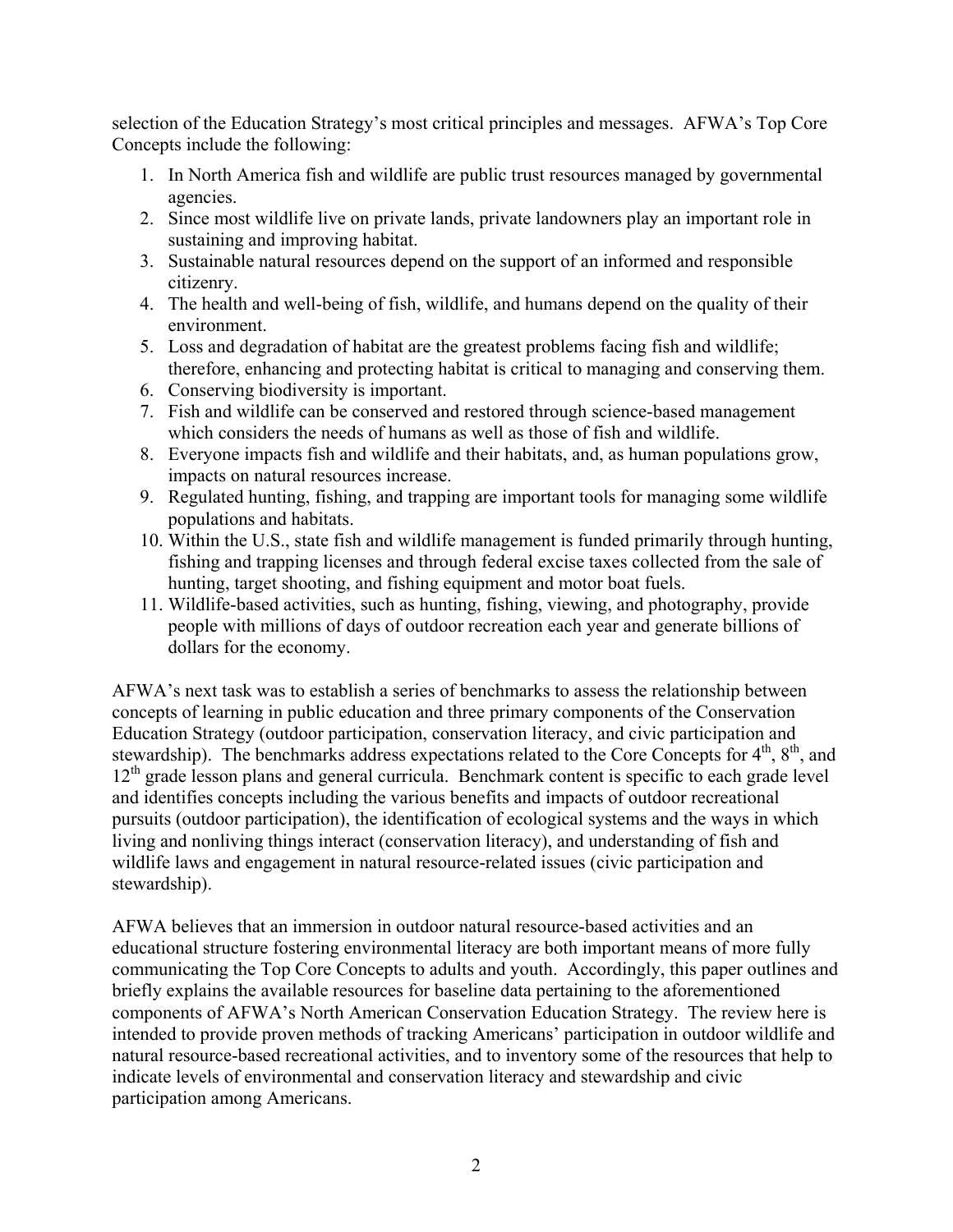selection of the Education Strategy's most critical principles and messages. AFWA's Top Core Concepts include the following:

1. In North America fish and wildlife are public trust resources managed by governmental agencies.
2. Since most wildlife live on private lands, private landowners play an important role in sustaining and improving habitat.
3. Sustainable natural resources depend on the support of an informed and responsible citizenry.
4. The health and well-being of fish, wildlife, and humans depend on the quality of their environment.
5. Loss and degradation of habitat are the greatest problems facing fish and wildlife; therefore, enhancing and protecting habitat is critical to managing and conserving them.
6. Conserving biodiversity is important.
7. Fish and wildlife can be conserved and restored through science-based management which considers the needs of humans as well as those of fish and wildlife.
8. Everyone impacts fish and wildlife and their habitats, and, as human populations grow, impacts on natural resources increase.
9. Regulated hunting, fishing, and trapping are important tools for managing some wildlife populations and habitats.
10. Within the U.S., state fish and wildlife management is funded primarily through hunting, fishing and trapping licenses and through federal excise taxes collected from the sale of hunting, target shooting, and fishing equipment and motor boat fuels.
11. Wildlife-based activities, such as hunting, fishing, viewing, and photography, provide people with millions of days of outdoor recreation each year and generate billions of dollars for the economy.

AFWA's next task was to establish a series of benchmarks to assess the relationship between concepts of learning in public education and three primary components of the Conservation Education Strategy (outdoor participation, conservation literacy, and civic participation and stewardship). The benchmarks address expectations related to the Core Concepts for 4th, 8th, and 12th grade lesson plans and general curricula. Benchmark content is specific to each grade level and identifies concepts including the various benefits and impacts of outdoor recreational pursuits (outdoor participation), the identification of ecological systems and the ways in which living and nonliving things interact (conservation literacy), and understanding of fish and wildlife laws and engagement in natural resource-related issues (civic participation and stewardship).

AFWA believes that an immersion in outdoor natural resource-based activities and an educational structure fostering environmental literacy are both important means of more fully communicating the Top Core Concepts to adults and youth. Accordingly, this paper outlines and briefly explains the available resources for baseline data pertaining to the aforementioned components of AFWA's North American Conservation Education Strategy. The review here is intended to provide proven methods of tracking Americans' participation in outdoor wildlife and natural resource-based recreational activities, and to inventory some of the resources that help to indicate levels of environmental and conservation literacy and stewardship and civic participation among Americans.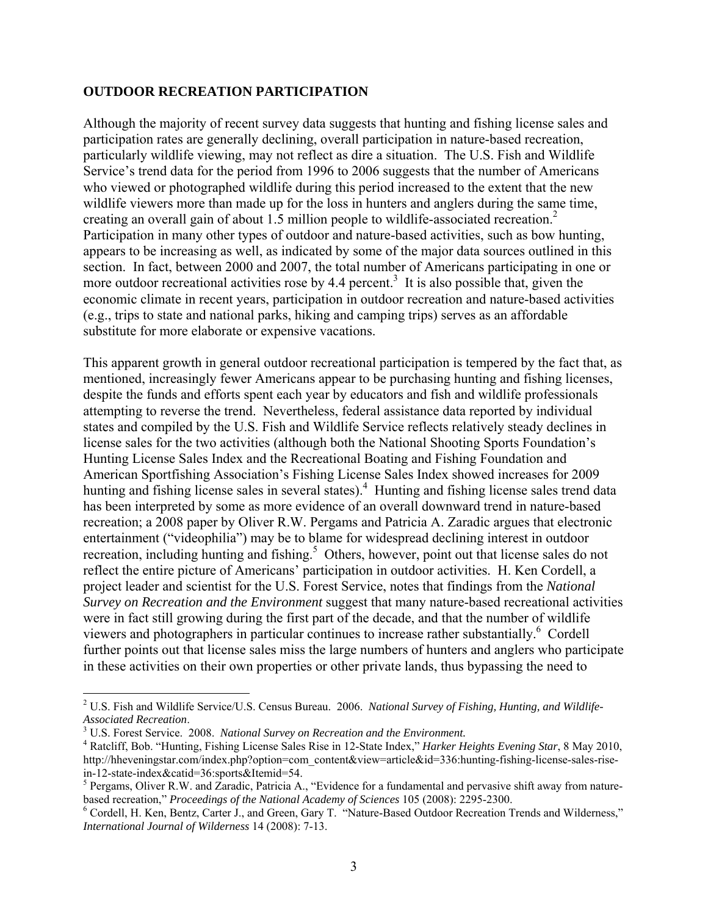## OUTDOOR RECREATION PARTICIPATION

Although the majority of recent survey data suggests that hunting and fishing license sales and participation rates are generally declining, overall participation in nature-based recreation, particularly wildlife viewing, may not reflect as dire a situation. The U.S. Fish and Wildlife Service's trend data for the period from 1996 to 2006 suggests that the number of Americans who viewed or photographed wildlife during this period increased to the extent that the new wildlife viewers more than made up for the loss in hunters and anglers during the same time, creating an overall gain of about 1.5 million people to wildlife-associated recreation.[2] Participation in many other types of outdoor and nature-based activities, such as bow hunting, appears to be increasing as well, as indicated by some of the major data sources outlined in this section. In fact, between 2000 and 2007, the total number of Americans participating in one or more outdoor recreational activities rose by 4.4 percent.[3] It is also possible that, given the economic climate in recent years, participation in outdoor recreation and nature-based activities (e.g., trips to state and national parks, hiking and camping trips) serves as an affordable substitute for more elaborate or expensive vacations.

This apparent growth in general outdoor recreational participation is tempered by the fact that, as mentioned, increasingly fewer Americans appear to be purchasing hunting and fishing licenses, despite the funds and efforts spent each year by educators and fish and wildlife professionals attempting to reverse the trend. Nevertheless, federal assistance data reported by individual states and compiled by the U.S. Fish and Wildlife Service reflects relatively steady declines in license sales for the two activities (although both the National Shooting Sports Foundation's Hunting License Sales Index and the Recreational Boating and Fishing Foundation and American Sportfishing Association's Fishing License Sales Index showed increases for 2009 hunting and fishing license sales in several states).[4] Hunting and fishing license sales trend data has been interpreted by some as more evidence of an overall downward trend in nature-based recreation; a 2008 paper by Oliver R.W. Pergams and Patricia A. Zaradic argues that electronic entertainment ("videophilia") may be to blame for widespread declining interest in outdoor recreation, including hunting and fishing.[5] Others, however, point out that license sales do not reflect the entire picture of Americans' participation in outdoor activities. H. Ken Cordell, a project leader and scientist for the U.S. Forest Service, notes that findings from the *National Survey on Recreation and the Environment* suggest that many nature-based recreational activities were in fact still growing during the first part of the decade, and that the number of wildlife viewers and photographers in particular continues to increase rather substantially.[6] Cordell further points out that license sales miss the large numbers of hunters and anglers who participate in these activities on their own properties or other private lands, thus bypassing the need to

---

[2] U.S. Fish and Wildlife Service/U.S. Census Bureau. 2006. *National Survey of Fishing, Hunting, and Wildlife-Associated Recreation*.

[3] U.S. Forest Service. 2008. *National Survey on Recreation and the Environment.*

[4] Ratcliff, Bob. "Hunting, Fishing License Sales Rise in 12-State Index," *Harker Heights Evening Star*, 8 May 2010, http://hheveningstar.com/index.php?option=com_content&view=article&id=336:hunting-fishing-license-sales-rise-in-12-state-index&catid=36:sports&Itemid=54.

[5] Pergams, Oliver R.W. and Zaradic, Patricia A., "Evidence for a fundamental and pervasive shift away from nature-based recreation," *Proceedings of the National Academy of Sciences* 105 (2008): 2295-2300.

[6] Cordell, H. Ken, Bentz, Carter J., and Green, Gary T. "Nature-Based Outdoor Recreation Trends and Wilderness," *International Journal of Wilderness* 14 (2008): 7-13.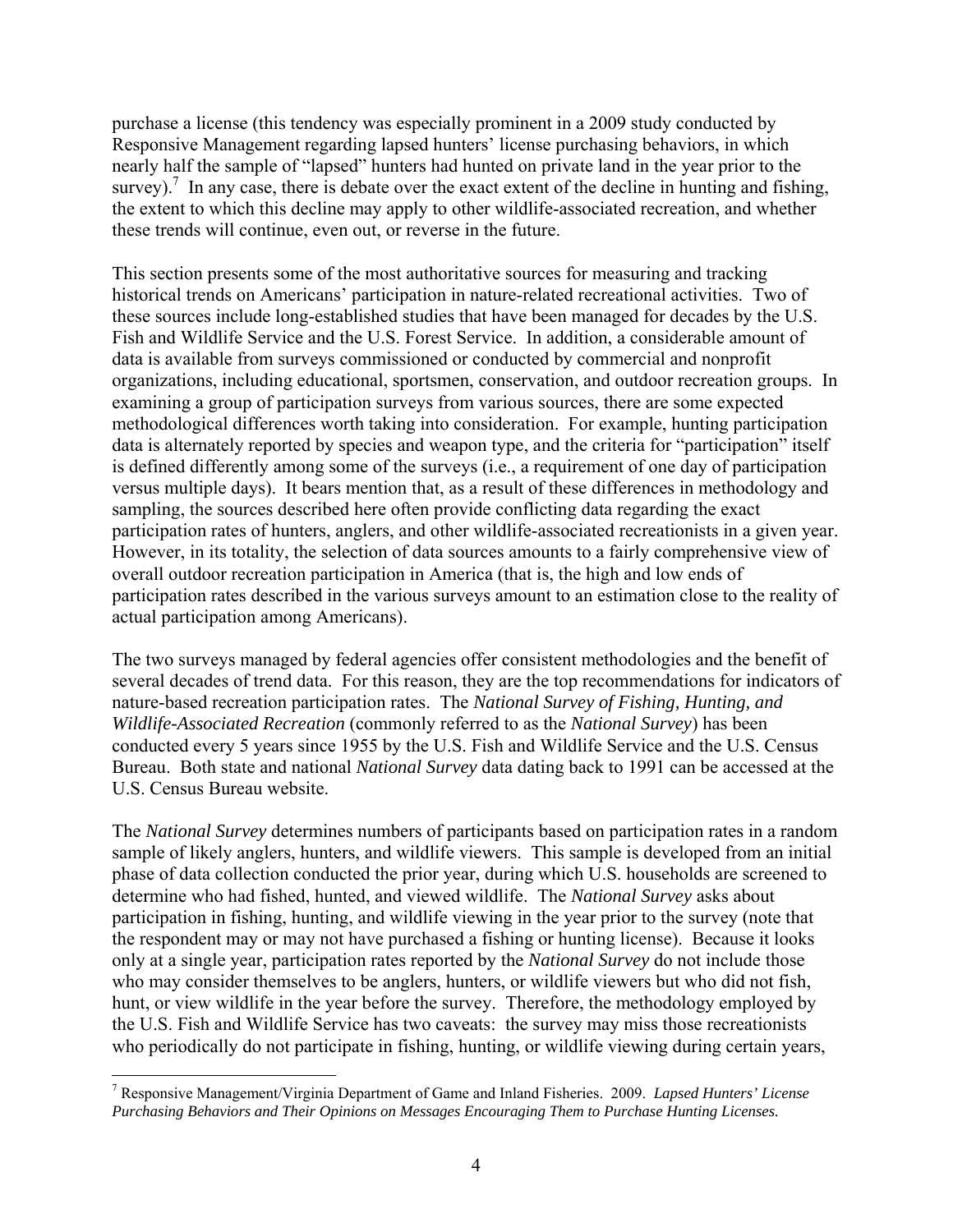purchase a license (this tendency was especially prominent in a 2009 study conducted by Responsive Management regarding lapsed hunters' license purchasing behaviors, in which nearly half the sample of "lapsed" hunters had hunted on private land in the year prior to the survey).[7] In any case, there is debate over the exact extent of the decline in hunting and fishing, the extent to which this decline may apply to other wildlife-associated recreation, and whether these trends will continue, even out, or reverse in the future.

This section presents some of the most authoritative sources for measuring and tracking historical trends on Americans' participation in nature-related recreational activities. Two of these sources include long-established studies that have been managed for decades by the U.S. Fish and Wildlife Service and the U.S. Forest Service. In addition, a considerable amount of data is available from surveys commissioned or conducted by commercial and nonprofit organizations, including educational, sportsmen, conservation, and outdoor recreation groups. In examining a group of participation surveys from various sources, there are some expected methodological differences worth taking into consideration. For example, hunting participation data is alternately reported by species and weapon type, and the criteria for "participation" itself is defined differently among some of the surveys (i.e., a requirement of one day of participation versus multiple days). It bears mention that, as a result of these differences in methodology and sampling, the sources described here often provide conflicting data regarding the exact participation rates of hunters, anglers, and other wildlife-associated recreationists in a given year. However, in its totality, the selection of data sources amounts to a fairly comprehensive view of overall outdoor recreation participation in America (that is, the high and low ends of participation rates described in the various surveys amount to an estimation close to the reality of actual participation among Americans).

The two surveys managed by federal agencies offer consistent methodologies and the benefit of several decades of trend data. For this reason, they are the top recommendations for indicators of nature-based recreation participation rates. The *National Survey of Fishing, Hunting, and Wildlife-Associated Recreation* (commonly referred to as the *National Survey*) has been conducted every 5 years since 1955 by the U.S. Fish and Wildlife Service and the U.S. Census Bureau. Both state and national *National Survey* data dating back to 1991 can be accessed at the U.S. Census Bureau website.

The *National Survey* determines numbers of participants based on participation rates in a random sample of likely anglers, hunters, and wildlife viewers. This sample is developed from an initial phase of data collection conducted the prior year, during which U.S. households are screened to determine who had fished, hunted, and viewed wildlife. The *National Survey* asks about participation in fishing, hunting, and wildlife viewing in the year prior to the survey (note that the respondent may or may not have purchased a fishing or hunting license). Because it looks only at a single year, participation rates reported by the *National Survey* do not include those who may consider themselves to be anglers, hunters, or wildlife viewers but who did not fish, hunt, or view wildlife in the year before the survey. Therefore, the methodology employed by the U.S. Fish and Wildlife Service has two caveats: the survey may miss those recreationists who periodically do not participate in fishing, hunting, or wildlife viewing during certain years,

[7] Responsive Management/Virginia Department of Game and Inland Fisheries. 2009. *Lapsed Hunters' License Purchasing Behaviors and Their Opinions on Messages Encouraging Them to Purchase Hunting Licenses.*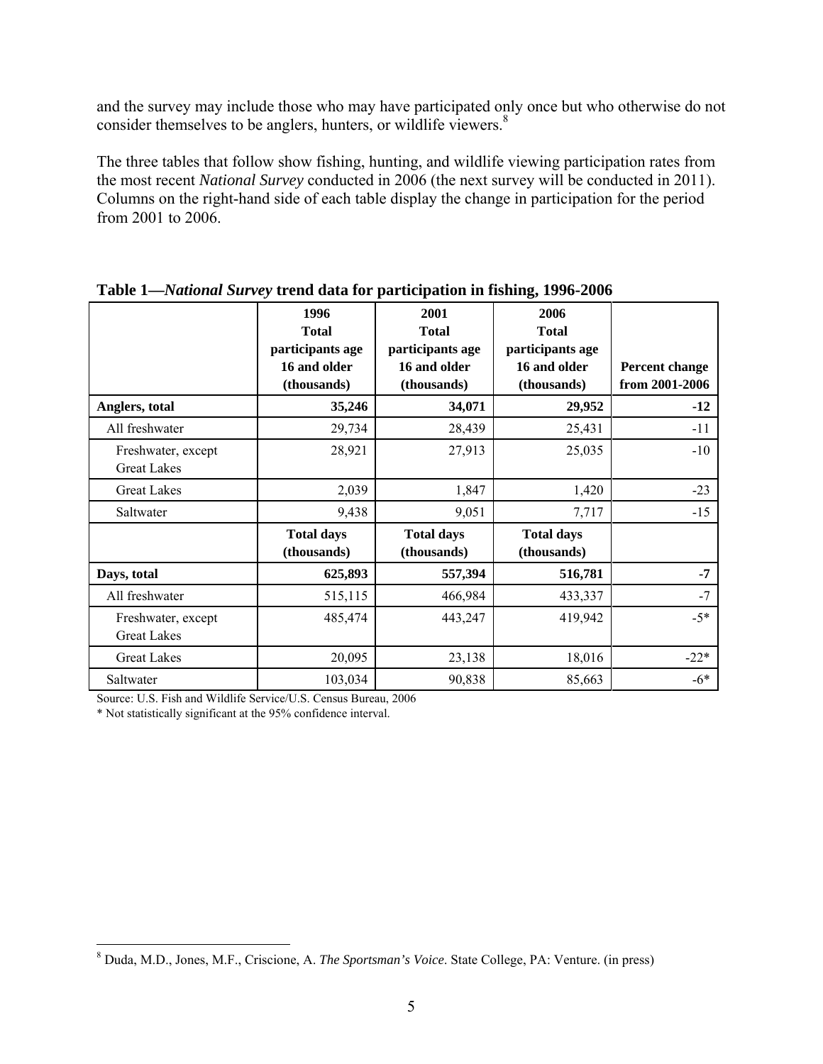and the survey may include those who may have participated only once but who otherwise do not consider themselves to be anglers, hunters, or wildlife viewers.[8]

The three tables that follow show fishing, hunting, and wildlife viewing participation rates from the most recent *National Survey* conducted in 2006 (the next survey will be conducted in 2011). Columns on the right-hand side of each table display the change in participation for the period from 2001 to 2006.

**Table 1—*National Survey* trend data for participation in fishing, 1996-2006**

| | 1996 Total participants age 16 and older (thousands) | 2001 Total participants age 16 and older (thousands) | 2006 Total participants age 16 and older (thousands) | Percent change from 2001-2006 |
|---|---|---|---|---|
| **Anglers, total** | **35,246** | **34,071** | **29,952** | **-12** |
| All freshwater | 29,734 | 28,439 | 25,431 | -11 |
| Freshwater, except Great Lakes | 28,921 | 27,913 | 25,035 | -10 |
| Great Lakes | 2,039 | 1,847 | 1,420 | -23 |
| Saltwater | 9,438 | 9,051 | 7,717 | -15 |
| | **Total days (thousands)** | **Total days (thousands)** | **Total days (thousands)** | |
| **Days, total** | **625,893** | **557,394** | **516,781** | **-7** |
| All freshwater | 515,115 | 466,984 | 433,337 | -7 |
| Freshwater, except Great Lakes | 485,474 | 443,247 | 419,942 | -5* |
| Great Lakes | 20,095 | 23,138 | 18,016 | -22* |
| Saltwater | 103,034 | 90,838 | 85,663 | -6* |

Source: U.S. Fish and Wildlife Service/U.S. Census Bureau, 2006

* Not statistically significant at the 95% confidence interval.

[8] Duda, M.D., Jones, M.F., Criscione, A. *The Sportsman's Voice*. State College, PA: Venture. (in press)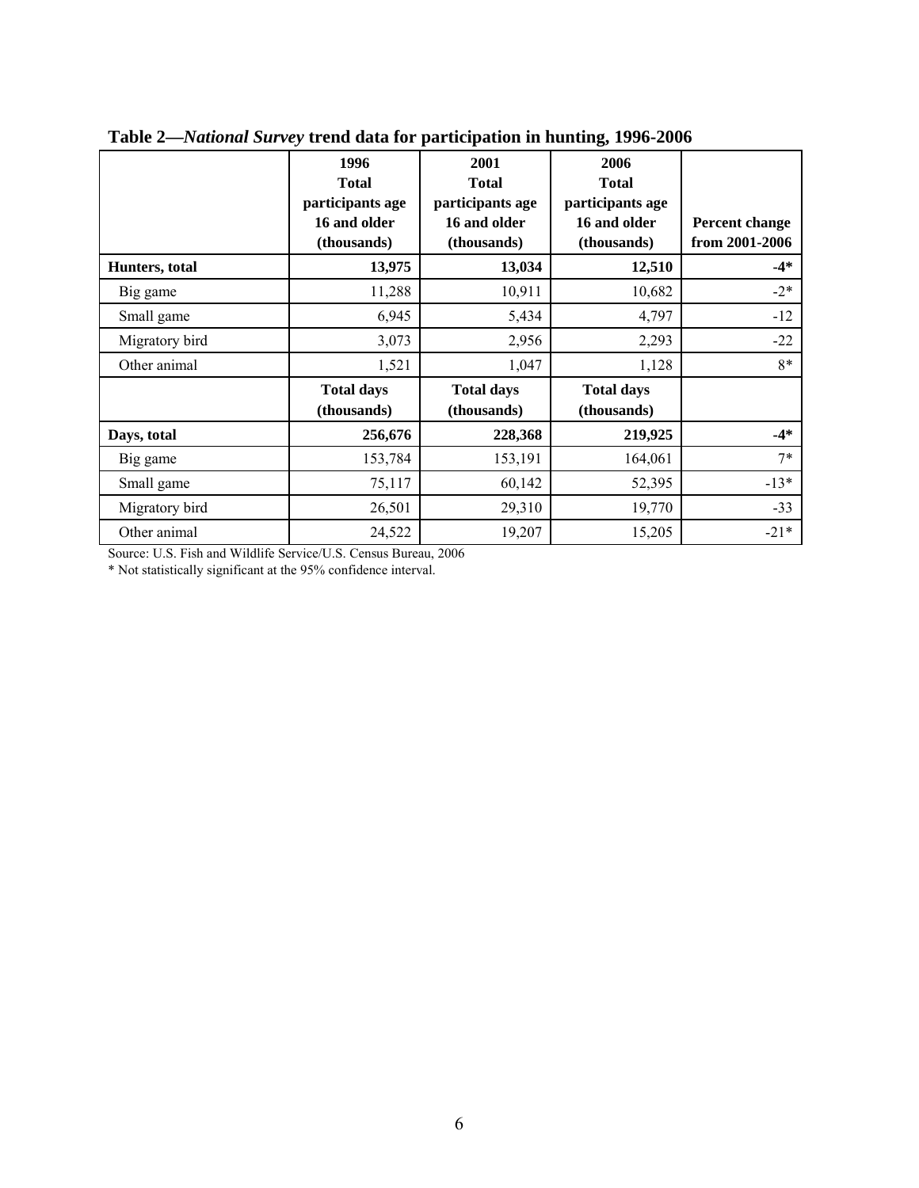**Table 2—*National Survey* trend data for participation in hunting, 1996-2006**

| | 1996 Total participants age 16 and older (thousands) | 2001 Total participants age 16 and older (thousands) | 2006 Total participants age 16 and older (thousands) | Percent change from 2001-2006 |
|---|---|---|---|---|
| **Hunters, total** | **13,975** | **13,034** | **12,510** | **-4*** |
| Big game | 11,288 | 10,911 | 10,682 | -2* |
| Small game | 6,945 | 5,434 | 4,797 | -12 |
| Migratory bird | 3,073 | 2,956 | 2,293 | -22 |
| Other animal | 1,521 | 1,047 | 1,128 | 8* |
| | **Total days (thousands)** | **Total days (thousands)** | **Total days (thousands)** | |
| **Days, total** | **256,676** | **228,368** | **219,925** | **-4*** |
| Big game | 153,784 | 153,191 | 164,061 | 7* |
| Small game | 75,117 | 60,142 | 52,395 | -13* |
| Migratory bird | 26,501 | 29,310 | 19,770 | -33 |
| Other animal | 24,522 | 19,207 | 15,205 | -21* |

Source: U.S. Fish and Wildlife Service/U.S. Census Bureau, 2006

* Not statistically significant at the 95% confidence interval.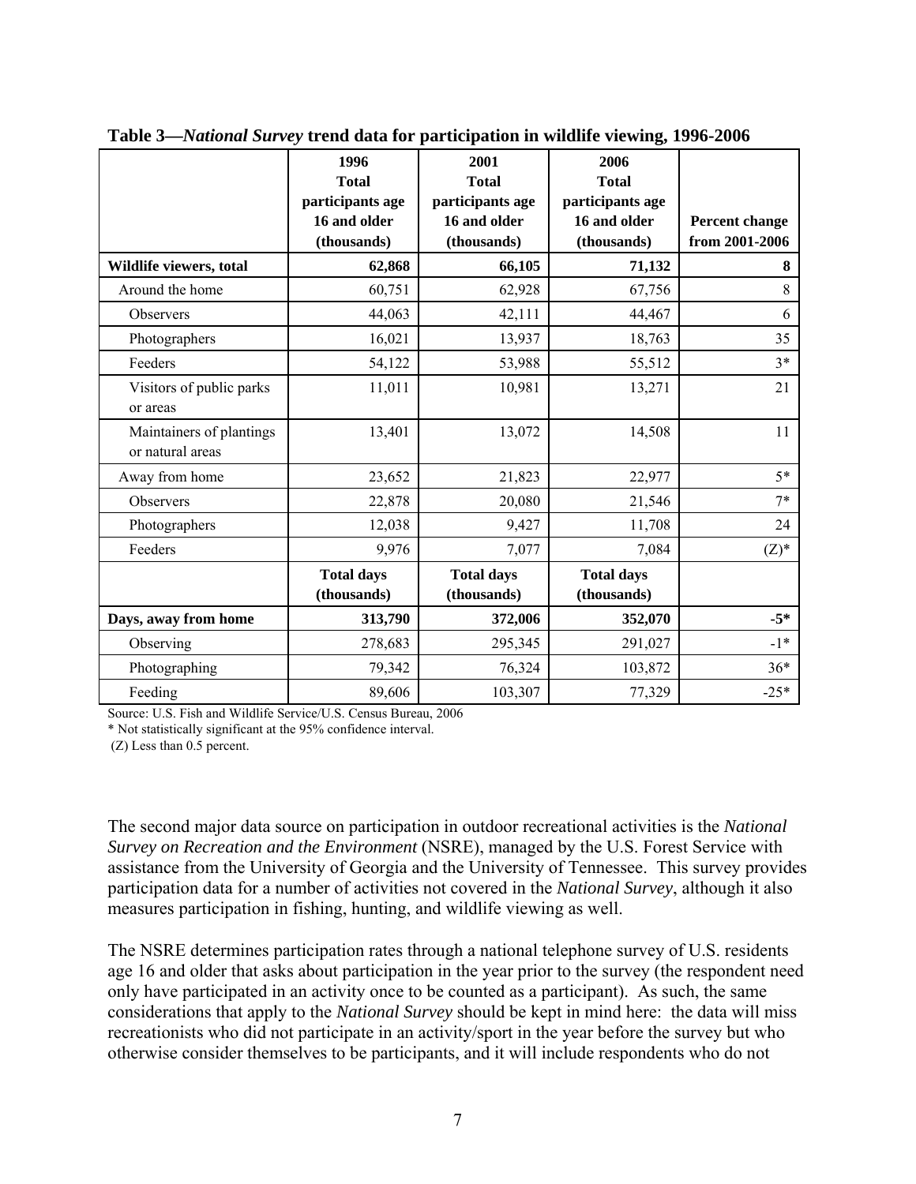**Table 3—*National Survey* trend data for participation in wildlife viewing, 1996-2006**

| | 1996 Total participants age 16 and older (thousands) | 2001 Total participants age 16 and older (thousands) | 2006 Total participants age 16 and older (thousands) | Percent change from 2001-2006 |
|---|---|---|---|---|
| **Wildlife viewers, total** | **62,868** | **66,105** | **71,132** | **8** |
| Around the home | 60,751 | 62,928 | 67,756 | 8 |
| Observers | 44,063 | 42,111 | 44,467 | 6 |
| Photographers | 16,021 | 13,937 | 18,763 | 35 |
| Feeders | 54,122 | 53,988 | 55,512 | 3* |
| Visitors of public parks or areas | 11,011 | 10,981 | 13,271 | 21 |
| Maintainers of plantings or natural areas | 13,401 | 13,072 | 14,508 | 11 |
| Away from home | 23,652 | 21,823 | 22,977 | 5* |
| Observers | 22,878 | 20,080 | 21,546 | 7* |
| Photographers | 12,038 | 9,427 | 11,708 | 24 |
| Feeders | 9,976 | 7,077 | 7,084 | (Z)* |
| | **Total days (thousands)** | **Total days (thousands)** | **Total days (thousands)** | |
| **Days, away from home** | **313,790** | **372,006** | **352,070** | **-5*** |
| Observing | 278,683 | 295,345 | 291,027 | -1* |
| Photographing | 79,342 | 76,324 | 103,872 | 36* |
| Feeding | 89,606 | 103,307 | 77,329 | -25* |

Source: U.S. Fish and Wildlife Service/U.S. Census Bureau, 2006

* Not statistically significant at the 95% confidence interval.

(Z) Less than 0.5 percent.

The second major data source on participation in outdoor recreational activities is the *National Survey on Recreation and the Environment* (NSRE), managed by the U.S. Forest Service with assistance from the University of Georgia and the University of Tennessee. This survey provides participation data for a number of activities not covered in the *National Survey*, although it also measures participation in fishing, hunting, and wildlife viewing as well.

The NSRE determines participation rates through a national telephone survey of U.S. residents age 16 and older that asks about participation in the year prior to the survey (the respondent need only have participated in an activity once to be counted as a participant). As such, the same considerations that apply to the *National Survey* should be kept in mind here: the data will miss recreationists who did not participate in an activity/sport in the year before the survey but who otherwise consider themselves to be participants, and it will include respondents who do not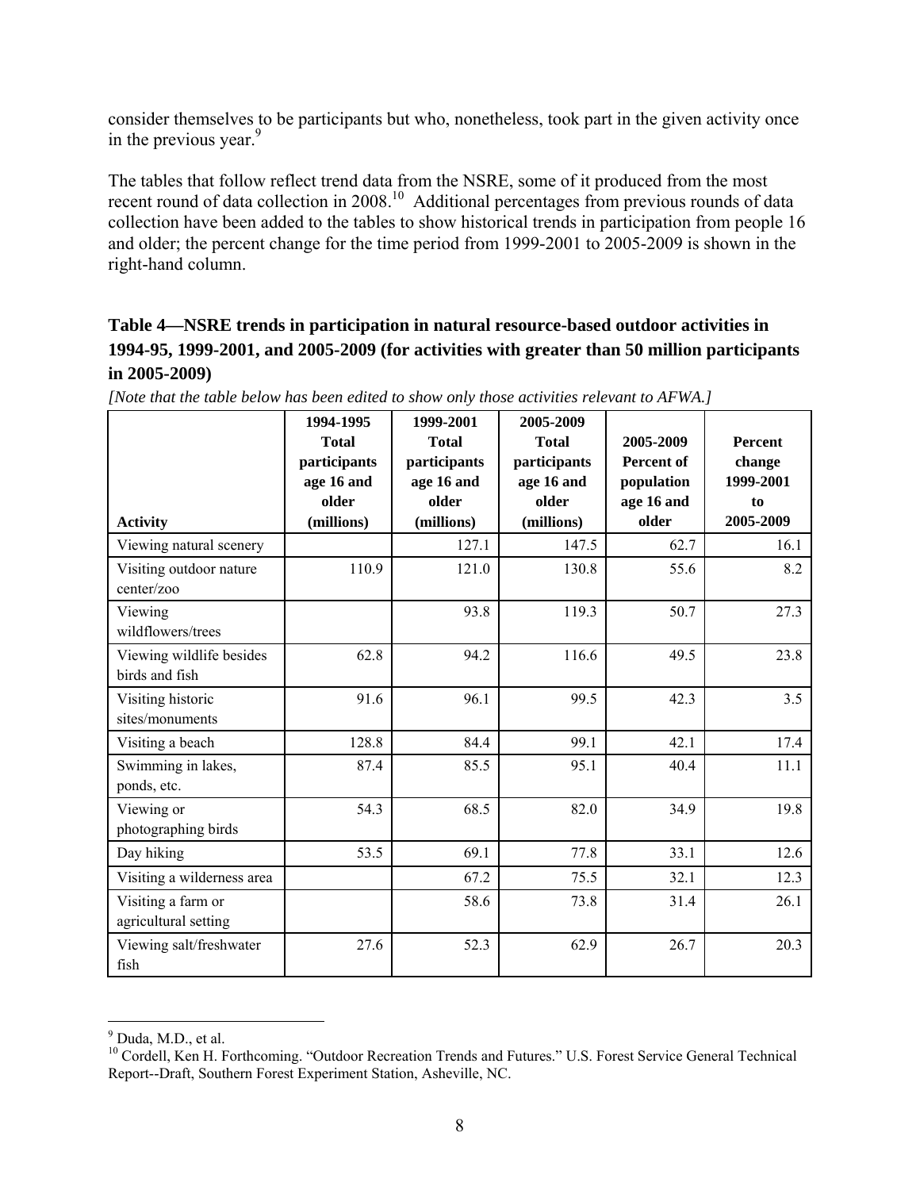consider themselves to be participants but who, nonetheless, took part in the given activity once in the previous year.[9]

The tables that follow reflect trend data from the NSRE, some of it produced from the most recent round of data collection in 2008.[10] Additional percentages from previous rounds of data collection have been added to the tables to show historical trends in participation from people 16 and older; the percent change for the time period from 1999-2001 to 2005-2009 is shown in the right-hand column.

### Table 4—NSRE trends in participation in natural resource-based outdoor activities in 1994-95, 1999-2001, and 2005-2009 (for activities with greater than 50 million participants in 2005-2009)

*[Note that the table below has been edited to show only those activities relevant to AFWA.]*

| Activity | 1994-1995 Total participants age 16 and older (millions) | 1999-2001 Total participants age 16 and older (millions) | 2005-2009 Total participants age 16 and older (millions) | 2005-2009 Percent of population age 16 and older | Percent change 1999-2001 to 2005-2009 |
|---|---|---|---|---|---|
| Viewing natural scenery | | 127.1 | 147.5 | 62.7 | 16.1 |
| Visiting outdoor nature center/zoo | 110.9 | 121.0 | 130.8 | 55.6 | 8.2 |
| Viewing wildflowers/trees | | 93.8 | 119.3 | 50.7 | 27.3 |
| Viewing wildlife besides birds and fish | 62.8 | 94.2 | 116.6 | 49.5 | 23.8 |
| Visiting historic sites/monuments | 91.6 | 96.1 | 99.5 | 42.3 | 3.5 |
| Visiting a beach | 128.8 | 84.4 | 99.1 | 42.1 | 17.4 |
| Swimming in lakes, ponds, etc. | 87.4 | 85.5 | 95.1 | 40.4 | 11.1 |
| Viewing or photographing birds | 54.3 | 68.5 | 82.0 | 34.9 | 19.8 |
| Day hiking | 53.5 | 69.1 | 77.8 | 33.1 | 12.6 |
| Visiting a wilderness area | | 67.2 | 75.5 | 32.1 | 12.3 |
| Visiting a farm or agricultural setting | | 58.6 | 73.8 | 31.4 | 26.1 |
| Viewing salt/freshwater fish | 27.6 | 52.3 | 62.9 | 26.7 | 20.3 |

[9] Duda, M.D., et al.

[10] Cordell, Ken H. Forthcoming. "Outdoor Recreation Trends and Futures." U.S. Forest Service General Technical Report--Draft, Southern Forest Experiment Station, Asheville, NC.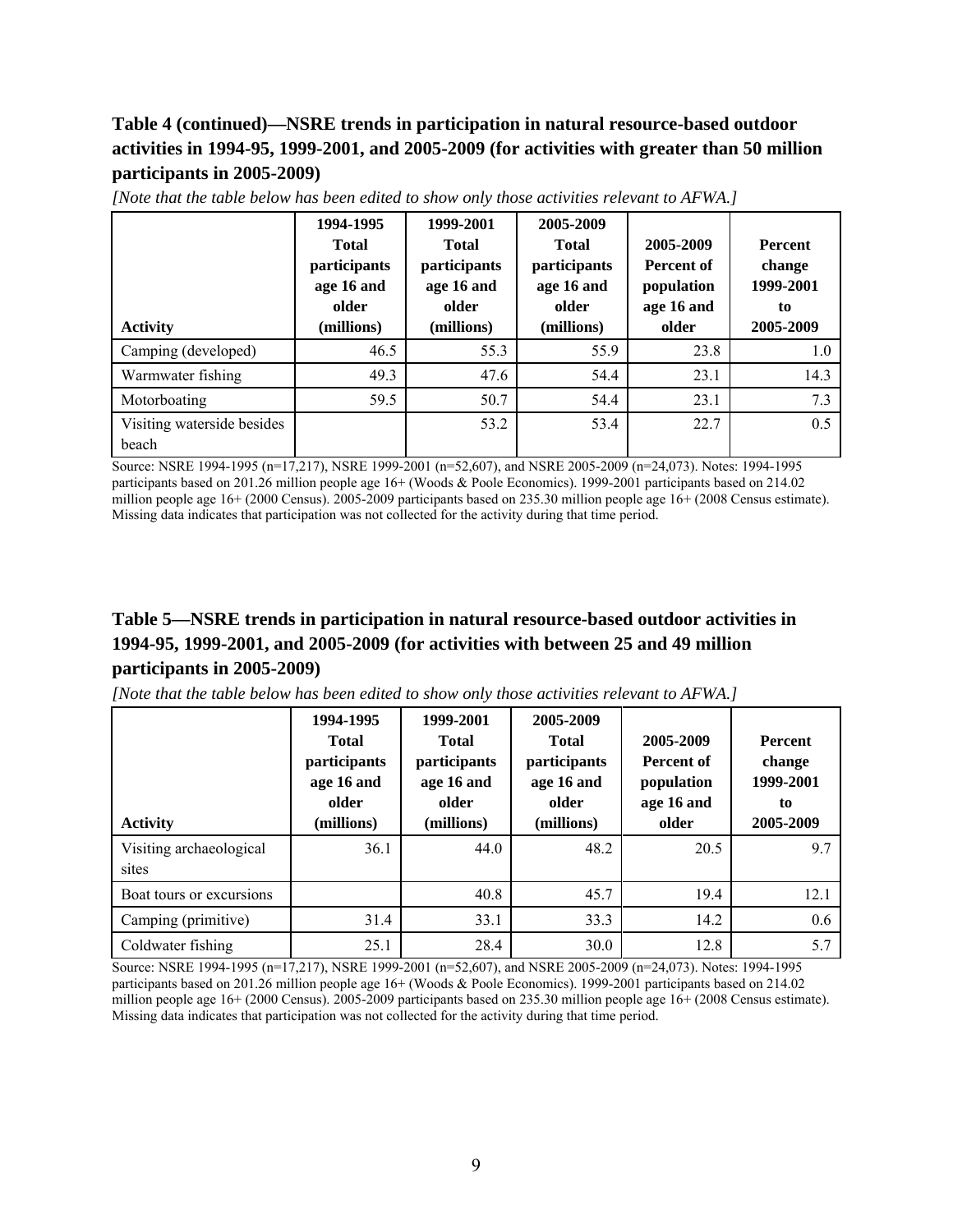### Table 4 (continued)—NSRE trends in participation in natural resource-based outdoor activities in 1994-95, 1999-2001, and 2005-2009 (for activities with greater than 50 million participants in 2005-2009)

*[Note that the table below has been edited to show only those activities relevant to AFWA.]*

| Activity | 1994-1995 Total participants age 16 and older (millions) | 1999-2001 Total participants age 16 and older (millions) | 2005-2009 Total participants age 16 and older (millions) | 2005-2009 Percent of population age 16 and older | Percent change 1999-2001 to 2005-2009 |
|---|---|---|---|---|---|
| Camping (developed) | 46.5 | 55.3 | 55.9 | 23.8 | 1.0 |
| Warmwater fishing | 49.3 | 47.6 | 54.4 | 23.1 | 14.3 |
| Motorboating | 59.5 | 50.7 | 54.4 | 23.1 | 7.3 |
| Visiting waterside besides beach | | 53.2 | 53.4 | 22.7 | 0.5 |

Source: NSRE 1994-1995 (n=17,217), NSRE 1999-2001 (n=52,607), and NSRE 2005-2009 (n=24,073). Notes: 1994-1995 participants based on 201.26 million people age 16+ (Woods & Poole Economics). 1999-2001 participants based on 214.02 million people age 16+ (2000 Census). 2005-2009 participants based on 235.30 million people age 16+ (2008 Census estimate). Missing data indicates that participation was not collected for the activity during that time period.

### Table 5—NSRE trends in participation in natural resource-based outdoor activities in 1994-95, 1999-2001, and 2005-2009 (for activities with between 25 and 49 million participants in 2005-2009)

*[Note that the table below has been edited to show only those activities relevant to AFWA.]*

| Activity | 1994-1995 Total participants age 16 and older (millions) | 1999-2001 Total participants age 16 and older (millions) | 2005-2009 Total participants age 16 and older (millions) | 2005-2009 Percent of population age 16 and older | Percent change 1999-2001 to 2005-2009 |
|---|---|---|---|---|---|
| Visiting archaeological sites | 36.1 | 44.0 | 48.2 | 20.5 | 9.7 |
| Boat tours or excursions | | 40.8 | 45.7 | 19.4 | 12.1 |
| Camping (primitive) | 31.4 | 33.1 | 33.3 | 14.2 | 0.6 |
| Coldwater fishing | 25.1 | 28.4 | 30.0 | 12.8 | 5.7 |

Source: NSRE 1994-1995 (n=17,217), NSRE 1999-2001 (n=52,607), and NSRE 2005-2009 (n=24,073). Notes: 1994-1995 participants based on 201.26 million people age 16+ (Woods & Poole Economics). 1999-2001 participants based on 214.02 million people age 16+ (2000 Census). 2005-2009 participants based on 235.30 million people age 16+ (2008 Census estimate). Missing data indicates that participation was not collected for the activity during that time period.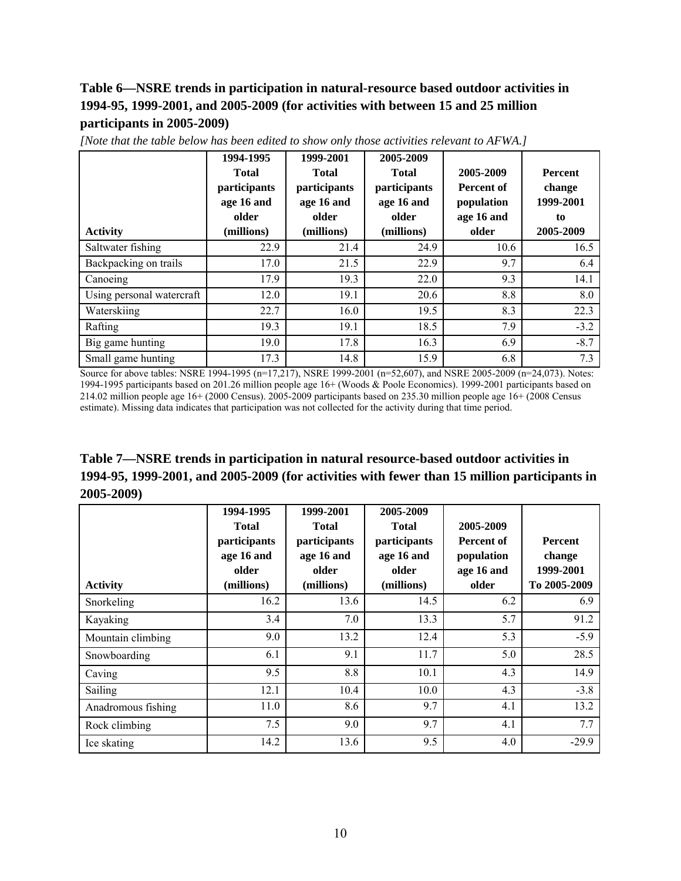### Table 6—NSRE trends in participation in natural-resource based outdoor activities in 1994-95, 1999-2001, and 2005-2009 (for activities with between 15 and 25 million participants in 2005-2009)

*[Note that the table below has been edited to show only those activities relevant to AFWA.]*

| Activity | 1994-1995 Total participants age 16 and older (millions) | 1999-2001 Total participants age 16 and older (millions) | 2005-2009 Total participants age 16 and older (millions) | 2005-2009 Percent of population age 16 and older | Percent change 1999-2001 to 2005-2009 |
|---|---|---|---|---|---|
| Saltwater fishing | 22.9 | 21.4 | 24.9 | 10.6 | 16.5 |
| Backpacking on trails | 17.0 | 21.5 | 22.9 | 9.7 | 6.4 |
| Canoeing | 17.9 | 19.3 | 22.0 | 9.3 | 14.1 |
| Using personal watercraft | 12.0 | 19.1 | 20.6 | 8.8 | 8.0 |
| Waterskiing | 22.7 | 16.0 | 19.5 | 8.3 | 22.3 |
| Rafting | 19.3 | 19.1 | 18.5 | 7.9 | -3.2 |
| Big game hunting | 19.0 | 17.8 | 16.3 | 6.9 | -8.7 |
| Small game hunting | 17.3 | 14.8 | 15.9 | 6.8 | 7.3 |

Source for above tables: NSRE 1994-1995 (n=17,217), NSRE 1999-2001 (n=52,607), and NSRE 2005-2009 (n=24,073). Notes: 1994-1995 participants based on 201.26 million people age 16+ (Woods & Poole Economics). 1999-2001 participants based on 214.02 million people age 16+ (2000 Census). 2005-2009 participants based on 235.30 million people age 16+ (2008 Census estimate). Missing data indicates that participation was not collected for the activity during that time period.

### Table 7—NSRE trends in participation in natural resource-based outdoor activities in 1994-95, 1999-2001, and 2005-2009 (for activities with fewer than 15 million participants in 2005-2009)

| Activity | 1994-1995 Total participants age 16 and older (millions) | 1999-2001 Total participants age 16 and older (millions) | 2005-2009 Total participants age 16 and older (millions) | 2005-2009 Percent of population age 16 and older | Percent change 1999-2001 To 2005-2009 |
|---|---|---|---|---|---|
| Snorkeling | 16.2 | 13.6 | 14.5 | 6.2 | 6.9 |
| Kayaking | 3.4 | 7.0 | 13.3 | 5.7 | 91.2 |
| Mountain climbing | 9.0 | 13.2 | 12.4 | 5.3 | -5.9 |
| Snowboarding | 6.1 | 9.1 | 11.7 | 5.0 | 28.5 |
| Caving | 9.5 | 8.8 | 10.1 | 4.3 | 14.9 |
| Sailing | 12.1 | 10.4 | 10.0 | 4.3 | -3.8 |
| Anadromous fishing | 11.0 | 8.6 | 9.7 | 4.1 | 13.2 |
| Rock climbing | 7.5 | 9.0 | 9.7 | 4.1 | 7.7 |
| Ice skating | 14.2 | 13.6 | 9.5 | 4.0 | -29.9 |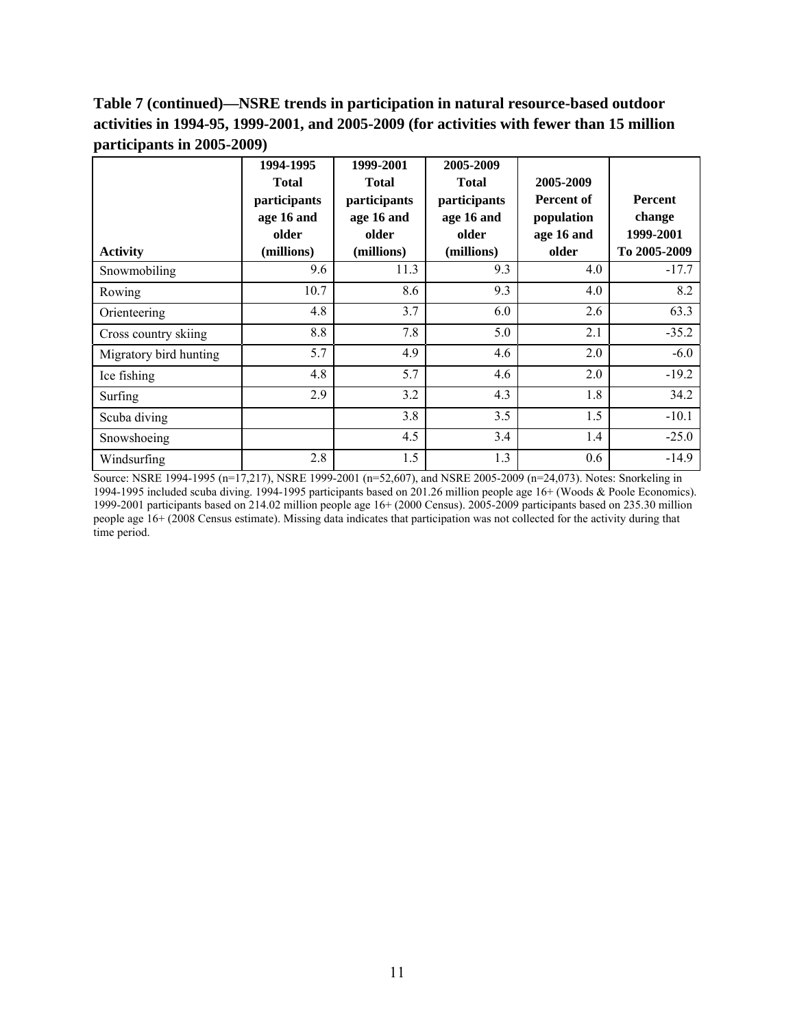**Table 7 (continued)—NSRE trends in participation in natural resource-based outdoor activities in 1994-95, 1999-2001, and 2005-2009 (for activities with fewer than 15 million participants in 2005-2009)**

| Activity | 1994-1995 Total participants age 16 and older (millions) | 1999-2001 Total participants age 16 and older (millions) | 2005-2009 Total participants age 16 and older (millions) | 2005-2009 Percent of population age 16 and older | Percent change 1999-2001 To 2005-2009 |
|---|---|---|---|---|---|
| Snowmobiling | 9.6 | 11.3 | 9.3 | 4.0 | -17.7 |
| Rowing | 10.7 | 8.6 | 9.3 | 4.0 | 8.2 |
| Orienteering | 4.8 | 3.7 | 6.0 | 2.6 | 63.3 |
| Cross country skiing | 8.8 | 7.8 | 5.0 | 2.1 | -35.2 |
| Migratory bird hunting | 5.7 | 4.9 | 4.6 | 2.0 | -6.0 |
| Ice fishing | 4.8 | 5.7 | 4.6 | 2.0 | -19.2 |
| Surfing | 2.9 | 3.2 | 4.3 | 1.8 | 34.2 |
| Scuba diving | | 3.8 | 3.5 | 1.5 | -10.1 |
| Snowshoeing | | 4.5 | 3.4 | 1.4 | -25.0 |
| Windsurfing | 2.8 | 1.5 | 1.3 | 0.6 | -14.9 |

Source: NSRE 1994-1995 (n=17,217), NSRE 1999-2001 (n=52,607), and NSRE 2005-2009 (n=24,073). Notes: Snorkeling in 1994-1995 included scuba diving. 1994-1995 participants based on 201.26 million people age 16+ (Woods & Poole Economics). 1999-2001 participants based on 214.02 million people age 16+ (2000 Census). 2005-2009 participants based on 235.30 million people age 16+ (2008 Census estimate). Missing data indicates that participation was not collected for the activity during that time period.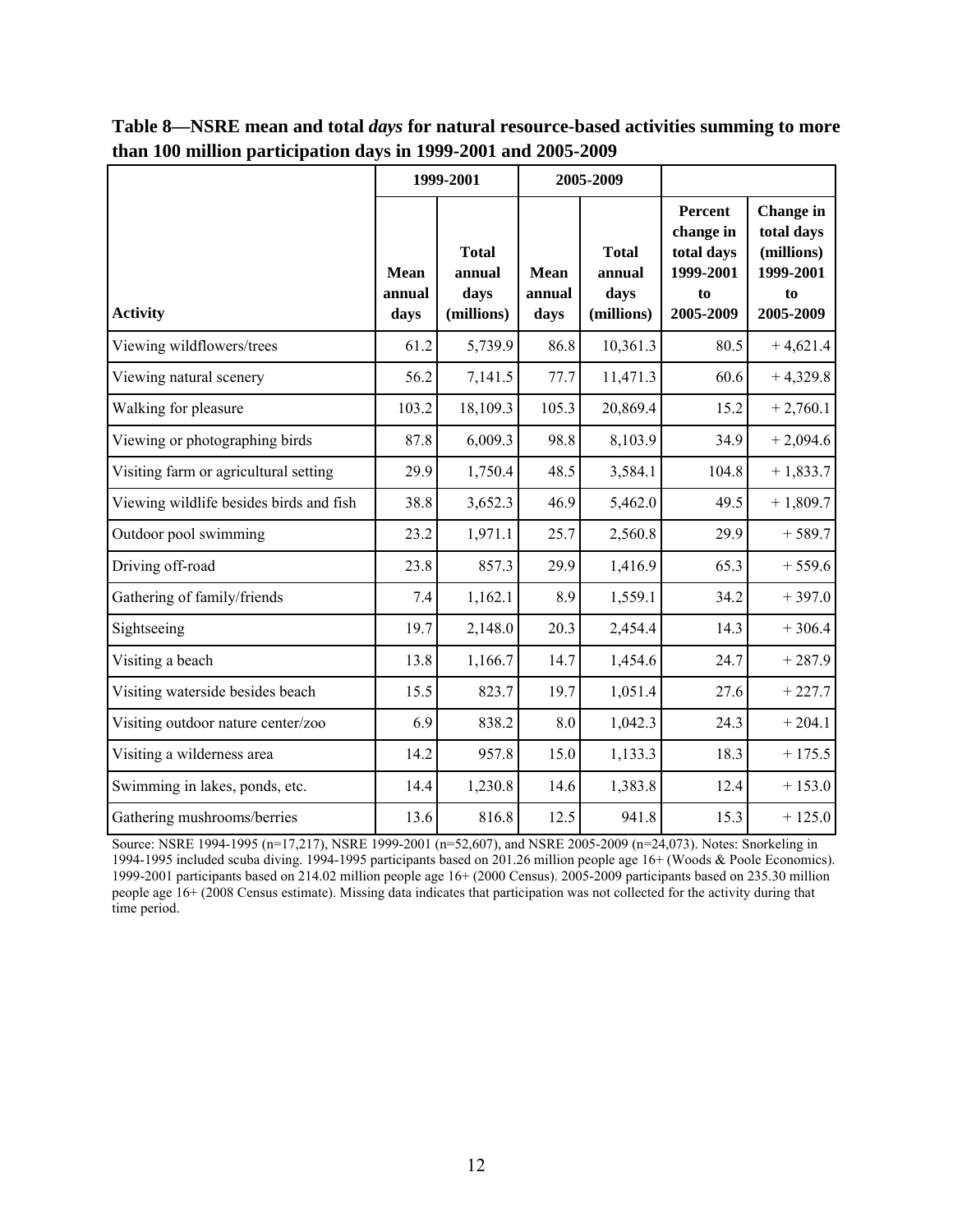**Table 8—NSRE mean and total *days* for natural resource-based activities summing to more than 100 million participation days in 1999-2001 and 2005-2009**

| | 1999-2001 | | 2005-2009 | | | |
|---|---|---|---|---|---|---|
| **Activity** | **Mean annual days** | **Total annual days (millions)** | **Mean annual days** | **Total annual days (millions)** | **Percent change in total days 1999-2001 to 2005-2009** | **Change in total days (millions) 1999-2001 to 2005-2009** |
| Viewing wildflowers/trees | 61.2 | 5,739.9 | 86.8 | 10,361.3 | 80.5 | + 4,621.4 |
| Viewing natural scenery | 56.2 | 7,141.5 | 77.7 | 11,471.3 | 60.6 | + 4,329.8 |
| Walking for pleasure | 103.2 | 18,109.3 | 105.3 | 20,869.4 | 15.2 | + 2,760.1 |
| Viewing or photographing birds | 87.8 | 6,009.3 | 98.8 | 8,103.9 | 34.9 | + 2,094.6 |
| Visiting farm or agricultural setting | 29.9 | 1,750.4 | 48.5 | 3,584.1 | 104.8 | + 1,833.7 |
| Viewing wildlife besides birds and fish | 38.8 | 3,652.3 | 46.9 | 5,462.0 | 49.5 | + 1,809.7 |
| Outdoor pool swimming | 23.2 | 1,971.1 | 25.7 | 2,560.8 | 29.9 | + 589.7 |
| Driving off-road | 23.8 | 857.3 | 29.9 | 1,416.9 | 65.3 | + 559.6 |
| Gathering of family/friends | 7.4 | 1,162.1 | 8.9 | 1,559.1 | 34.2 | + 397.0 |
| Sightseeing | 19.7 | 2,148.0 | 20.3 | 2,454.4 | 14.3 | + 306.4 |
| Visiting a beach | 13.8 | 1,166.7 | 14.7 | 1,454.6 | 24.7 | + 287.9 |
| Visiting waterside besides beach | 15.5 | 823.7 | 19.7 | 1,051.4 | 27.6 | + 227.7 |
| Visiting outdoor nature center/zoo | 6.9 | 838.2 | 8.0 | 1,042.3 | 24.3 | + 204.1 |
| Visiting a wilderness area | 14.2 | 957.8 | 15.0 | 1,133.3 | 18.3 | + 175.5 |
| Swimming in lakes, ponds, etc. | 14.4 | 1,230.8 | 14.6 | 1,383.8 | 12.4 | + 153.0 |
| Gathering mushrooms/berries | 13.6 | 816.8 | 12.5 | 941.8 | 15.3 | + 125.0 |

Source: NSRE 1994-1995 (n=17,217), NSRE 1999-2001 (n=52,607), and NSRE 2005-2009 (n=24,073). Notes: Snorkeling in 1994-1995 included scuba diving. 1994-1995 participants based on 201.26 million people age 16+ (Woods & Poole Economics). 1999-2001 participants based on 214.02 million people age 16+ (2000 Census). 2005-2009 participants based on 235.30 million people age 16+ (2008 Census estimate). Missing data indicates that participation was not collected for the activity during that time period.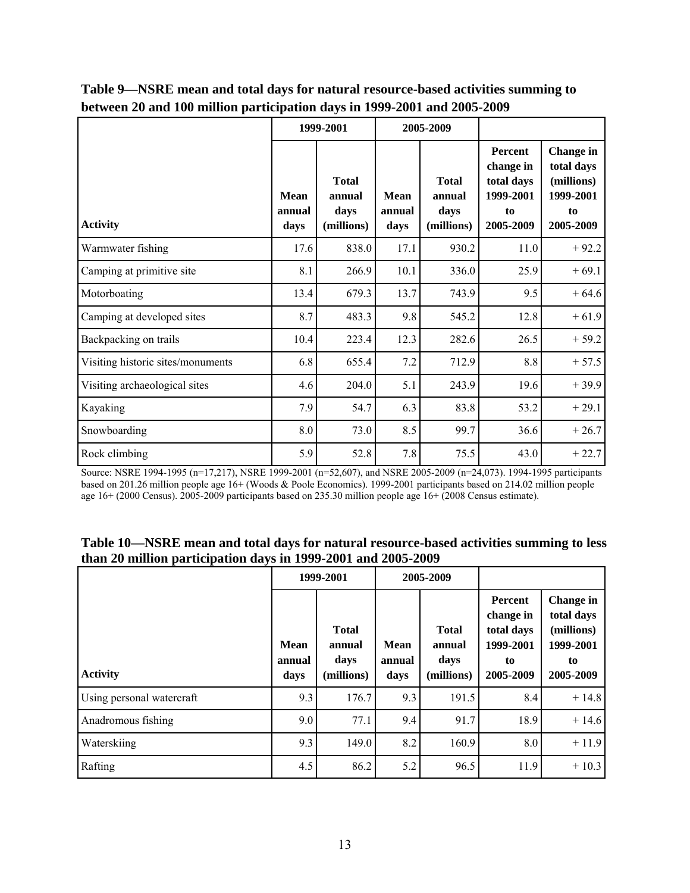**Table 9—NSRE mean and total days for natural resource-based activities summing to between 20 and 100 million participation days in 1999-2001 and 2005-2009**

| Activity | 1999-2001 | | 2005-2009 | | | |
|---|---|---|---|---|---|---|
| | Mean annual days | Total annual days (millions) | Mean annual days | Total annual days (millions) | Percent change in total days 1999-2001 to 2005-2009 | Change in total days (millions) 1999-2001 to 2005-2009 |
| Warmwater fishing | 17.6 | 838.0 | 17.1 | 930.2 | 11.0 | + 92.2 |
| Camping at primitive site | 8.1 | 266.9 | 10.1 | 336.0 | 25.9 | + 69.1 |
| Motorboating | 13.4 | 679.3 | 13.7 | 743.9 | 9.5 | + 64.6 |
| Camping at developed sites | 8.7 | 483.3 | 9.8 | 545.2 | 12.8 | + 61.9 |
| Backpacking on trails | 10.4 | 223.4 | 12.3 | 282.6 | 26.5 | + 59.2 |
| Visiting historic sites/monuments | 6.8 | 655.4 | 7.2 | 712.9 | 8.8 | + 57.5 |
| Visiting archaeological sites | 4.6 | 204.0 | 5.1 | 243.9 | 19.6 | + 39.9 |
| Kayaking | 7.9 | 54.7 | 6.3 | 83.8 | 53.2 | + 29.1 |
| Snowboarding | 8.0 | 73.0 | 8.5 | 99.7 | 36.6 | + 26.7 |
| Rock climbing | 5.9 | 52.8 | 7.8 | 75.5 | 43.0 | + 22.7 |

Source: NSRE 1994-1995 (n=17,217), NSRE 1999-2001 (n=52,607), and NSRE 2005-2009 (n=24,073). 1994-1995 participants based on 201.26 million people age 16+ (Woods & Poole Economics). 1999-2001 participants based on 214.02 million people age 16+ (2000 Census). 2005-2009 participants based on 235.30 million people age 16+ (2008 Census estimate).

**Table 10—NSRE mean and total days for natural resource-based activities summing to less than 20 million participation days in 1999-2001 and 2005-2009**

| Activity | 1999-2001 | | 2005-2009 | | | |
|---|---|---|---|---|---|---|
| | Mean annual days | Total annual days (millions) | Mean annual days | Total annual days (millions) | Percent change in total days 1999-2001 to 2005-2009 | Change in total days (millions) 1999-2001 to 2005-2009 |
| Using personal watercraft | 9.3 | 176.7 | 9.3 | 191.5 | 8.4 | + 14.8 |
| Anadromous fishing | 9.0 | 77.1 | 9.4 | 91.7 | 18.9 | + 14.6 |
| Waterskiing | 9.3 | 149.0 | 8.2 | 160.9 | 8.0 | + 11.9 |
| Rafting | 4.5 | 86.2 | 5.2 | 96.5 | 11.9 | + 10.3 |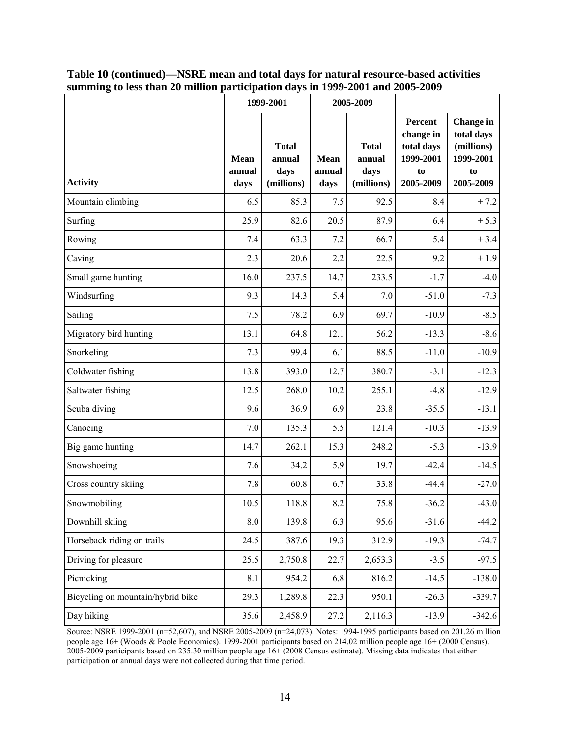**Table 10 (continued)—NSRE mean and total days for natural resource-based activities summing to less than 20 million participation days in 1999-2001 and 2005-2009**

| | 1999-2001 | | 2005-2009 | | | |
|---|---|---|---|---|---|---|
| Activity | Mean annual days | Total annual days (millions) | Mean annual days | Total annual days (millions) | Percent change in total days 1999-2001 to 2005-2009 | Change in total days (millions) 1999-2001 to 2005-2009 |
| Mountain climbing | 6.5 | 85.3 | 7.5 | 92.5 | 8.4 | + 7.2 |
| Surfing | 25.9 | 82.6 | 20.5 | 87.9 | 6.4 | + 5.3 |
| Rowing | 7.4 | 63.3 | 7.2 | 66.7 | 5.4 | + 3.4 |
| Caving | 2.3 | 20.6 | 2.2 | 22.5 | 9.2 | + 1.9 |
| Small game hunting | 16.0 | 237.5 | 14.7 | 233.5 | -1.7 | -4.0 |
| Windsurfing | 9.3 | 14.3 | 5.4 | 7.0 | -51.0 | -7.3 |
| Sailing | 7.5 | 78.2 | 6.9 | 69.7 | -10.9 | -8.5 |
| Migratory bird hunting | 13.1 | 64.8 | 12.1 | 56.2 | -13.3 | -8.6 |
| Snorkeling | 7.3 | 99.4 | 6.1 | 88.5 | -11.0 | -10.9 |
| Coldwater fishing | 13.8 | 393.0 | 12.7 | 380.7 | -3.1 | -12.3 |
| Saltwater fishing | 12.5 | 268.0 | 10.2 | 255.1 | -4.8 | -12.9 |
| Scuba diving | 9.6 | 36.9 | 6.9 | 23.8 | -35.5 | -13.1 |
| Canoeing | 7.0 | 135.3 | 5.5 | 121.4 | -10.3 | -13.9 |
| Big game hunting | 14.7 | 262.1 | 15.3 | 248.2 | -5.3 | -13.9 |
| Snowshoeing | 7.6 | 34.2 | 5.9 | 19.7 | -42.4 | -14.5 |
| Cross country skiing | 7.8 | 60.8 | 6.7 | 33.8 | -44.4 | -27.0 |
| Snowmobiling | 10.5 | 118.8 | 8.2 | 75.8 | -36.2 | -43.0 |
| Downhill skiing | 8.0 | 139.8 | 6.3 | 95.6 | -31.6 | -44.2 |
| Horseback riding on trails | 24.5 | 387.6 | 19.3 | 312.9 | -19.3 | -74.7 |
| Driving for pleasure | 25.5 | 2,750.8 | 22.7 | 2,653.3 | -3.5 | -97.5 |
| Picnicking | 8.1 | 954.2 | 6.8 | 816.2 | -14.5 | -138.0 |
| Bicycling on mountain/hybrid bike | 29.3 | 1,289.8 | 22.3 | 950.1 | -26.3 | -339.7 |
| Day hiking | 35.6 | 2,458.9 | 27.2 | 2,116.3 | -13.9 | -342.6 |

Source: NSRE 1999-2001 (n=52,607), and NSRE 2005-2009 (n=24,073). Notes: 1994-1995 participants based on 201.26 million people age 16+ (Woods & Poole Economics). 1999-2001 participants based on 214.02 million people age 16+ (2000 Census). 2005-2009 participants based on 235.30 million people age 16+ (2008 Census estimate). Missing data indicates that either participation or annual days were not collected during that time period.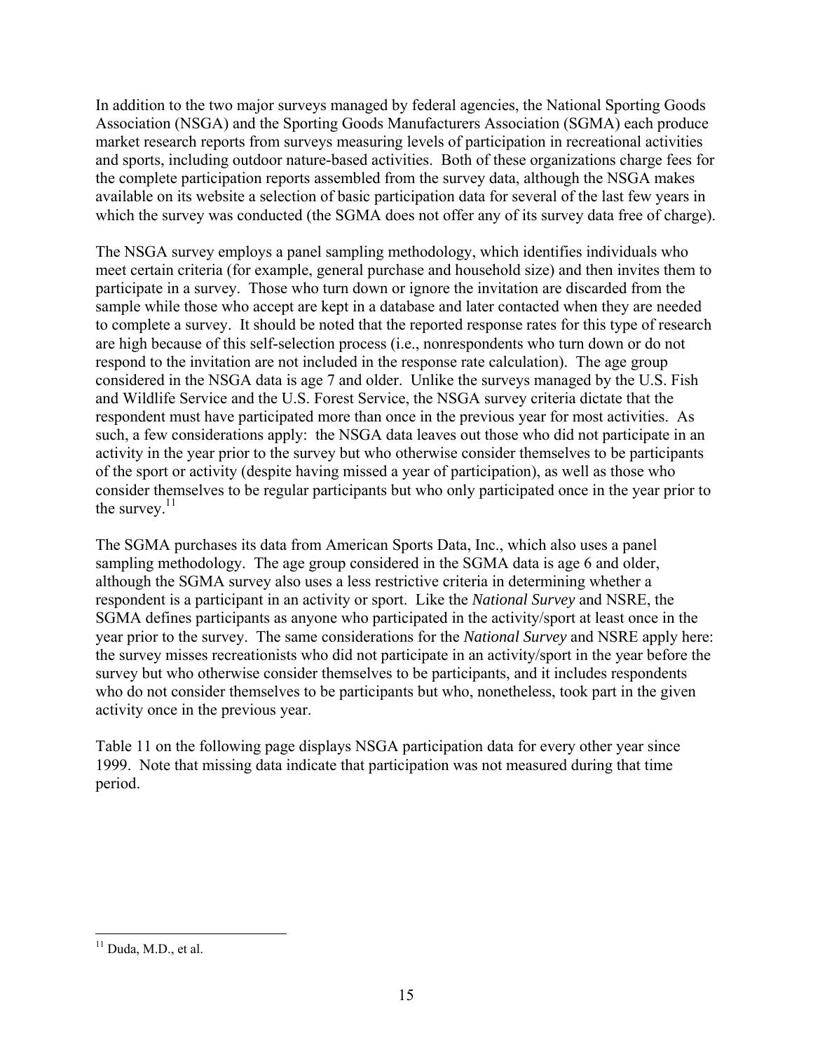In addition to the two major surveys managed by federal agencies, the National Sporting Goods Association (NSGA) and the Sporting Goods Manufacturers Association (SGMA) each produce market research reports from surveys measuring levels of participation in recreational activities and sports, including outdoor nature-based activities. Both of these organizations charge fees for the complete participation reports assembled from the survey data, although the NSGA makes available on its website a selection of basic participation data for several of the last few years in which the survey was conducted (the SGMA does not offer any of its survey data free of charge).

The NSGA survey employs a panel sampling methodology, which identifies individuals who meet certain criteria (for example, general purchase and household size) and then invites them to participate in a survey. Those who turn down or ignore the invitation are discarded from the sample while those who accept are kept in a database and later contacted when they are needed to complete a survey. It should be noted that the reported response rates for this type of research are high because of this self-selection process (i.e., nonrespondents who turn down or do not respond to the invitation are not included in the response rate calculation). The age group considered in the NSGA data is age 7 and older. Unlike the surveys managed by the U.S. Fish and Wildlife Service and the U.S. Forest Service, the NSGA survey criteria dictate that the respondent must have participated more than once in the previous year for most activities. As such, a few considerations apply: the NSGA data leaves out those who did not participate in an activity in the year prior to the survey but who otherwise consider themselves to be participants of the sport or activity (despite having missed a year of participation), as well as those who consider themselves to be regular participants but who only participated once in the year prior to the survey.[11]

The SGMA purchases its data from American Sports Data, Inc., which also uses a panel sampling methodology. The age group considered in the SGMA data is age 6 and older, although the SGMA survey also uses a less restrictive criteria in determining whether a respondent is a participant in an activity or sport. Like the *National Survey* and NSRE, the SGMA defines participants as anyone who participated in the activity/sport at least once in the year prior to the survey. The same considerations for the *National Survey* and NSRE apply here: the survey misses recreationists who did not participate in an activity/sport in the year before the survey but who otherwise consider themselves to be participants, and it includes respondents who do not consider themselves to be participants but who, nonetheless, took part in the given activity once in the previous year.

Table 11 on the following page displays NSGA participation data for every other year since 1999. Note that missing data indicate that participation was not measured during that time period.

---

[11] Duda, M.D., et al.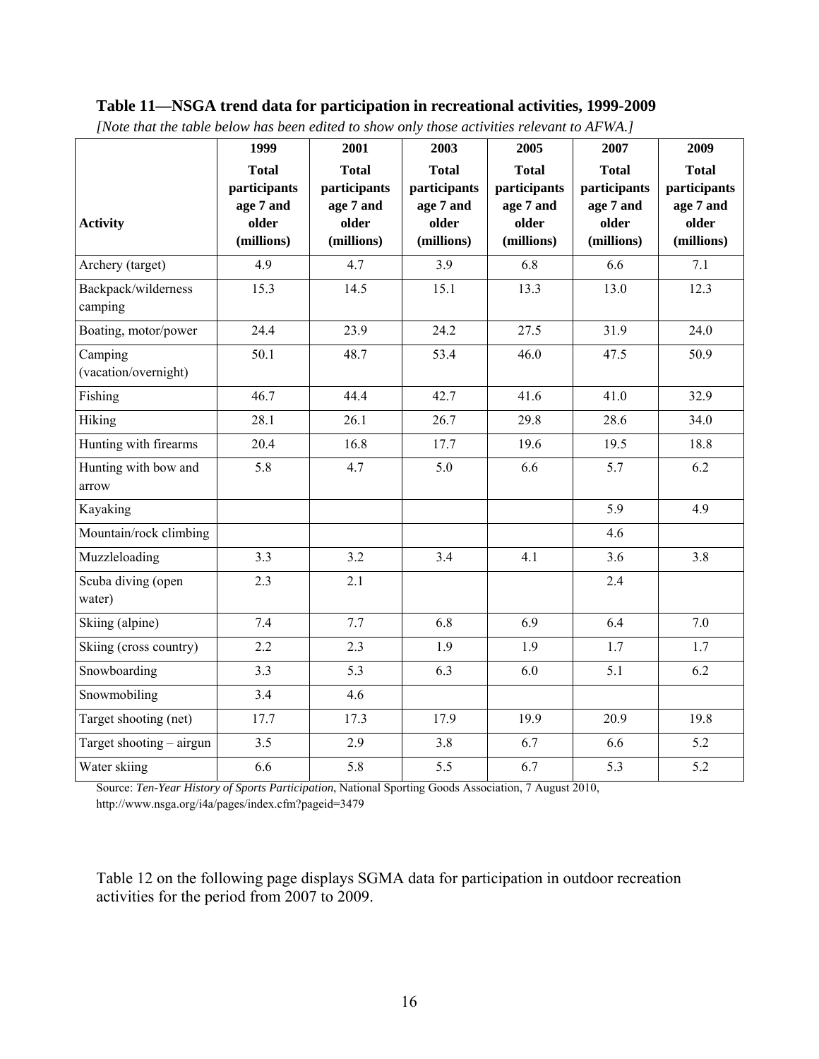**Table 11—NSGA trend data for participation in recreational activities, 1999-2009**

*[Note that the table below has been edited to show only those activities relevant to AFWA.]*

| Activity | 1999 Total participants age 7 and older (millions) | 2001 Total participants age 7 and older (millions) | 2003 Total participants age 7 and older (millions) | 2005 Total participants age 7 and older (millions) | 2007 Total participants age 7 and older (millions) | 2009 Total participants age 7 and older (millions) |
|---|---|---|---|---|---|---|
| Archery (target) | 4.9 | 4.7 | 3.9 | 6.8 | 6.6 | 7.1 |
| Backpack/wilderness camping | 15.3 | 14.5 | 15.1 | 13.3 | 13.0 | 12.3 |
| Boating, motor/power | 24.4 | 23.9 | 24.2 | 27.5 | 31.9 | 24.0 |
| Camping (vacation/overnight) | 50.1 | 48.7 | 53.4 | 46.0 | 47.5 | 50.9 |
| Fishing | 46.7 | 44.4 | 42.7 | 41.6 | 41.0 | 32.9 |
| Hiking | 28.1 | 26.1 | 26.7 | 29.8 | 28.6 | 34.0 |
| Hunting with firearms | 20.4 | 16.8 | 17.7 | 19.6 | 19.5 | 18.8 |
| Hunting with bow and arrow | 5.8 | 4.7 | 5.0 | 6.6 | 5.7 | 6.2 |
| Kayaking | | | | | 5.9 | 4.9 |
| Mountain/rock climbing | | | | | 4.6 | |
| Muzzleloading | 3.3 | 3.2 | 3.4 | 4.1 | 3.6 | 3.8 |
| Scuba diving (open water) | 2.3 | 2.1 | | | 2.4 | |
| Skiing (alpine) | 7.4 | 7.7 | 6.8 | 6.9 | 6.4 | 7.0 |
| Skiing (cross country) | 2.2 | 2.3 | 1.9 | 1.9 | 1.7 | 1.7 |
| Snowboarding | 3.3 | 5.3 | 6.3 | 6.0 | 5.1 | 6.2 |
| Snowmobiling | 3.4 | 4.6 | | | | |
| Target shooting (net) | 17.7 | 17.3 | 17.9 | 19.9 | 20.9 | 19.8 |
| Target shooting – airgun | 3.5 | 2.9 | 3.8 | 6.7 | 6.6 | 5.2 |
| Water skiing | 6.6 | 5.8 | 5.5 | 6.7 | 5.3 | 5.2 |

Source: *Ten-Year History of Sports Participation*, National Sporting Goods Association, 7 August 2010, http://www.nsga.org/i4a/pages/index.cfm?pageid=3479

Table 12 on the following page displays SGMA data for participation in outdoor recreation activities for the period from 2007 to 2009.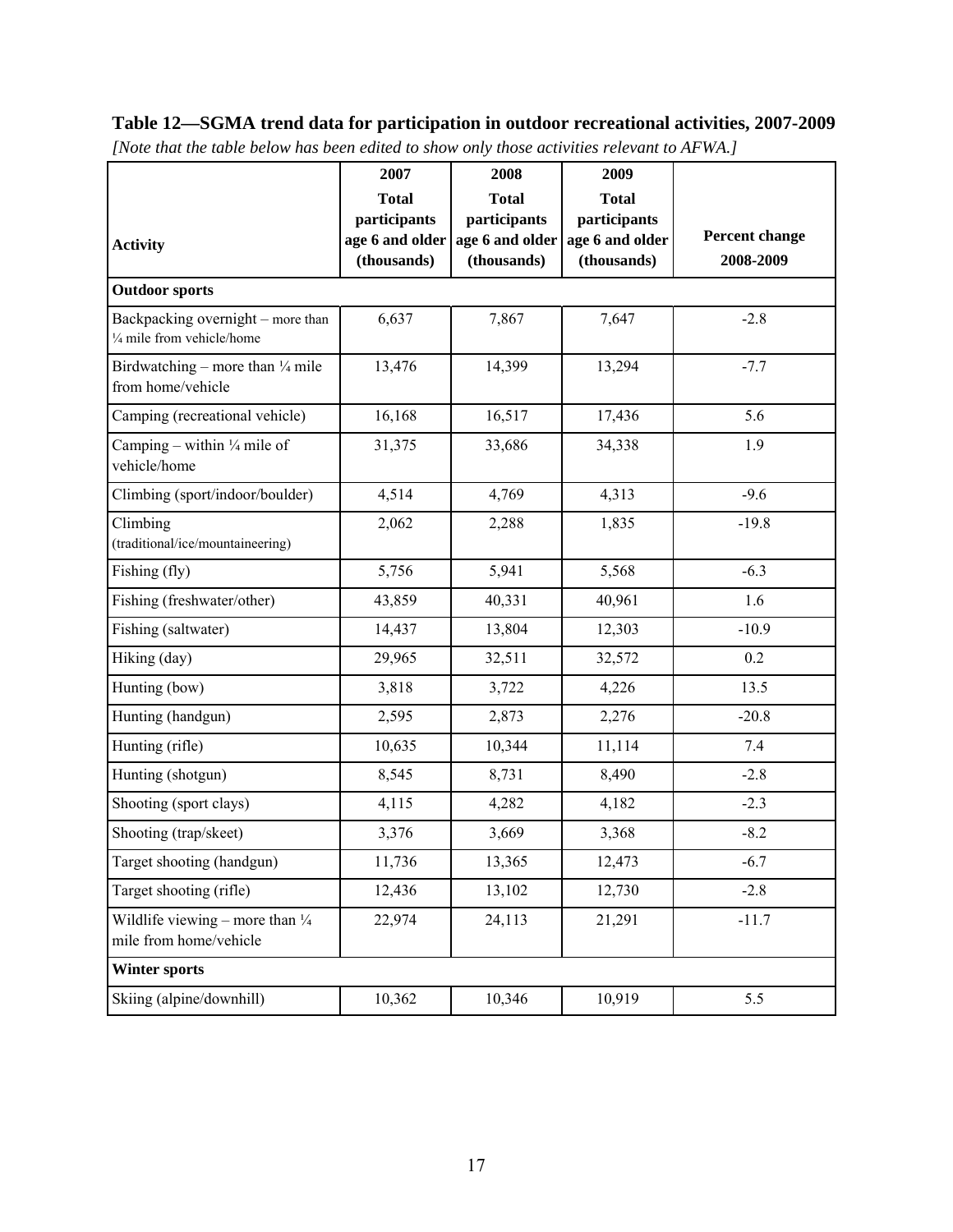**Table 12—SGMA trend data for participation in outdoor recreational activities, 2007-2009**

*[Note that the table below has been edited to show only those activities relevant to AFWA.]*

| Activity | 2007 Total participants age 6 and older (thousands) | 2008 Total participants age 6 and older (thousands) | 2009 Total participants age 6 and older (thousands) | Percent change 2008-2009 |
|---|---|---|---|---|
| **Outdoor sports** | | | | |
| Backpacking overnight – more than ¼ mile from vehicle/home | 6,637 | 7,867 | 7,647 | -2.8 |
| Birdwatching – more than ¼ mile from home/vehicle | 13,476 | 14,399 | 13,294 | -7.7 |
| Camping (recreational vehicle) | 16,168 | 16,517 | 17,436 | 5.6 |
| Camping – within ¼ mile of vehicle/home | 31,375 | 33,686 | 34,338 | 1.9 |
| Climbing (sport/indoor/boulder) | 4,514 | 4,769 | 4,313 | -9.6 |
| Climbing (traditional/ice/mountaineering) | 2,062 | 2,288 | 1,835 | -19.8 |
| Fishing (fly) | 5,756 | 5,941 | 5,568 | -6.3 |
| Fishing (freshwater/other) | 43,859 | 40,331 | 40,961 | 1.6 |
| Fishing (saltwater) | 14,437 | 13,804 | 12,303 | -10.9 |
| Hiking (day) | 29,965 | 32,511 | 32,572 | 0.2 |
| Hunting (bow) | 3,818 | 3,722 | 4,226 | 13.5 |
| Hunting (handgun) | 2,595 | 2,873 | 2,276 | -20.8 |
| Hunting (rifle) | 10,635 | 10,344 | 11,114 | 7.4 |
| Hunting (shotgun) | 8,545 | 8,731 | 8,490 | -2.8 |
| Shooting (sport clays) | 4,115 | 4,282 | 4,182 | -2.3 |
| Shooting (trap/skeet) | 3,376 | 3,669 | 3,368 | -8.2 |
| Target shooting (handgun) | 11,736 | 13,365 | 12,473 | -6.7 |
| Target shooting (rifle) | 12,436 | 13,102 | 12,730 | -2.8 |
| Wildlife viewing – more than ¼ mile from home/vehicle | 22,974 | 24,113 | 21,291 | -11.7 |
| **Winter sports** | | | | |
| Skiing (alpine/downhill) | 10,362 | 10,346 | 10,919 | 5.5 |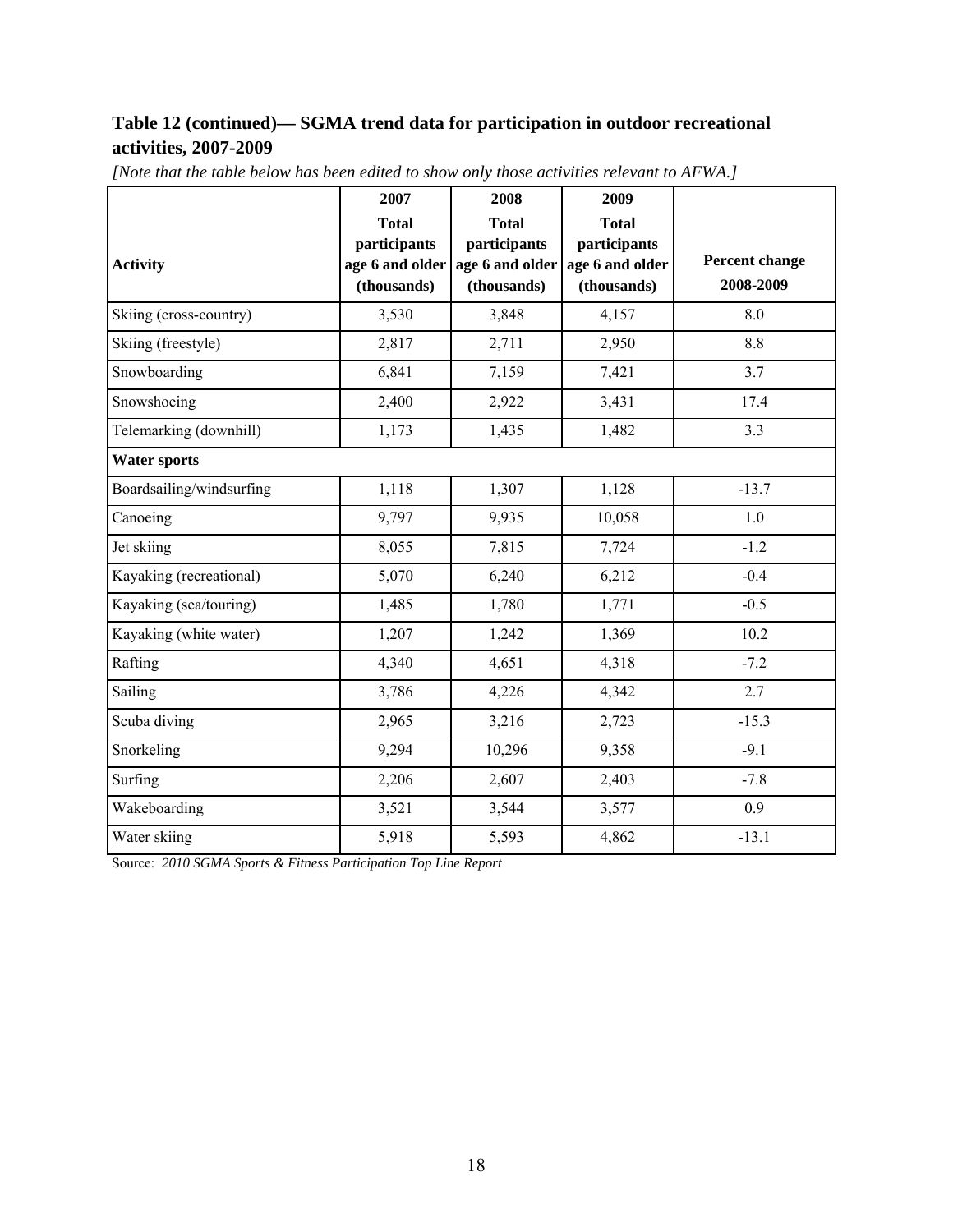## Table 12 (continued)— SGMA trend data for participation in outdoor recreational activities, 2007-2009

*[Note that the table below has been edited to show only those activities relevant to AFWA.]*

| Activity | 2007 Total participants age 6 and older (thousands) | 2008 Total participants age 6 and older (thousands) | 2009 Total participants age 6 and older (thousands) | Percent change 2008-2009 |
|---|---|---|---|---|
| Skiing (cross-country) | 3,530 | 3,848 | 4,157 | 8.0 |
| Skiing (freestyle) | 2,817 | 2,711 | 2,950 | 8.8 |
| Snowboarding | 6,841 | 7,159 | 7,421 | 3.7 |
| Snowshoeing | 2,400 | 2,922 | 3,431 | 17.4 |
| Telemarking (downhill) | 1,173 | 1,435 | 1,482 | 3.3 |
| **Water sports** | | | | |
| Boardsailing/windsurfing | 1,118 | 1,307 | 1,128 | -13.7 |
| Canoeing | 9,797 | 9,935 | 10,058 | 1.0 |
| Jet skiing | 8,055 | 7,815 | 7,724 | -1.2 |
| Kayaking (recreational) | 5,070 | 6,240 | 6,212 | -0.4 |
| Kayaking (sea/touring) | 1,485 | 1,780 | 1,771 | -0.5 |
| Kayaking (white water) | 1,207 | 1,242 | 1,369 | 10.2 |
| Rafting | 4,340 | 4,651 | 4,318 | -7.2 |
| Sailing | 3,786 | 4,226 | 4,342 | 2.7 |
| Scuba diving | 2,965 | 3,216 | 2,723 | -15.3 |
| Snorkeling | 9,294 | 10,296 | 9,358 | -9.1 |
| Surfing | 2,206 | 2,607 | 2,403 | -7.8 |
| Wakeboarding | 3,521 | 3,544 | 3,577 | 0.9 |
| Water skiing | 5,918 | 5,593 | 4,862 | -13.1 |

Source: *2010 SGMA Sports & Fitness Participation Top Line Report*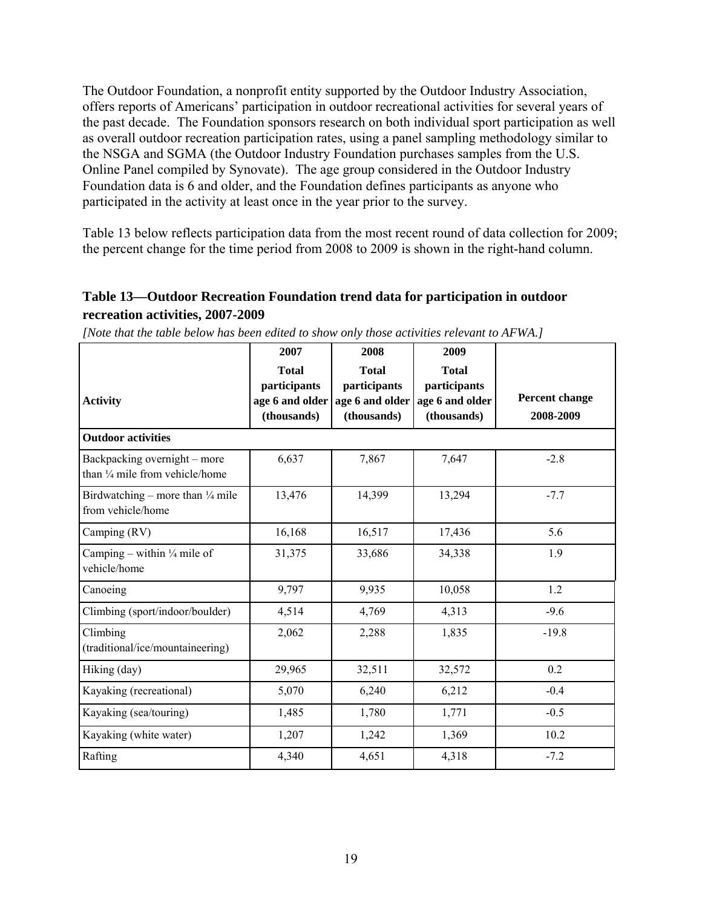The Outdoor Foundation, a nonprofit entity supported by the Outdoor Industry Association, offers reports of Americans' participation in outdoor recreational activities for several years of the past decade. The Foundation sponsors research on both individual sport participation as well as overall outdoor recreation participation rates, using a panel sampling methodology similar to the NSGA and SGMA (the Outdoor Industry Foundation purchases samples from the U.S. Online Panel compiled by Synovate). The age group considered in the Outdoor Industry Foundation data is 6 and older, and the Foundation defines participants as anyone who participated in the activity at least once in the year prior to the survey.

Table 13 below reflects participation data from the most recent round of data collection for 2009; the percent change for the time period from 2008 to 2009 is shown in the right-hand column.

### Table 13—Outdoor Recreation Foundation trend data for participation in outdoor recreation activities, 2007-2009

*[Note that the table below has been edited to show only those activities relevant to AFWA.]*

| Activity | 2007 Total participants age 6 and older (thousands) | 2008 Total participants age 6 and older (thousands) | 2009 Total participants age 6 and older (thousands) | Percent change 2008-2009 |
|---|---|---|---|---|
| **Outdoor activities** | | | | |
| Backpacking overnight – more than ¼ mile from vehicle/home | 6,637 | 7,867 | 7,647 | -2.8 |
| Birdwatching – more than ¼ mile from vehicle/home | 13,476 | 14,399 | 13,294 | -7.7 |
| Camping (RV) | 16,168 | 16,517 | 17,436 | 5.6 |
| Camping – within ¼ mile of vehicle/home | 31,375 | 33,686 | 34,338 | 1.9 |
| Canoeing | 9,797 | 9,935 | 10,058 | 1.2 |
| Climbing (sport/indoor/boulder) | 4,514 | 4,769 | 4,313 | -9.6 |
| Climbing (traditional/ice/mountaineering) | 2,062 | 2,288 | 1,835 | -19.8 |
| Hiking (day) | 29,965 | 32,511 | 32,572 | 0.2 |
| Kayaking (recreational) | 5,070 | 6,240 | 6,212 | -0.4 |
| Kayaking (sea/touring) | 1,485 | 1,780 | 1,771 | -0.5 |
| Kayaking (white water) | 1,207 | 1,242 | 1,369 | 10.2 |
| Rafting | 4,340 | 4,651 | 4,318 | -7.2 |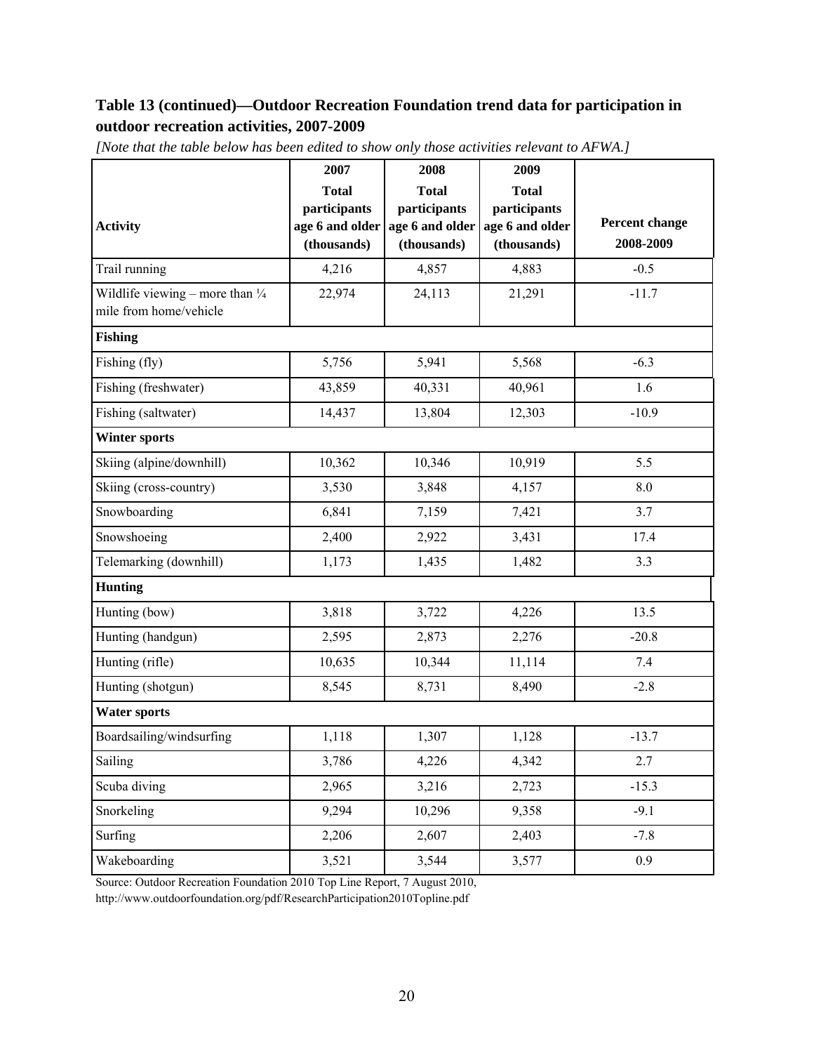## Table 13 (continued)—Outdoor Recreation Foundation trend data for participation in outdoor recreation activities, 2007-2009

*[Note that the table below has been edited to show only those activities relevant to AFWA.]*

| Activity | 2007 Total participants age 6 and older (thousands) | 2008 Total participants age 6 and older (thousands) | 2009 Total participants age 6 and older (thousands) | Percent change 2008-2009 |
|---|---|---|---|---|
| Trail running | 4,216 | 4,857 | 4,883 | -0.5 |
| Wildlife viewing – more than ¼ mile from home/vehicle | 22,974 | 24,113 | 21,291 | -11.7 |
| **Fishing** | | | | |
| Fishing (fly) | 5,756 | 5,941 | 5,568 | -6.3 |
| Fishing (freshwater) | 43,859 | 40,331 | 40,961 | 1.6 |
| Fishing (saltwater) | 14,437 | 13,804 | 12,303 | -10.9 |
| **Winter sports** | | | | |
| Skiing (alpine/downhill) | 10,362 | 10,346 | 10,919 | 5.5 |
| Skiing (cross-country) | 3,530 | 3,848 | 4,157 | 8.0 |
| Snowboarding | 6,841 | 7,159 | 7,421 | 3.7 |
| Snowshoeing | 2,400 | 2,922 | 3,431 | 17.4 |
| Telemarking (downhill) | 1,173 | 1,435 | 1,482 | 3.3 |
| **Hunting** | | | | |
| Hunting (bow) | 3,818 | 3,722 | 4,226 | 13.5 |
| Hunting (handgun) | 2,595 | 2,873 | 2,276 | -20.8 |
| Hunting (rifle) | 10,635 | 10,344 | 11,114 | 7.4 |
| Hunting (shotgun) | 8,545 | 8,731 | 8,490 | -2.8 |
| **Water sports** | | | | |
| Boardsailing/windsurfing | 1,118 | 1,307 | 1,128 | -13.7 |
| Sailing | 3,786 | 4,226 | 4,342 | 2.7 |
| Scuba diving | 2,965 | 3,216 | 2,723 | -15.3 |
| Snorkeling | 9,294 | 10,296 | 9,358 | -9.1 |
| Surfing | 2,206 | 2,607 | 2,403 | -7.8 |
| Wakeboarding | 3,521 | 3,544 | 3,577 | 0.9 |

Source: Outdoor Recreation Foundation 2010 Top Line Report, 7 August 2010, http://www.outdoorfoundation.org/pdf/ResearchParticipation2010Topline.pdf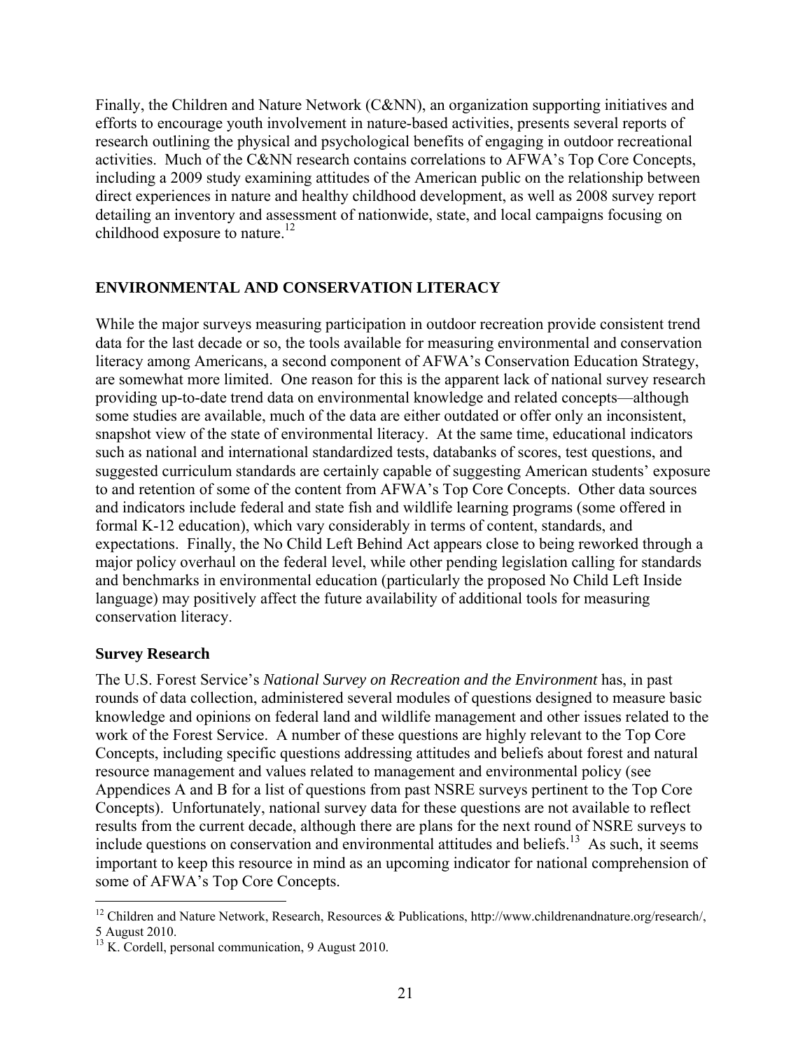Finally, the Children and Nature Network (C&NN), an organization supporting initiatives and efforts to encourage youth involvement in nature-based activities, presents several reports of research outlining the physical and psychological benefits of engaging in outdoor recreational activities. Much of the C&NN research contains correlations to AFWA's Top Core Concepts, including a 2009 study examining attitudes of the American public on the relationship between direct experiences in nature and healthy childhood development, as well as 2008 survey report detailing an inventory and assessment of nationwide, state, and local campaigns focusing on childhood exposure to nature.[12]

## ENVIRONMENTAL AND CONSERVATION LITERACY

While the major surveys measuring participation in outdoor recreation provide consistent trend data for the last decade or so, the tools available for measuring environmental and conservation literacy among Americans, a second component of AFWA's Conservation Education Strategy, are somewhat more limited. One reason for this is the apparent lack of national survey research providing up-to-date trend data on environmental knowledge and related concepts—although some studies are available, much of the data are either outdated or offer only an inconsistent, snapshot view of the state of environmental literacy. At the same time, educational indicators such as national and international standardized tests, databanks of scores, test questions, and suggested curriculum standards are certainly capable of suggesting American students' exposure to and retention of some of the content from AFWA's Top Core Concepts. Other data sources and indicators include federal and state fish and wildlife learning programs (some offered in formal K-12 education), which vary considerably in terms of content, standards, and expectations. Finally, the No Child Left Behind Act appears close to being reworked through a major policy overhaul on the federal level, while other pending legislation calling for standards and benchmarks in environmental education (particularly the proposed No Child Left Inside language) may positively affect the future availability of additional tools for measuring conservation literacy.

### Survey Research

The U.S. Forest Service's *National Survey on Recreation and the Environment* has, in past rounds of data collection, administered several modules of questions designed to measure basic knowledge and opinions on federal land and wildlife management and other issues related to the work of the Forest Service. A number of these questions are highly relevant to the Top Core Concepts, including specific questions addressing attitudes and beliefs about forest and natural resource management and values related to management and environmental policy (see Appendices A and B for a list of questions from past NSRE surveys pertinent to the Top Core Concepts). Unfortunately, national survey data for these questions are not available to reflect results from the current decade, although there are plans for the next round of NSRE surveys to include questions on conservation and environmental attitudes and beliefs.[13] As such, it seems important to keep this resource in mind as an upcoming indicator for national comprehension of some of AFWA's Top Core Concepts.

[12] Children and Nature Network, Research, Resources & Publications, http://www.childrenandnature.org/research/, 5 August 2010.

[13] K. Cordell, personal communication, 9 August 2010.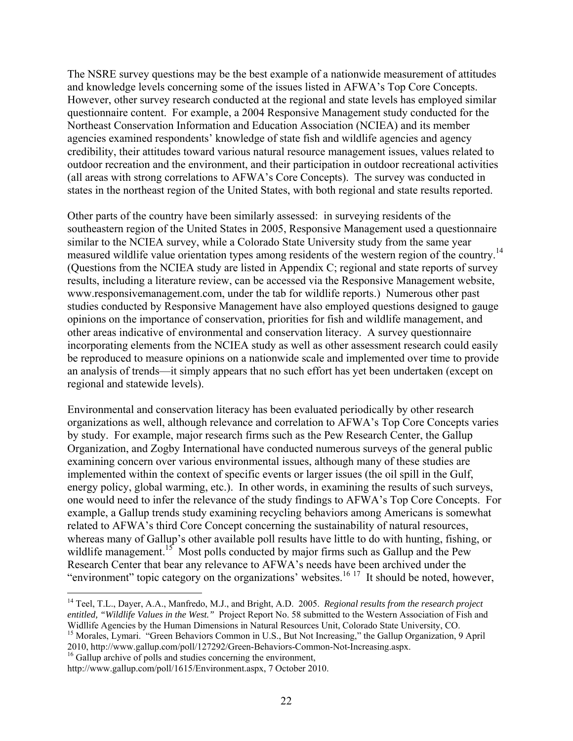The NSRE survey questions may be the best example of a nationwide measurement of attitudes and knowledge levels concerning some of the issues listed in AFWA's Top Core Concepts. However, other survey research conducted at the regional and state levels has employed similar questionnaire content. For example, a 2004 Responsive Management study conducted for the Northeast Conservation Information and Education Association (NCIEA) and its member agencies examined respondents' knowledge of state fish and wildlife agencies and agency credibility, their attitudes toward various natural resource management issues, values related to outdoor recreation and the environment, and their participation in outdoor recreational activities (all areas with strong correlations to AFWA's Core Concepts). The survey was conducted in states in the northeast region of the United States, with both regional and state results reported.

Other parts of the country have been similarly assessed: in surveying residents of the southeastern region of the United States in 2005, Responsive Management used a questionnaire similar to the NCIEA survey, while a Colorado State University study from the same year measured wildlife value orientation types among residents of the western region of the country.[14] (Questions from the NCIEA study are listed in Appendix C; regional and state reports of survey results, including a literature review, can be accessed via the Responsive Management website, www.responsivemanagement.com, under the tab for wildlife reports.) Numerous other past studies conducted by Responsive Management have also employed questions designed to gauge opinions on the importance of conservation, priorities for fish and wildlife management, and other areas indicative of environmental and conservation literacy. A survey questionnaire incorporating elements from the NCIEA study as well as other assessment research could easily be reproduced to measure opinions on a nationwide scale and implemented over time to provide an analysis of trends—it simply appears that no such effort has yet been undertaken (except on regional and statewide levels).

Environmental and conservation literacy has been evaluated periodically by other research organizations as well, although relevance and correlation to AFWA's Top Core Concepts varies by study. For example, major research firms such as the Pew Research Center, the Gallup Organization, and Zogby International have conducted numerous surveys of the general public examining concern over various environmental issues, although many of these studies are implemented within the context of specific events or larger issues (the oil spill in the Gulf, energy policy, global warming, etc.). In other words, in examining the results of such surveys, one would need to infer the relevance of the study findings to AFWA's Top Core Concepts. For example, a Gallup trends study examining recycling behaviors among Americans is somewhat related to AFWA's third Core Concept concerning the sustainability of natural resources, whereas many of Gallup's other available poll results have little to do with hunting, fishing, or wildlife management.[15] Most polls conducted by major firms such as Gallup and the Pew Research Center that bear any relevance to AFWA's needs have been archived under the "environment" topic category on the organizations' websites.[16] [17] It should be noted, however,

---

[14] Teel, T.L., Dayer, A.A., Manfredo, M.J., and Bright, A.D. 2005. *Regional results from the research project entitled, "Wildlife Values in the West."* Project Report No. 58 submitted to the Western Association of Fish and Widllife Agencies by the Human Dimensions in Natural Resources Unit, Colorado State University, CO.

[15] Morales, Lymari. "Green Behaviors Common in U.S., But Not Increasing," the Gallup Organization, 9 April 2010, http://www.gallup.com/poll/127292/Green-Behaviors-Common-Not-Increasing.aspx.

[16] Gallup archive of polls and studies concerning the environment, http://www.gallup.com/poll/1615/Environment.aspx, 7 October 2010.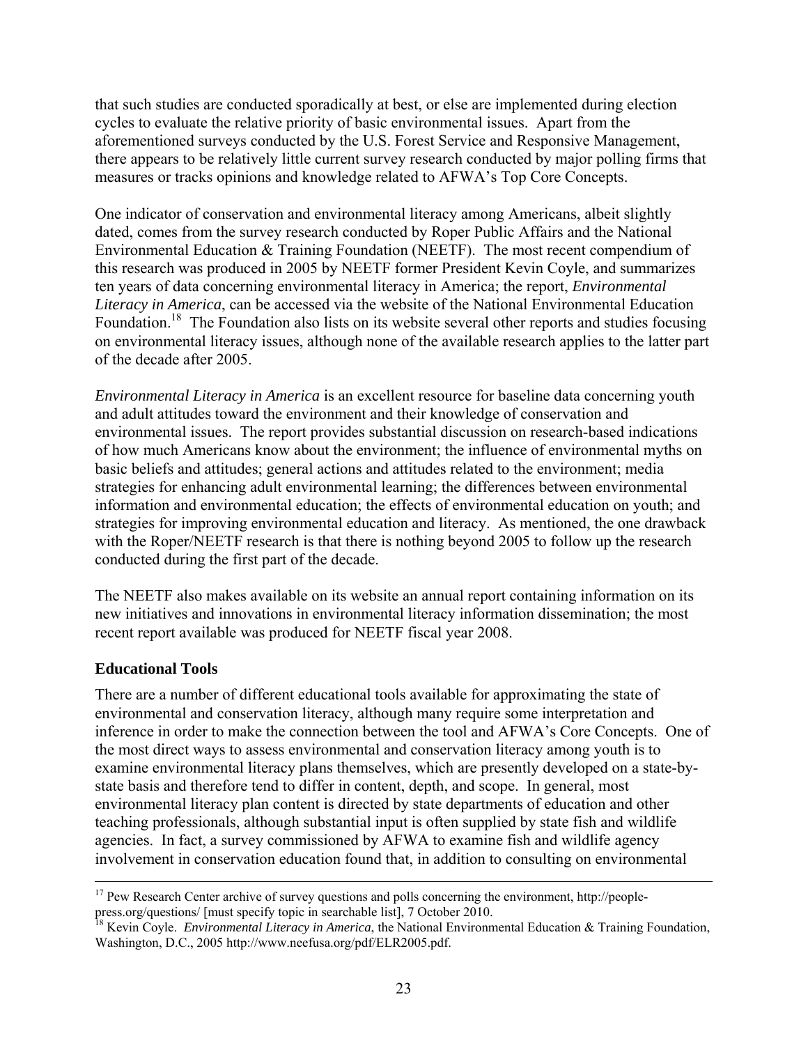that such studies are conducted sporadically at best, or else are implemented during election cycles to evaluate the relative priority of basic environmental issues. Apart from the aforementioned surveys conducted by the U.S. Forest Service and Responsive Management, there appears to be relatively little current survey research conducted by major polling firms that measures or tracks opinions and knowledge related to AFWA's Top Core Concepts.

One indicator of conservation and environmental literacy among Americans, albeit slightly dated, comes from the survey research conducted by Roper Public Affairs and the National Environmental Education & Training Foundation (NEETF). The most recent compendium of this research was produced in 2005 by NEETF former President Kevin Coyle, and summarizes ten years of data concerning environmental literacy in America; the report, *Environmental Literacy in America*, can be accessed via the website of the National Environmental Education Foundation.[18] The Foundation also lists on its website several other reports and studies focusing on environmental literacy issues, although none of the available research applies to the latter part of the decade after 2005.

*Environmental Literacy in America* is an excellent resource for baseline data concerning youth and adult attitudes toward the environment and their knowledge of conservation and environmental issues. The report provides substantial discussion on research-based indications of how much Americans know about the environment; the influence of environmental myths on basic beliefs and attitudes; general actions and attitudes related to the environment; media strategies for enhancing adult environmental learning; the differences between environmental information and environmental education; the effects of environmental education on youth; and strategies for improving environmental education and literacy. As mentioned, the one drawback with the Roper/NEETF research is that there is nothing beyond 2005 to follow up the research conducted during the first part of the decade.

The NEETF also makes available on its website an annual report containing information on its new initiatives and innovations in environmental literacy information dissemination; the most recent report available was produced for NEETF fiscal year 2008.

### Educational Tools

There are a number of different educational tools available for approximating the state of environmental and conservation literacy, although many require some interpretation and inference in order to make the connection between the tool and AFWA's Core Concepts. One of the most direct ways to assess environmental and conservation literacy among youth is to examine environmental literacy plans themselves, which are presently developed on a state-by-state basis and therefore tend to differ in content, depth, and scope. In general, most environmental literacy plan content is directed by state departments of education and other teaching professionals, although substantial input is often supplied by state fish and wildlife agencies. In fact, a survey commissioned by AFWA to examine fish and wildlife agency involvement in conservation education found that, in addition to consulting on environmental

---

[17] Pew Research Center archive of survey questions and polls concerning the environment, http://people-press.org/questions/ [must specify topic in searchable list], 7 October 2010.

[18] Kevin Coyle. *Environmental Literacy in America*, the National Environmental Education & Training Foundation, Washington, D.C., 2005 http://www.neefusa.org/pdf/ELR2005.pdf.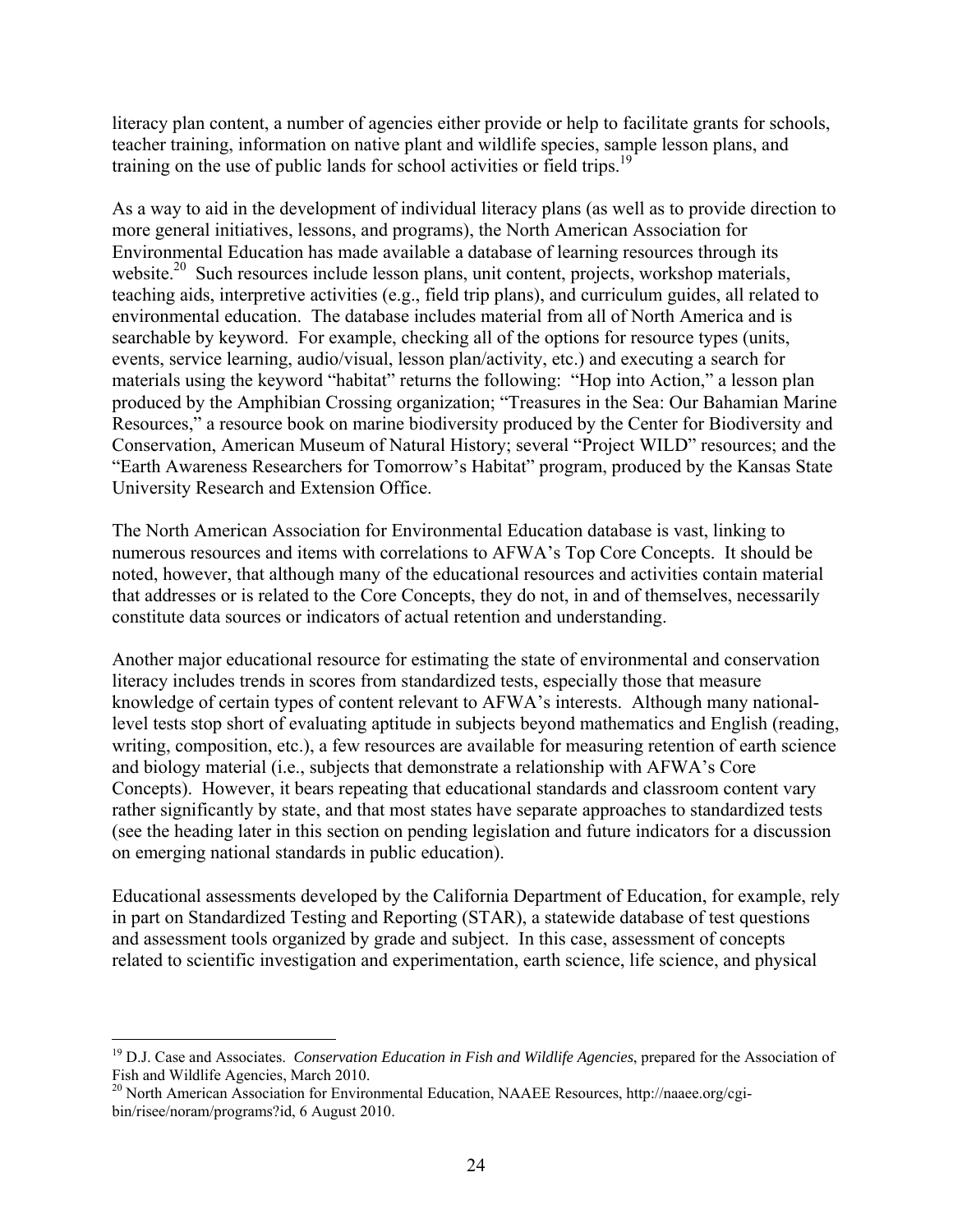literacy plan content, a number of agencies either provide or help to facilitate grants for schools, teacher training, information on native plant and wildlife species, sample lesson plans, and training on the use of public lands for school activities or field trips.[19]

As a way to aid in the development of individual literacy plans (as well as to provide direction to more general initiatives, lessons, and programs), the North American Association for Environmental Education has made available a database of learning resources through its website.[20] Such resources include lesson plans, unit content, projects, workshop materials, teaching aids, interpretive activities (e.g., field trip plans), and curriculum guides, all related to environmental education. The database includes material from all of North America and is searchable by keyword. For example, checking all of the options for resource types (units, events, service learning, audio/visual, lesson plan/activity, etc.) and executing a search for materials using the keyword "habitat" returns the following: "Hop into Action," a lesson plan produced by the Amphibian Crossing organization; "Treasures in the Sea: Our Bahamian Marine Resources," a resource book on marine biodiversity produced by the Center for Biodiversity and Conservation, American Museum of Natural History; several "Project WILD" resources; and the "Earth Awareness Researchers for Tomorrow's Habitat" program, produced by the Kansas State University Research and Extension Office.

The North American Association for Environmental Education database is vast, linking to numerous resources and items with correlations to AFWA's Top Core Concepts. It should be noted, however, that although many of the educational resources and activities contain material that addresses or is related to the Core Concepts, they do not, in and of themselves, necessarily constitute data sources or indicators of actual retention and understanding.

Another major educational resource for estimating the state of environmental and conservation literacy includes trends in scores from standardized tests, especially those that measure knowledge of certain types of content relevant to AFWA's interests. Although many national-level tests stop short of evaluating aptitude in subjects beyond mathematics and English (reading, writing, composition, etc.), a few resources are available for measuring retention of earth science and biology material (i.e., subjects that demonstrate a relationship with AFWA's Core Concepts). However, it bears repeating that educational standards and classroom content vary rather significantly by state, and that most states have separate approaches to standardized tests (see the heading later in this section on pending legislation and future indicators for a discussion on emerging national standards in public education).

Educational assessments developed by the California Department of Education, for example, rely in part on Standardized Testing and Reporting (STAR), a statewide database of test questions and assessment tools organized by grade and subject. In this case, assessment of concepts related to scientific investigation and experimentation, earth science, life science, and physical

---

[19] D.J. Case and Associates. *Conservation Education in Fish and Wildlife Agencies*, prepared for the Association of Fish and Wildlife Agencies, March 2010.

[20] North American Association for Environmental Education, NAAEE Resources, http://naaee.org/cgi-bin/risee/noram/programs?id, 6 August 2010.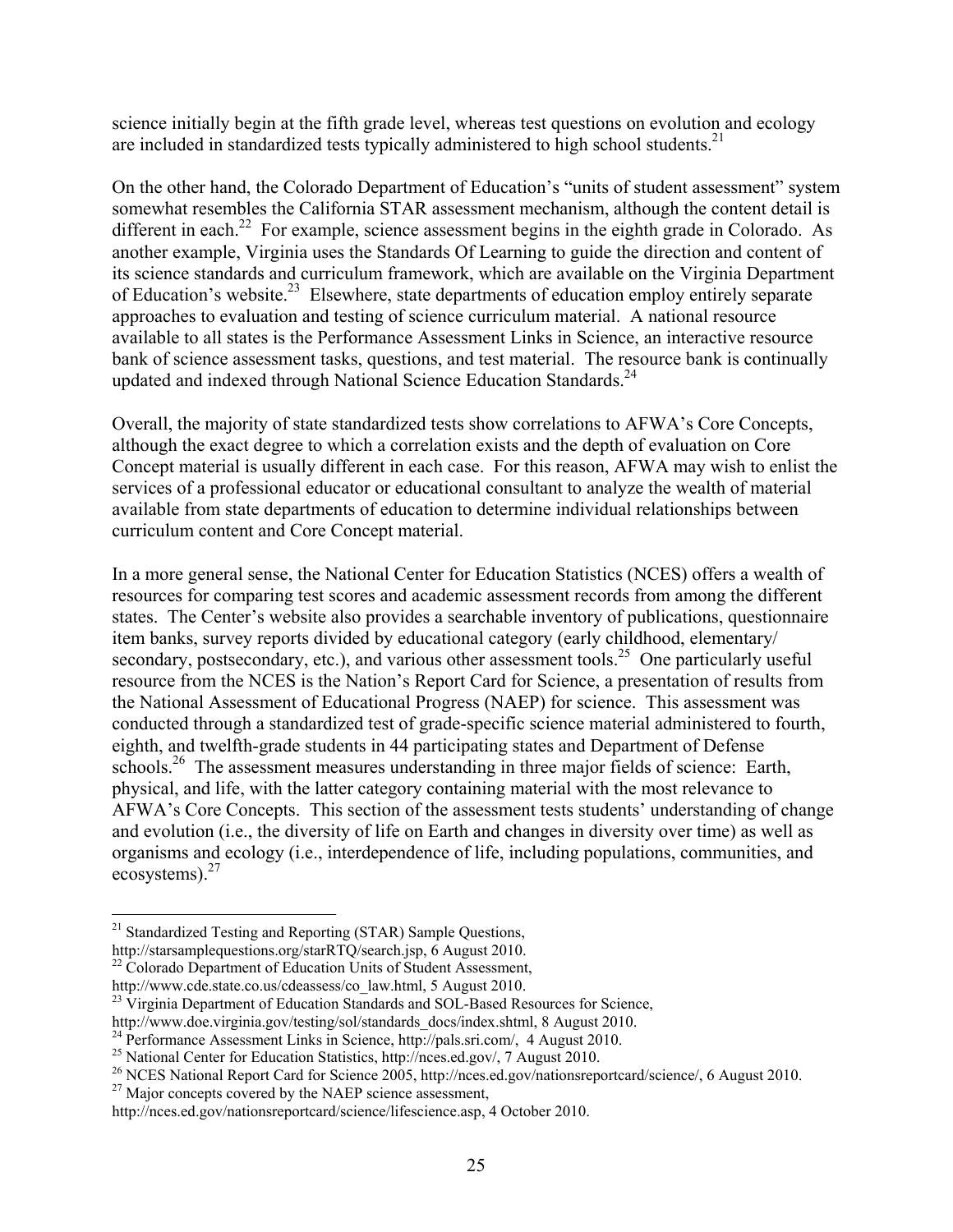science initially begin at the fifth grade level, whereas test questions on evolution and ecology are included in standardized tests typically administered to high school students.[21]

On the other hand, the Colorado Department of Education's "units of student assessment" system somewhat resembles the California STAR assessment mechanism, although the content detail is different in each.[22] For example, science assessment begins in the eighth grade in Colorado. As another example, Virginia uses the Standards Of Learning to guide the direction and content of its science standards and curriculum framework, which are available on the Virginia Department of Education's website.[23] Elsewhere, state departments of education employ entirely separate approaches to evaluation and testing of science curriculum material. A national resource available to all states is the Performance Assessment Links in Science, an interactive resource bank of science assessment tasks, questions, and test material. The resource bank is continually updated and indexed through National Science Education Standards.[24]

Overall, the majority of state standardized tests show correlations to AFWA's Core Concepts, although the exact degree to which a correlation exists and the depth of evaluation on Core Concept material is usually different in each case. For this reason, AFWA may wish to enlist the services of a professional educator or educational consultant to analyze the wealth of material available from state departments of education to determine individual relationships between curriculum content and Core Concept material.

In a more general sense, the National Center for Education Statistics (NCES) offers a wealth of resources for comparing test scores and academic assessment records from among the different states. The Center's website also provides a searchable inventory of publications, questionnaire item banks, survey reports divided by educational category (early childhood, elementary/secondary, postsecondary, etc.), and various other assessment tools.[25] One particularly useful resource from the NCES is the Nation's Report Card for Science, a presentation of results from the National Assessment of Educational Progress (NAEP) for science. This assessment was conducted through a standardized test of grade-specific science material administered to fourth, eighth, and twelfth-grade students in 44 participating states and Department of Defense schools.[26] The assessment measures understanding in three major fields of science: Earth, physical, and life, with the latter category containing material with the most relevance to AFWA's Core Concepts. This section of the assessment tests students' understanding of change and evolution (i.e., the diversity of life on Earth and changes in diversity over time) as well as organisms and ecology (i.e., interdependence of life, including populations, communities, and ecosystems).[27]

---

[21] Standardized Testing and Reporting (STAR) Sample Questions, http://starsamplequestions.org/starRTQ/search.jsp, 6 August 2010.

[22] Colorado Department of Education Units of Student Assessment, http://www.cde.state.co.us/cdeassess/co_law.html, 5 August 2010.

[23] Virginia Department of Education Standards and SOL-Based Resources for Science, http://www.doe.virginia.gov/testing/sol/standards_docs/index.shtml, 8 August 2010.

[24] Performance Assessment Links in Science, http://pals.sri.com/, 4 August 2010.

[25] National Center for Education Statistics, http://nces.ed.gov/, 7 August 2010.

[26] NCES National Report Card for Science 2005, http://nces.ed.gov/nationsreportcard/science/, 6 August 2010.

[27] Major concepts covered by the NAEP science assessment, http://nces.ed.gov/nationsreportcard/science/lifescience.asp, 4 October 2010.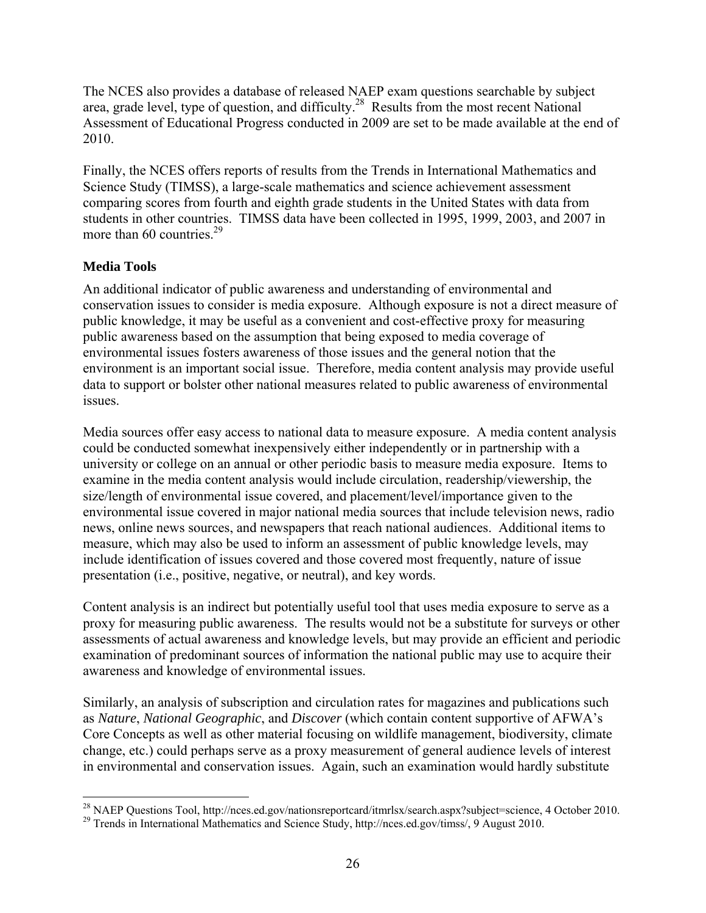The NCES also provides a database of released NAEP exam questions searchable by subject area, grade level, type of question, and difficulty.[28] Results from the most recent National Assessment of Educational Progress conducted in 2009 are set to be made available at the end of 2010.

Finally, the NCES offers reports of results from the Trends in International Mathematics and Science Study (TIMSS), a large-scale mathematics and science achievement assessment comparing scores from fourth and eighth grade students in the United States with data from students in other countries. TIMSS data have been collected in 1995, 1999, 2003, and 2007 in more than 60 countries.[29]

### Media Tools

An additional indicator of public awareness and understanding of environmental and conservation issues to consider is media exposure. Although exposure is not a direct measure of public knowledge, it may be useful as a convenient and cost-effective proxy for measuring public awareness based on the assumption that being exposed to media coverage of environmental issues fosters awareness of those issues and the general notion that the environment is an important social issue. Therefore, media content analysis may provide useful data to support or bolster other national measures related to public awareness of environmental issues.

Media sources offer easy access to national data to measure exposure. A media content analysis could be conducted somewhat inexpensively either independently or in partnership with a university or college on an annual or other periodic basis to measure media exposure. Items to examine in the media content analysis would include circulation, readership/viewership, the size/length of environmental issue covered, and placement/level/importance given to the environmental issue covered in major national media sources that include television news, radio news, online news sources, and newspapers that reach national audiences. Additional items to measure, which may also be used to inform an assessment of public knowledge levels, may include identification of issues covered and those covered most frequently, nature of issue presentation (i.e., positive, negative, or neutral), and key words.

Content analysis is an indirect but potentially useful tool that uses media exposure to serve as a proxy for measuring public awareness. The results would not be a substitute for surveys or other assessments of actual awareness and knowledge levels, but may provide an efficient and periodic examination of predominant sources of information the national public may use to acquire their awareness and knowledge of environmental issues.

Similarly, an analysis of subscription and circulation rates for magazines and publications such as *Nature*, *National Geographic*, and *Discover* (which contain content supportive of AFWA's Core Concepts as well as other material focusing on wildlife management, biodiversity, climate change, etc.) could perhaps serve as a proxy measurement of general audience levels of interest in environmental and conservation issues. Again, such an examination would hardly substitute

---

[28] NAEP Questions Tool, http://nces.ed.gov/nationsreportcard/itmrlsx/search.aspx?subject=science, 4 October 2010.

[29] Trends in International Mathematics and Science Study, http://nces.ed.gov/timss/, 9 August 2010.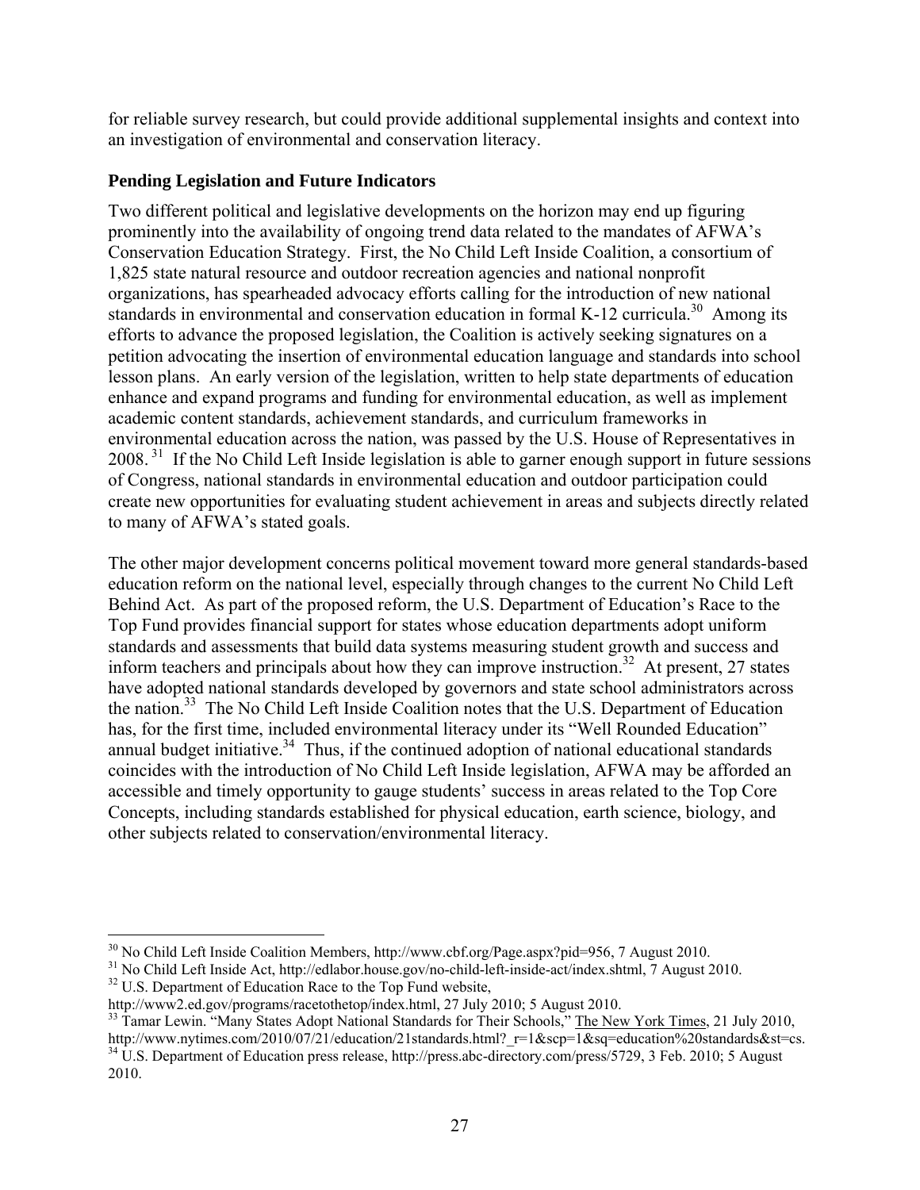for reliable survey research, but could provide additional supplemental insights and context into an investigation of environmental and conservation literacy.

**Pending Legislation and Future Indicators**

Two different political and legislative developments on the horizon may end up figuring prominently into the availability of ongoing trend data related to the mandates of AFWA's Conservation Education Strategy. First, the No Child Left Inside Coalition, a consortium of 1,825 state natural resource and outdoor recreation agencies and national nonprofit organizations, has spearheaded advocacy efforts calling for the introduction of new national standards in environmental and conservation education in formal K-12 curricula.[30] Among its efforts to advance the proposed legislation, the Coalition is actively seeking signatures on a petition advocating the insertion of environmental education language and standards into school lesson plans. An early version of the legislation, written to help state departments of education enhance and expand programs and funding for environmental education, as well as implement academic content standards, achievement standards, and curriculum frameworks in environmental education across the nation, was passed by the U.S. House of Representatives in 2008.[31] If the No Child Left Inside legislation is able to garner enough support in future sessions of Congress, national standards in environmental education and outdoor participation could create new opportunities for evaluating student achievement in areas and subjects directly related to many of AFWA's stated goals.

The other major development concerns political movement toward more general standards-based education reform on the national level, especially through changes to the current No Child Left Behind Act. As part of the proposed reform, the U.S. Department of Education's Race to the Top Fund provides financial support for states whose education departments adopt uniform standards and assessments that build data systems measuring student growth and success and inform teachers and principals about how they can improve instruction.[32] At present, 27 states have adopted national standards developed by governors and state school administrators across the nation.[33] The No Child Left Inside Coalition notes that the U.S. Department of Education has, for the first time, included environmental literacy under its "Well Rounded Education" annual budget initiative.[34] Thus, if the continued adoption of national educational standards coincides with the introduction of No Child Left Inside legislation, AFWA may be afforded an accessible and timely opportunity to gauge students' success in areas related to the Top Core Concepts, including standards established for physical education, earth science, biology, and other subjects related to conservation/environmental literacy.

---

[30] No Child Left Inside Coalition Members, http://www.cbf.org/Page.aspx?pid=956, 7 August 2010.

[31] No Child Left Inside Act, http://edlabor.house.gov/no-child-left-inside-act/index.shtml, 7 August 2010.

[32] U.S. Department of Education Race to the Top Fund website, http://www2.ed.gov/programs/racetothetop/index.html, 27 July 2010; 5 August 2010.

[33] Tamar Lewin. "Many States Adopt National Standards for Their Schools," The New York Times, 21 July 2010, http://www.nytimes.com/2010/07/21/education/21standards.html?_r=1&scp=1&sq=education%20standards&st=cs.

[34] U.S. Department of Education press release, http://press.abc-directory.com/press/5729, 3 Feb. 2010; 5 August 2010.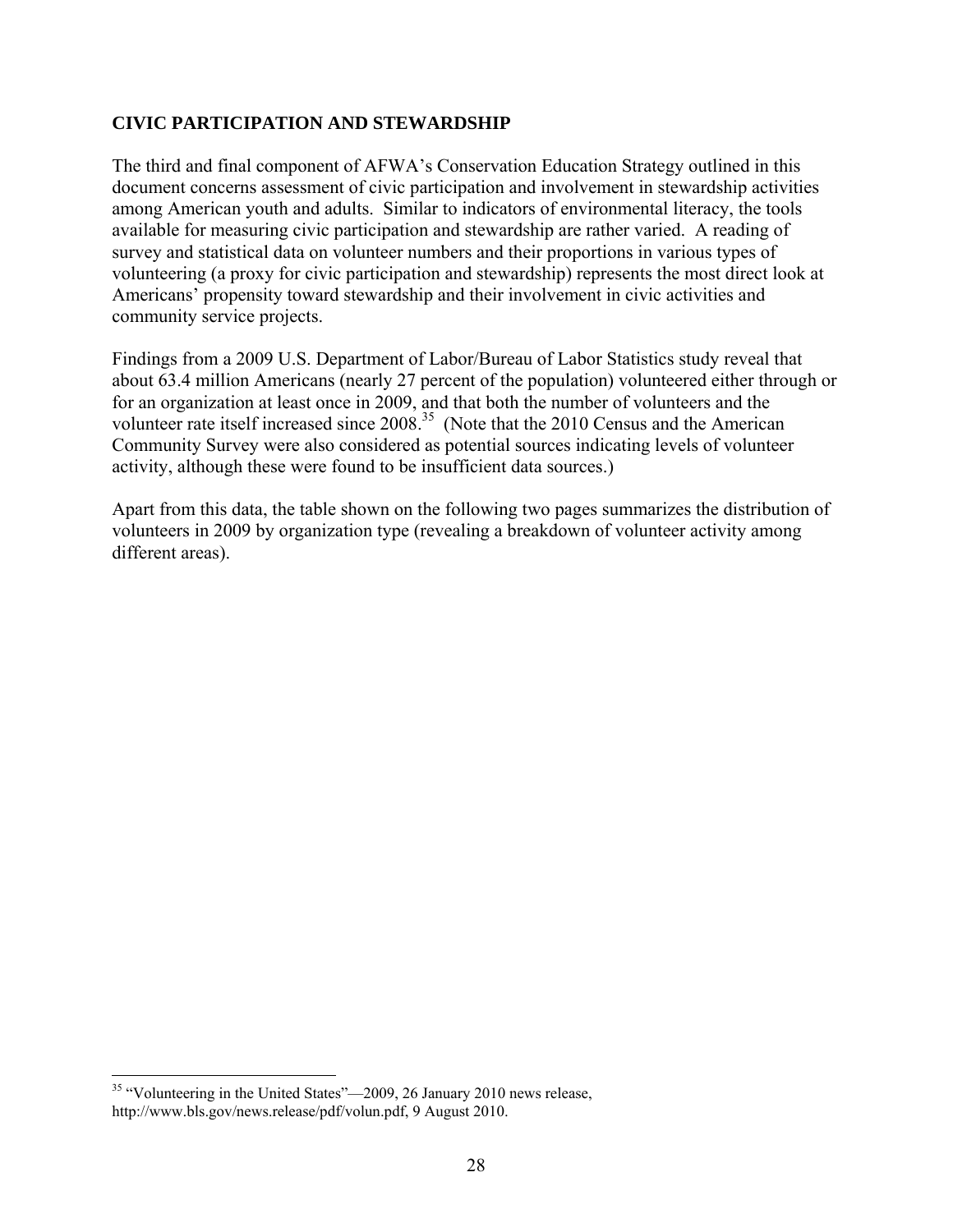## CIVIC PARTICIPATION AND STEWARDSHIP

The third and final component of AFWA's Conservation Education Strategy outlined in this document concerns assessment of civic participation and involvement in stewardship activities among American youth and adults. Similar to indicators of environmental literacy, the tools available for measuring civic participation and stewardship are rather varied. A reading of survey and statistical data on volunteer numbers and their proportions in various types of volunteering (a proxy for civic participation and stewardship) represents the most direct look at Americans' propensity toward stewardship and their involvement in civic activities and community service projects.

Findings from a 2009 U.S. Department of Labor/Bureau of Labor Statistics study reveal that about 63.4 million Americans (nearly 27 percent of the population) volunteered either through or for an organization at least once in 2009, and that both the number of volunteers and the volunteer rate itself increased since 2008.[35] (Note that the 2010 Census and the American Community Survey were also considered as potential sources indicating levels of volunteer activity, although these were found to be insufficient data sources.)

Apart from this data, the table shown on the following two pages summarizes the distribution of volunteers in 2009 by organization type (revealing a breakdown of volunteer activity among different areas).

[35] "Volunteering in the United States"—2009, 26 January 2010 news release, http://www.bls.gov/news.release/pdf/volun.pdf, 9 August 2010.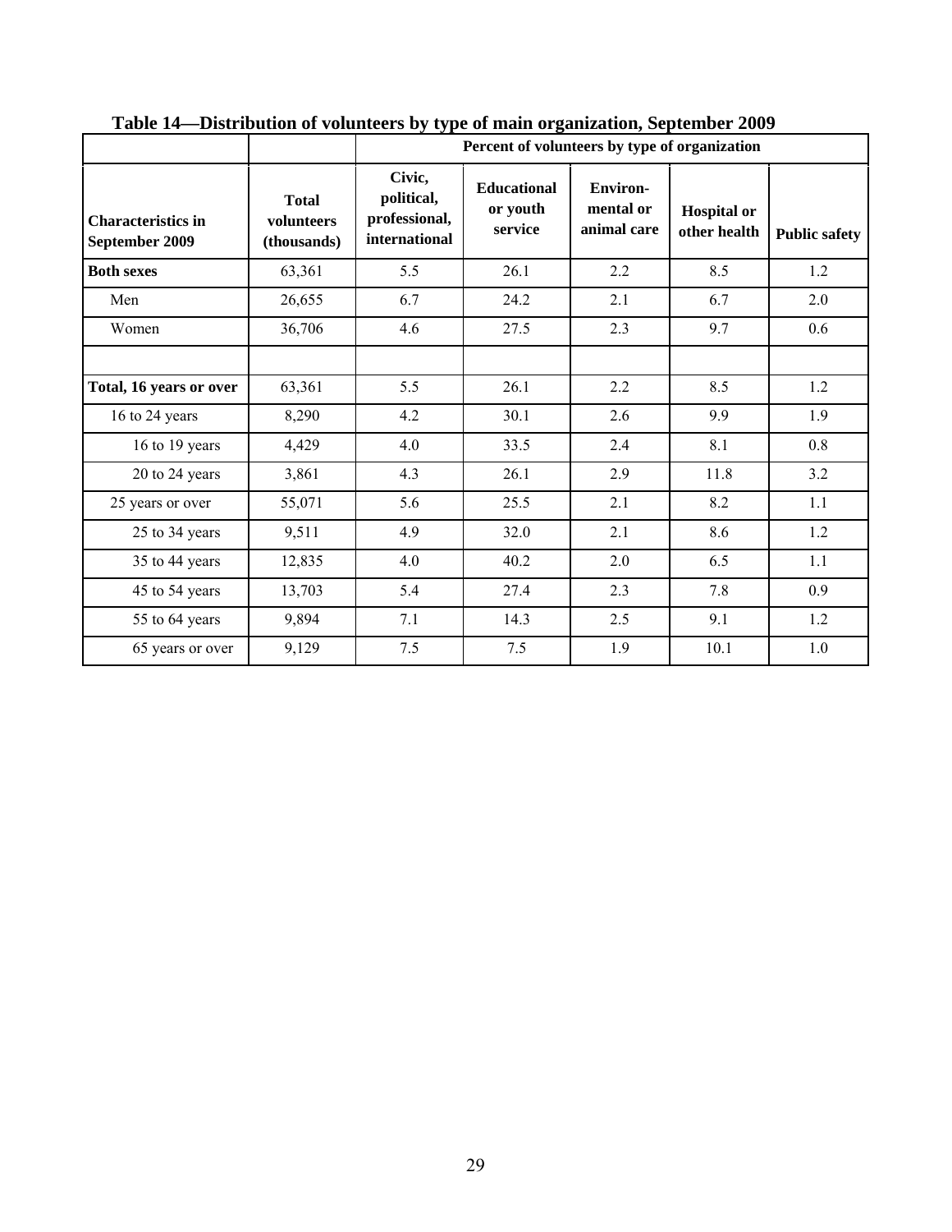**Table 14—Distribution of volunteers by type of main organization, September 2009**

| Characteristics in September 2009 | Total volunteers (thousands) | Percent of volunteers by type of organization | | | | |
|---|---|---|---|---|---|---|
| | | Civic, political, professional, international | Educational or youth service | Environ-mental or animal care | Hospital or other health | Public safety |
| **Both sexes** | 63,361 | 5.5 | 26.1 | 2.2 | 8.5 | 1.2 |
| Men | 26,655 | 6.7 | 24.2 | 2.1 | 6.7 | 2.0 |
| Women | 36,706 | 4.6 | 27.5 | 2.3 | 9.7 | 0.6 |
| | | | | | | |
| **Total, 16 years or over** | 63,361 | 5.5 | 26.1 | 2.2 | 8.5 | 1.2 |
| 16 to 24 years | 8,290 | 4.2 | 30.1 | 2.6 | 9.9 | 1.9 |
| 16 to 19 years | 4,429 | 4.0 | 33.5 | 2.4 | 8.1 | 0.8 |
| 20 to 24 years | 3,861 | 4.3 | 26.1 | 2.9 | 11.8 | 3.2 |
| 25 years or over | 55,071 | 5.6 | 25.5 | 2.1 | 8.2 | 1.1 |
| 25 to 34 years | 9,511 | 4.9 | 32.0 | 2.1 | 8.6 | 1.2 |
| 35 to 44 years | 12,835 | 4.0 | 40.2 | 2.0 | 6.5 | 1.1 |
| 45 to 54 years | 13,703 | 5.4 | 27.4 | 2.3 | 7.8 | 0.9 |
| 55 to 64 years | 9,894 | 7.1 | 14.3 | 2.5 | 9.1 | 1.2 |
| 65 years or over | 9,129 | 7.5 | 7.5 | 1.9 | 10.1 | 1.0 |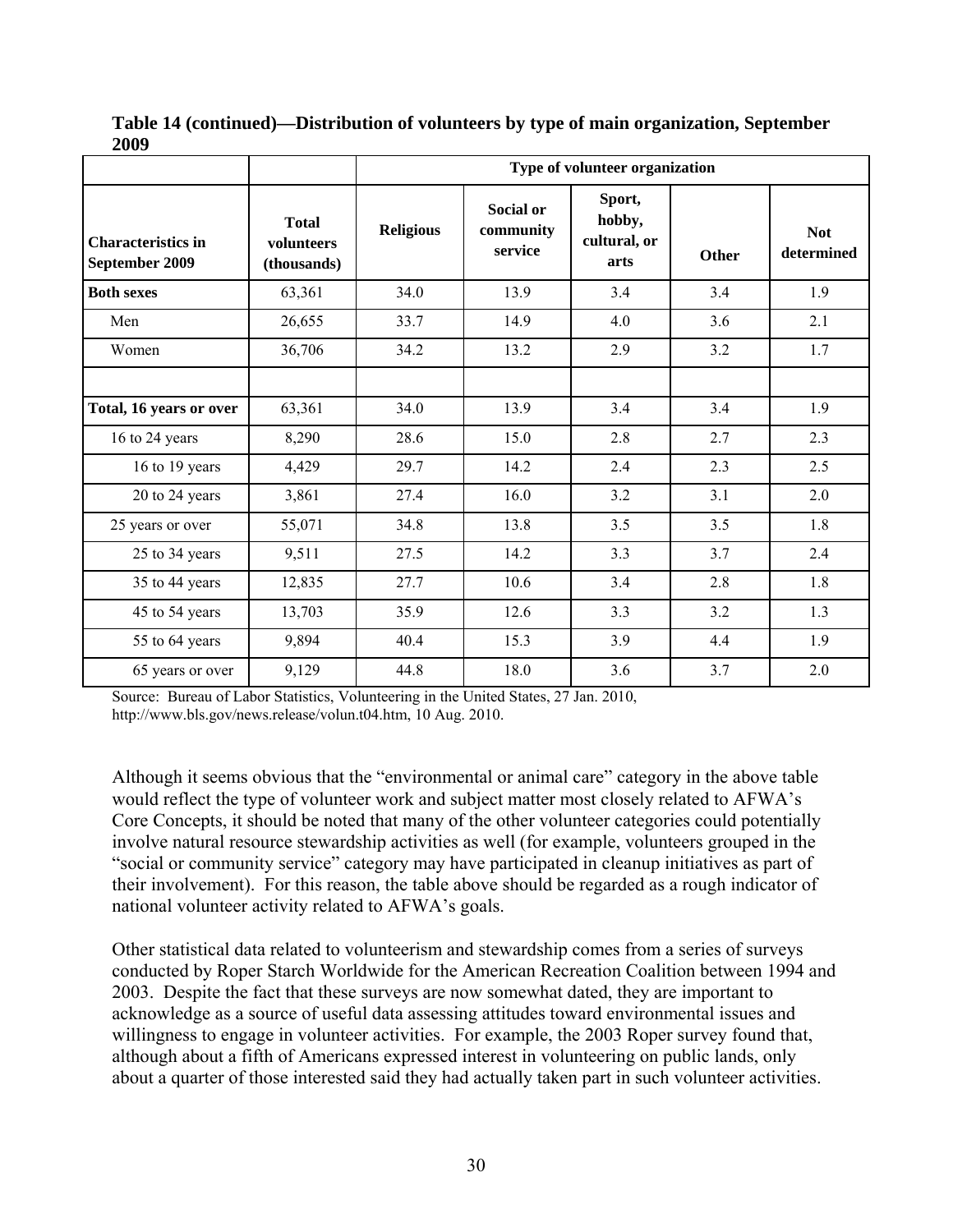**Table 14 (continued)—Distribution of volunteers by type of main organization, September 2009**

| | | Type of volunteer organization | | | | |
|---|---|---|---|---|---|---|
| **Characteristics in September 2009** | **Total volunteers (thousands)** | **Religious** | **Social or community service** | **Sport, hobby, cultural, or arts** | **Other** | **Not determined** |
| **Both sexes** | 63,361 | 34.0 | 13.9 | 3.4 | 3.4 | 1.9 |
| Men | 26,655 | 33.7 | 14.9 | 4.0 | 3.6 | 2.1 |
| Women | 36,706 | 34.2 | 13.2 | 2.9 | 3.2 | 1.7 |
| | | | | | | |
| **Total, 16 years or over** | 63,361 | 34.0 | 13.9 | 3.4 | 3.4 | 1.9 |
| 16 to 24 years | 8,290 | 28.6 | 15.0 | 2.8 | 2.7 | 2.3 |
| 16 to 19 years | 4,429 | 29.7 | 14.2 | 2.4 | 2.3 | 2.5 |
| 20 to 24 years | 3,861 | 27.4 | 16.0 | 3.2 | 3.1 | 2.0 |
| 25 years or over | 55,071 | 34.8 | 13.8 | 3.5 | 3.5 | 1.8 |
| 25 to 34 years | 9,511 | 27.5 | 14.2 | 3.3 | 3.7 | 2.4 |
| 35 to 44 years | 12,835 | 27.7 | 10.6 | 3.4 | 2.8 | 1.8 |
| 45 to 54 years | 13,703 | 35.9 | 12.6 | 3.3 | 3.2 | 1.3 |
| 55 to 64 years | 9,894 | 40.4 | 15.3 | 3.9 | 4.4 | 1.9 |
| 65 years or over | 9,129 | 44.8 | 18.0 | 3.6 | 3.7 | 2.0 |

Source: Bureau of Labor Statistics, Volunteering in the United States, 27 Jan. 2010, http://www.bls.gov/news.release/volun.t04.htm, 10 Aug. 2010.

Although it seems obvious that the "environmental or animal care" category in the above table would reflect the type of volunteer work and subject matter most closely related to AFWA's Core Concepts, it should be noted that many of the other volunteer categories could potentially involve natural resource stewardship activities as well (for example, volunteers grouped in the "social or community service" category may have participated in cleanup initiatives as part of their involvement). For this reason, the table above should be regarded as a rough indicator of national volunteer activity related to AFWA's goals.

Other statistical data related to volunteerism and stewardship comes from a series of surveys conducted by Roper Starch Worldwide for the American Recreation Coalition between 1994 and 2003. Despite the fact that these surveys are now somewhat dated, they are important to acknowledge as a source of useful data assessing attitudes toward environmental issues and willingness to engage in volunteer activities. For example, the 2003 Roper survey found that, although about a fifth of Americans expressed interest in volunteering on public lands, only about a quarter of those interested said they had actually taken part in such volunteer activities.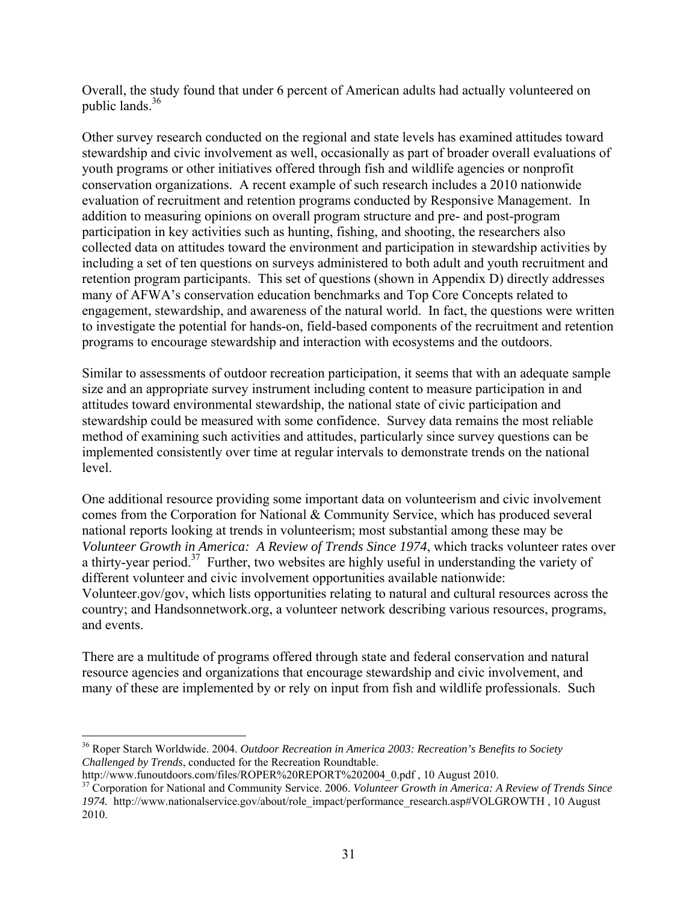Overall, the study found that under 6 percent of American adults had actually volunteered on public lands.[36]

Other survey research conducted on the regional and state levels has examined attitudes toward stewardship and civic involvement as well, occasionally as part of broader overall evaluations of youth programs or other initiatives offered through fish and wildlife agencies or nonprofit conservation organizations. A recent example of such research includes a 2010 nationwide evaluation of recruitment and retention programs conducted by Responsive Management. In addition to measuring opinions on overall program structure and pre- and post-program participation in key activities such as hunting, fishing, and shooting, the researchers also collected data on attitudes toward the environment and participation in stewardship activities by including a set of ten questions on surveys administered to both adult and youth recruitment and retention program participants. This set of questions (shown in Appendix D) directly addresses many of AFWA's conservation education benchmarks and Top Core Concepts related to engagement, stewardship, and awareness of the natural world. In fact, the questions were written to investigate the potential for hands-on, field-based components of the recruitment and retention programs to encourage stewardship and interaction with ecosystems and the outdoors.

Similar to assessments of outdoor recreation participation, it seems that with an adequate sample size and an appropriate survey instrument including content to measure participation in and attitudes toward environmental stewardship, the national state of civic participation and stewardship could be measured with some confidence. Survey data remains the most reliable method of examining such activities and attitudes, particularly since survey questions can be implemented consistently over time at regular intervals to demonstrate trends on the national level.

One additional resource providing some important data on volunteerism and civic involvement comes from the Corporation for National & Community Service, which has produced several national reports looking at trends in volunteerism; most substantial among these may be *Volunteer Growth in America: A Review of Trends Since 1974*, which tracks volunteer rates over a thirty-year period.[37] Further, two websites are highly useful in understanding the variety of different volunteer and civic involvement opportunities available nationwide: Volunteer.gov/gov, which lists opportunities relating to natural and cultural resources across the country; and Handsonnetwork.org, a volunteer network describing various resources, programs, and events.

There are a multitude of programs offered through state and federal conservation and natural resource agencies and organizations that encourage stewardship and civic involvement, and many of these are implemented by or rely on input from fish and wildlife professionals. Such

---

[36] Roper Starch Worldwide. 2004. *Outdoor Recreation in America 2003: Recreation's Benefits to Society Challenged by Trends*, conducted for the Recreation Roundtable. http://www.funoutdoors.com/files/ROPER%20REPORT%202004_0.pdf , 10 August 2010.

[37] Corporation for National and Community Service. 2006. *Volunteer Growth in America: A Review of Trends Since 1974.* http://www.nationalservice.gov/about/role_impact/performance_research.asp#VOLGROWTH , 10 August 2010.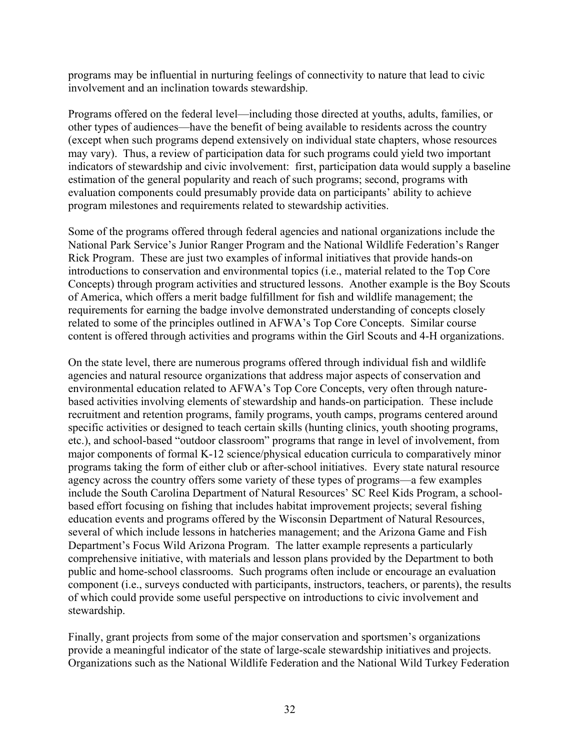programs may be influential in nurturing feelings of connectivity to nature that lead to civic involvement and an inclination towards stewardship.

Programs offered on the federal level—including those directed at youths, adults, families, or other types of audiences—have the benefit of being available to residents across the country (except when such programs depend extensively on individual state chapters, whose resources may vary). Thus, a review of participation data for such programs could yield two important indicators of stewardship and civic involvement: first, participation data would supply a baseline estimation of the general popularity and reach of such programs; second, programs with evaluation components could presumably provide data on participants' ability to achieve program milestones and requirements related to stewardship activities.

Some of the programs offered through federal agencies and national organizations include the National Park Service's Junior Ranger Program and the National Wildlife Federation's Ranger Rick Program. These are just two examples of informal initiatives that provide hands-on introductions to conservation and environmental topics (i.e., material related to the Top Core Concepts) through program activities and structured lessons. Another example is the Boy Scouts of America, which offers a merit badge fulfillment for fish and wildlife management; the requirements for earning the badge involve demonstrated understanding of concepts closely related to some of the principles outlined in AFWA's Top Core Concepts. Similar course content is offered through activities and programs within the Girl Scouts and 4-H organizations.

On the state level, there are numerous programs offered through individual fish and wildlife agencies and natural resource organizations that address major aspects of conservation and environmental education related to AFWA's Top Core Concepts, very often through nature-based activities involving elements of stewardship and hands-on participation. These include recruitment and retention programs, family programs, youth camps, programs centered around specific activities or designed to teach certain skills (hunting clinics, youth shooting programs, etc.), and school-based "outdoor classroom" programs that range in level of involvement, from major components of formal K-12 science/physical education curricula to comparatively minor programs taking the form of either club or after-school initiatives. Every state natural resource agency across the country offers some variety of these types of programs—a few examples include the South Carolina Department of Natural Resources' SC Reel Kids Program, a school-based effort focusing on fishing that includes habitat improvement projects; several fishing education events and programs offered by the Wisconsin Department of Natural Resources, several of which include lessons in hatcheries management; and the Arizona Game and Fish Department's Focus Wild Arizona Program. The latter example represents a particularly comprehensive initiative, with materials and lesson plans provided by the Department to both public and home-school classrooms. Such programs often include or encourage an evaluation component (i.e., surveys conducted with participants, instructors, teachers, or parents), the results of which could provide some useful perspective on introductions to civic involvement and stewardship.

Finally, grant projects from some of the major conservation and sportsmen's organizations provide a meaningful indicator of the state of large-scale stewardship initiatives and projects. Organizations such as the National Wildlife Federation and the National Wild Turkey Federation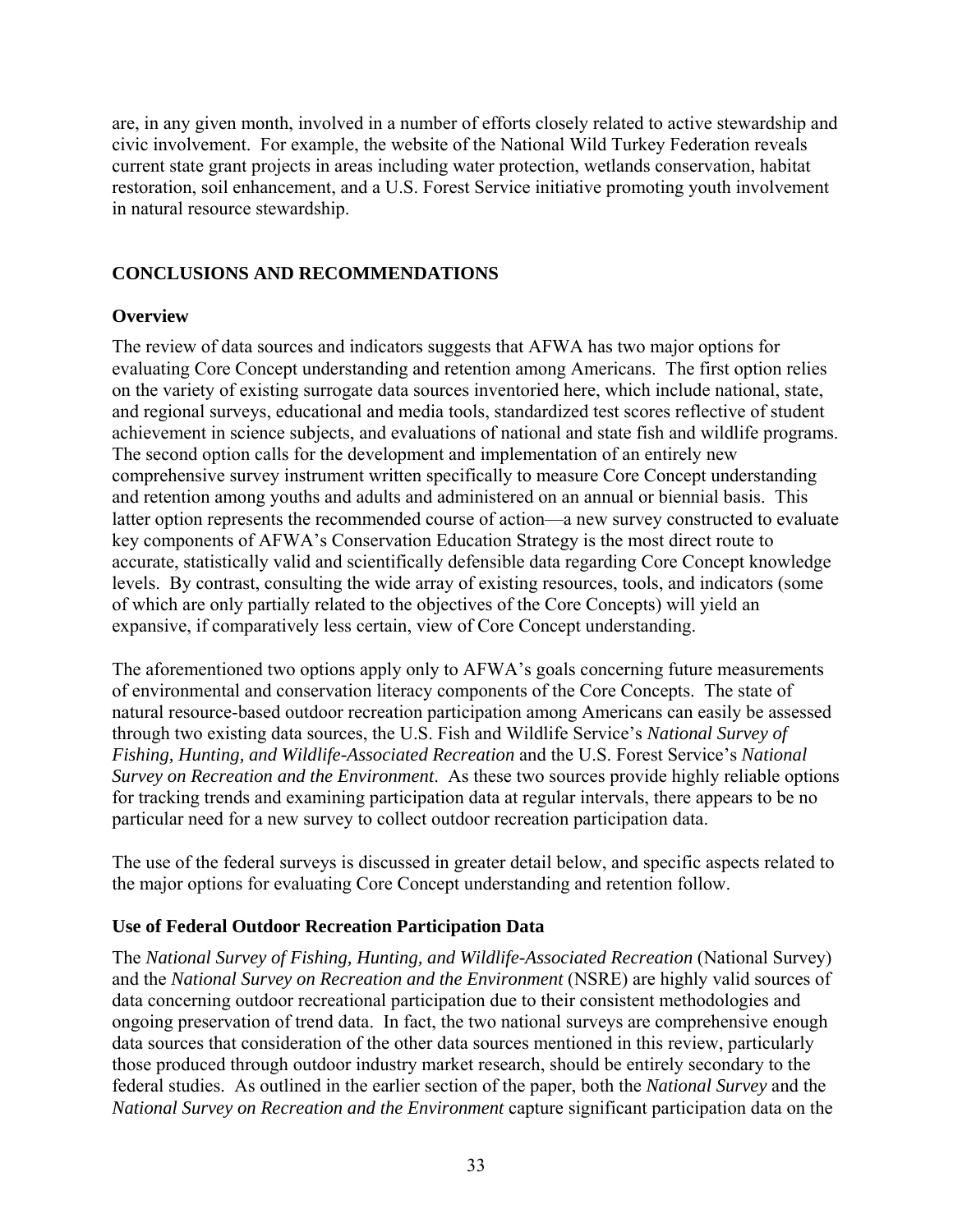are, in any given month, involved in a number of efforts closely related to active stewardship and civic involvement. For example, the website of the National Wild Turkey Federation reveals current state grant projects in areas including water protection, wetlands conservation, habitat restoration, soil enhancement, and a U.S. Forest Service initiative promoting youth involvement in natural resource stewardship.

## CONCLUSIONS AND RECOMMENDATIONS

### Overview

The review of data sources and indicators suggests that AFWA has two major options for evaluating Core Concept understanding and retention among Americans. The first option relies on the variety of existing surrogate data sources inventoried here, which include national, state, and regional surveys, educational and media tools, standardized test scores reflective of student achievement in science subjects, and evaluations of national and state fish and wildlife programs. The second option calls for the development and implementation of an entirely new comprehensive survey instrument written specifically to measure Core Concept understanding and retention among youths and adults and administered on an annual or biennial basis. This latter option represents the recommended course of action—a new survey constructed to evaluate key components of AFWA's Conservation Education Strategy is the most direct route to accurate, statistically valid and scientifically defensible data regarding Core Concept knowledge levels. By contrast, consulting the wide array of existing resources, tools, and indicators (some of which are only partially related to the objectives of the Core Concepts) will yield an expansive, if comparatively less certain, view of Core Concept understanding.

The aforementioned two options apply only to AFWA's goals concerning future measurements of environmental and conservation literacy components of the Core Concepts. The state of natural resource-based outdoor recreation participation among Americans can easily be assessed through two existing data sources, the U.S. Fish and Wildlife Service's *National Survey of Fishing, Hunting, and Wildlife-Associated Recreation* and the U.S. Forest Service's *National Survey on Recreation and the Environment*. As these two sources provide highly reliable options for tracking trends and examining participation data at regular intervals, there appears to be no particular need for a new survey to collect outdoor recreation participation data.

The use of the federal surveys is discussed in greater detail below, and specific aspects related to the major options for evaluating Core Concept understanding and retention follow.

### Use of Federal Outdoor Recreation Participation Data

The *National Survey of Fishing, Hunting, and Wildlife-Associated Recreation* (National Survey) and the *National Survey on Recreation and the Environment* (NSRE) are highly valid sources of data concerning outdoor recreational participation due to their consistent methodologies and ongoing preservation of trend data. In fact, the two national surveys are comprehensive enough data sources that consideration of the other data sources mentioned in this review, particularly those produced through outdoor industry market research, should be entirely secondary to the federal studies. As outlined in the earlier section of the paper, both the *National Survey* and the *National Survey on Recreation and the Environment* capture significant participation data on the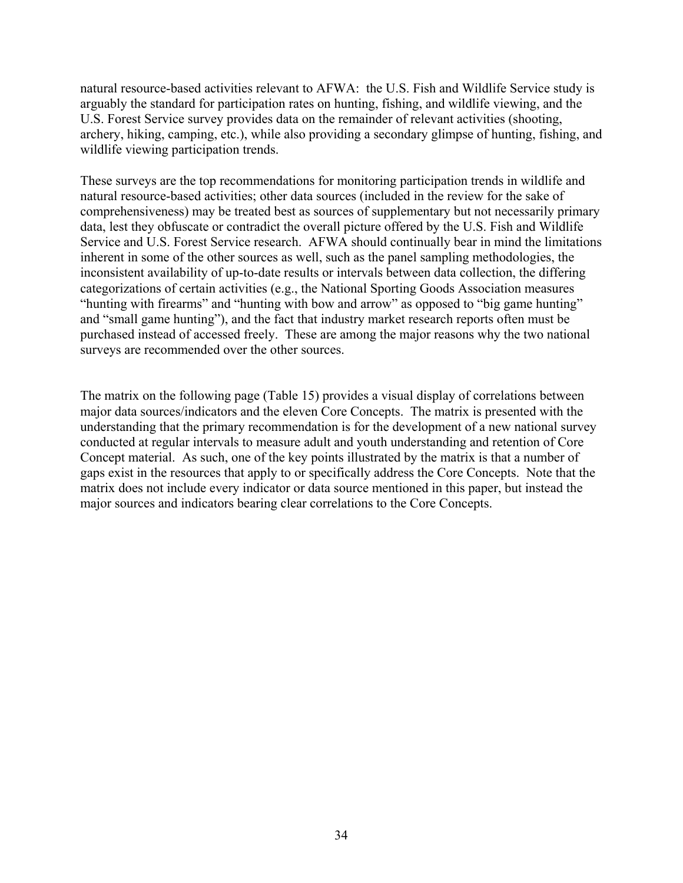natural resource-based activities relevant to AFWA: the U.S. Fish and Wildlife Service study is arguably the standard for participation rates on hunting, fishing, and wildlife viewing, and the U.S. Forest Service survey provides data on the remainder of relevant activities (shooting, archery, hiking, camping, etc.), while also providing a secondary glimpse of hunting, fishing, and wildlife viewing participation trends.

These surveys are the top recommendations for monitoring participation trends in wildlife and natural resource-based activities; other data sources (included in the review for the sake of comprehensiveness) may be treated best as sources of supplementary but not necessarily primary data, lest they obfuscate or contradict the overall picture offered by the U.S. Fish and Wildlife Service and U.S. Forest Service research. AFWA should continually bear in mind the limitations inherent in some of the other sources as well, such as the panel sampling methodologies, the inconsistent availability of up-to-date results or intervals between data collection, the differing categorizations of certain activities (e.g., the National Sporting Goods Association measures "hunting with firearms" and "hunting with bow and arrow" as opposed to "big game hunting" and "small game hunting"), and the fact that industry market research reports often must be purchased instead of accessed freely. These are among the major reasons why the two national surveys are recommended over the other sources.

The matrix on the following page (Table 15) provides a visual display of correlations between major data sources/indicators and the eleven Core Concepts. The matrix is presented with the understanding that the primary recommendation is for the development of a new national survey conducted at regular intervals to measure adult and youth understanding and retention of Core Concept material. As such, one of the key points illustrated by the matrix is that a number of gaps exist in the resources that apply to or specifically address the Core Concepts. Note that the matrix does not include every indicator or data source mentioned in this paper, but instead the major sources and indicators bearing clear correlations to the Core Concepts.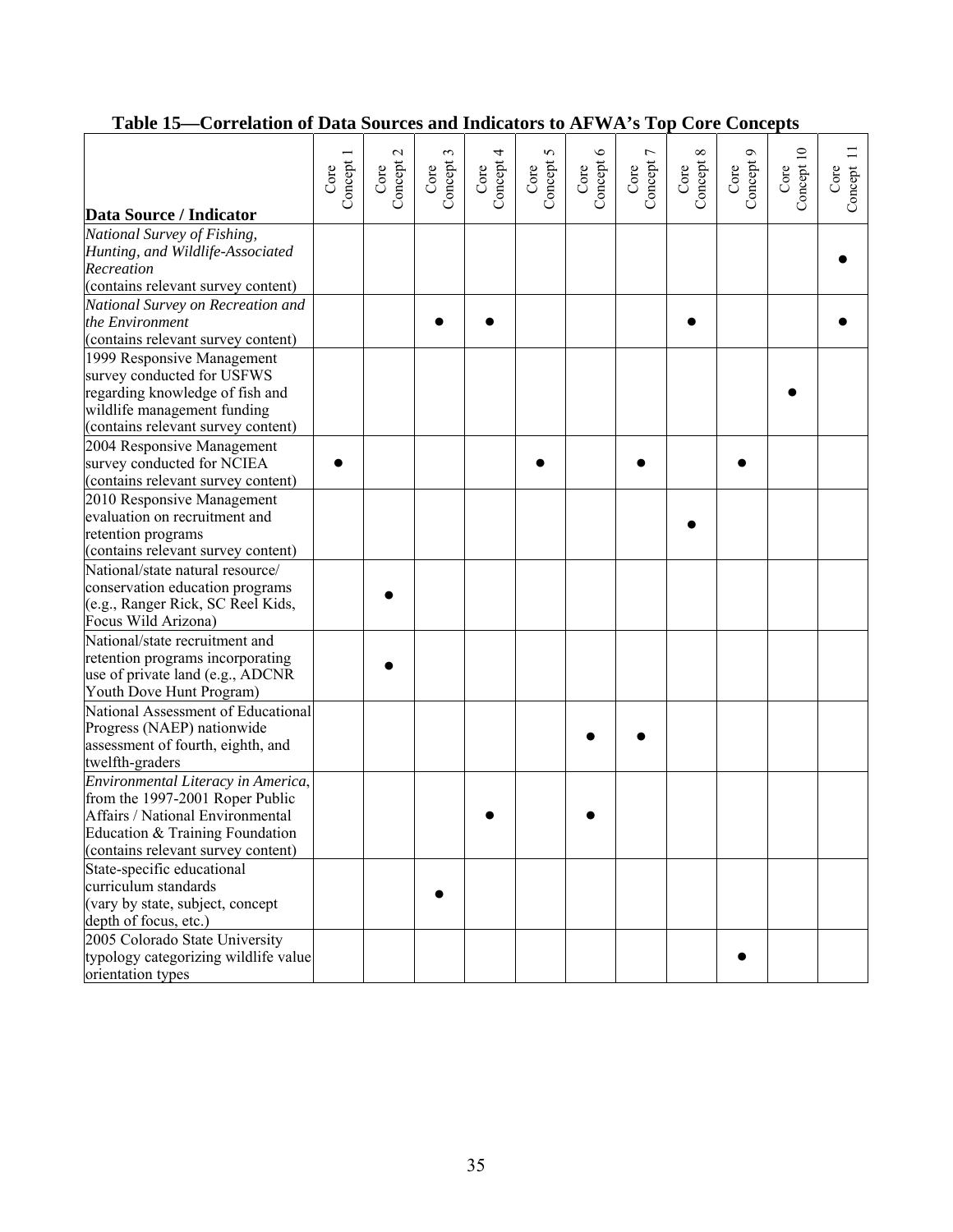**Table 15—Correlation of Data Sources and Indicators to AFWA's Top Core Concepts**

| Data Source / Indicator | Core Concept 1 | Core Concept 2 | Core Concept 3 | Core Concept 4 | Core Concept 5 | Core Concept 6 | Core Concept 7 | Core Concept 8 | Core Concept 9 | Core Concept 10 | Core Concept 11 |
|---|---|---|---|---|---|---|---|---|---|---|---|
| *National Survey of Fishing, Hunting, and Wildlife-Associated Recreation* (contains relevant survey content) | | | | | | | | | | | ● |
| *National Survey on Recreation and the Environment* (contains relevant survey content) | | | ● | ● | | | | ● | | | ● |
| 1999 Responsive Management survey conducted for USFWS regarding knowledge of fish and wildlife management funding (contains relevant survey content) | | | | | | | | | | ● | |
| 2004 Responsive Management survey conducted for NCIEA (contains relevant survey content) | ● | | | | ● | | ● | | ● | | |
| 2010 Responsive Management evaluation on recruitment and retention programs (contains relevant survey content) | | | | | | | | ● | | | |
| National/state natural resource/ conservation education programs (e.g., Ranger Rick, SC Reel Kids, Focus Wild Arizona) | | ● | | | | | | | | | |
| National/state recruitment and retention programs incorporating use of private land (e.g., ADCNR Youth Dove Hunt Program) | | ● | | | | | | | | | |
| National Assessment of Educational Progress (NAEP) nationwide assessment of fourth, eighth, and twelfth-graders | | | | | | ● | ● | | | | |
| *Environmental Literacy in America*, from the 1997-2001 Roper Public Affairs / National Environmental Education & Training Foundation (contains relevant survey content) | | | | ● | | ● | | | | | |
| State-specific educational curriculum standards (vary by state, subject, concept depth of focus, etc.) | | | ● | | | | | | | | |
| 2005 Colorado State University typology categorizing wildlife value orientation types | | | | | | | | | ● | | |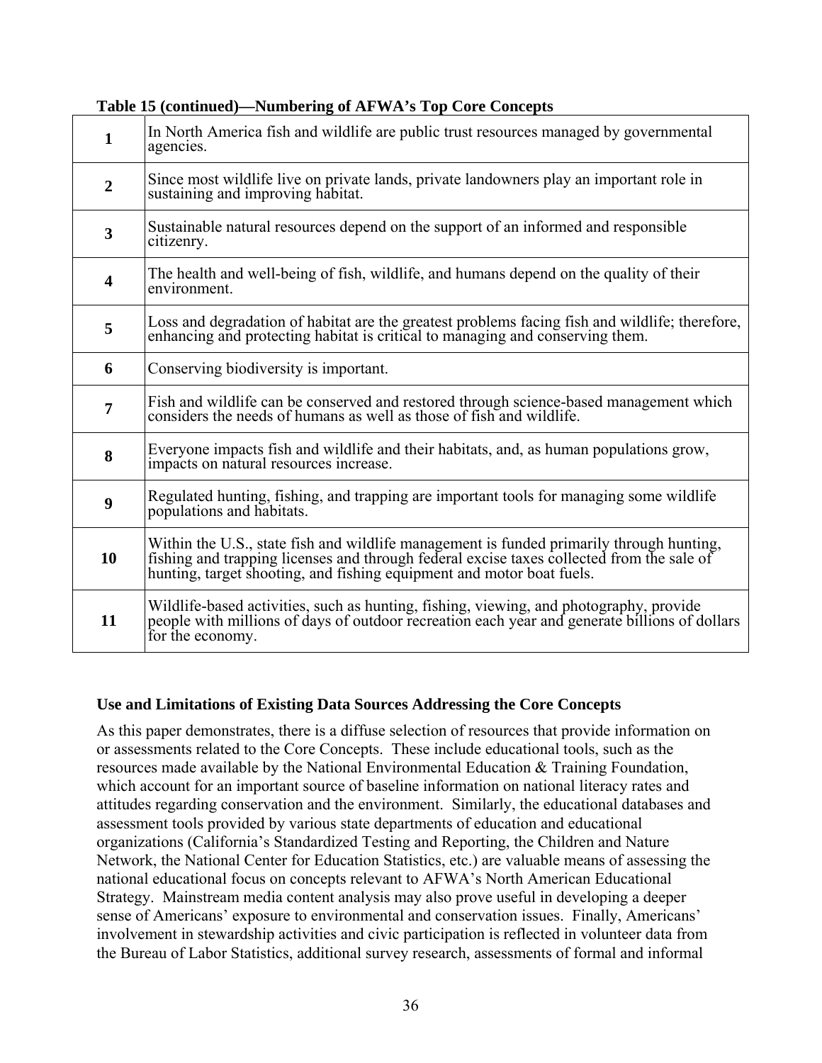**Table 15 (continued)—Numbering of AFWA's Top Core Concepts**

| | |
|---|---|
| **1** | In North America fish and wildlife are public trust resources managed by governmental agencies. |
| **2** | Since most wildlife live on private lands, private landowners play an important role in sustaining and improving habitat. |
| **3** | Sustainable natural resources depend on the support of an informed and responsible citizenry. |
| **4** | The health and well-being of fish, wildlife, and humans depend on the quality of their environment. |
| **5** | Loss and degradation of habitat are the greatest problems facing fish and wildlife; therefore, enhancing and protecting habitat is critical to managing and conserving them. |
| **6** | Conserving biodiversity is important. |
| **7** | Fish and wildlife can be conserved and restored through science-based management which considers the needs of humans as well as those of fish and wildlife. |
| **8** | Everyone impacts fish and wildlife and their habitats, and, as human populations grow, impacts on natural resources increase. |
| **9** | Regulated hunting, fishing, and trapping are important tools for managing some wildlife populations and habitats. |
| **10** | Within the U.S., state fish and wildlife management is funded primarily through hunting, fishing and trapping licenses and through federal excise taxes collected from the sale of hunting, target shooting, and fishing equipment and motor boat fuels. |
| **11** | Wildlife-based activities, such as hunting, fishing, viewing, and photography, provide people with millions of days of outdoor recreation each year and generate billions of dollars for the economy. |

### Use and Limitations of Existing Data Sources Addressing the Core Concepts

As this paper demonstrates, there is a diffuse selection of resources that provide information on or assessments related to the Core Concepts. These include educational tools, such as the resources made available by the National Environmental Education & Training Foundation, which account for an important source of baseline information on national literacy rates and attitudes regarding conservation and the environment. Similarly, the educational databases and assessment tools provided by various state departments of education and educational organizations (California's Standardized Testing and Reporting, the Children and Nature Network, the National Center for Education Statistics, etc.) are valuable means of assessing the national educational focus on concepts relevant to AFWA's North American Educational Strategy. Mainstream media content analysis may also prove useful in developing a deeper sense of Americans' exposure to environmental and conservation issues. Finally, Americans' involvement in stewardship activities and civic participation is reflected in volunteer data from the Bureau of Labor Statistics, additional survey research, assessments of formal and informal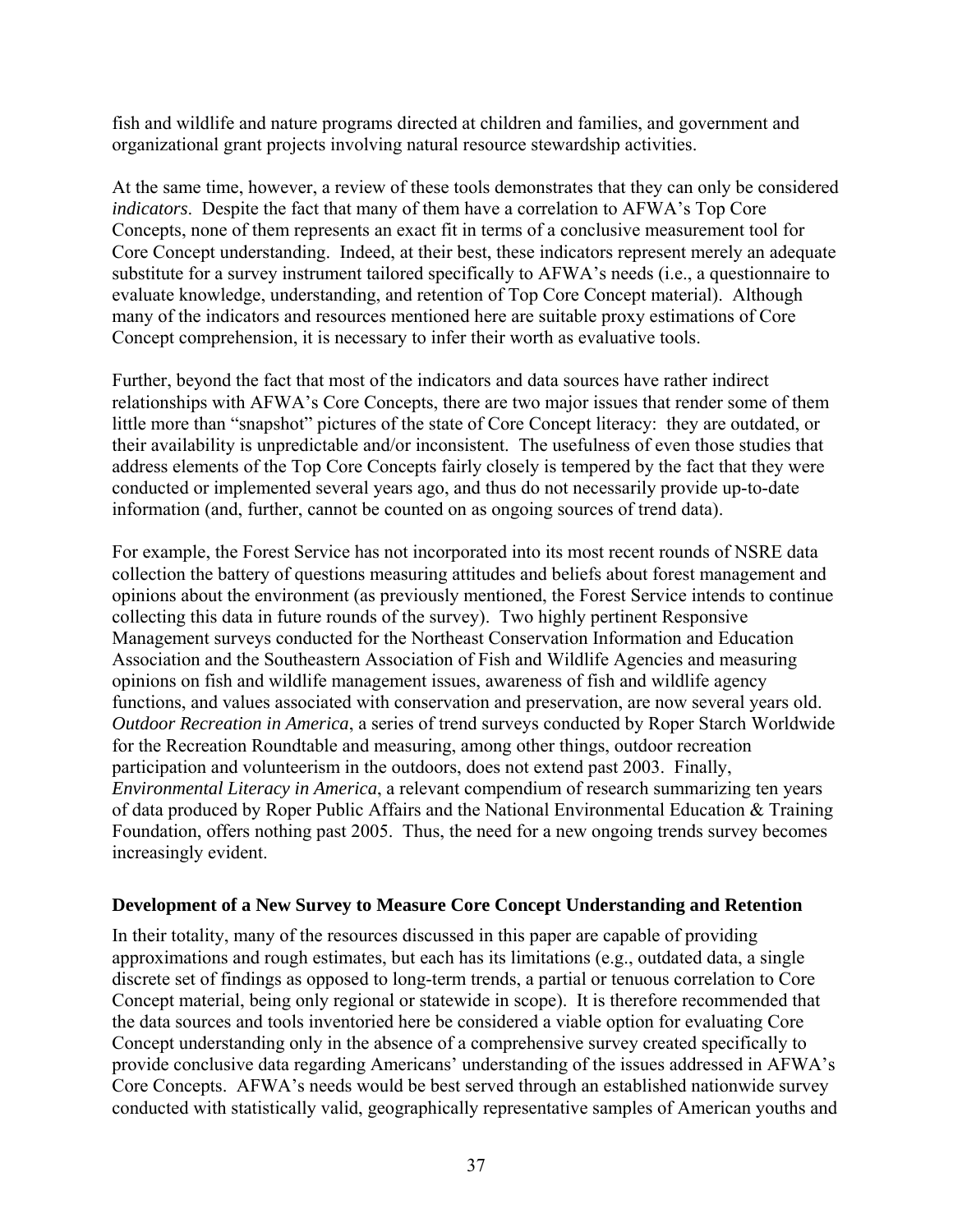fish and wildlife and nature programs directed at children and families, and government and organizational grant projects involving natural resource stewardship activities.

At the same time, however, a review of these tools demonstrates that they can only be considered *indicators*. Despite the fact that many of them have a correlation to AFWA's Top Core Concepts, none of them represents an exact fit in terms of a conclusive measurement tool for Core Concept understanding. Indeed, at their best, these indicators represent merely an adequate substitute for a survey instrument tailored specifically to AFWA's needs (i.e., a questionnaire to evaluate knowledge, understanding, and retention of Top Core Concept material). Although many of the indicators and resources mentioned here are suitable proxy estimations of Core Concept comprehension, it is necessary to infer their worth as evaluative tools.

Further, beyond the fact that most of the indicators and data sources have rather indirect relationships with AFWA's Core Concepts, there are two major issues that render some of them little more than "snapshot" pictures of the state of Core Concept literacy: they are outdated, or their availability is unpredictable and/or inconsistent. The usefulness of even those studies that address elements of the Top Core Concepts fairly closely is tempered by the fact that they were conducted or implemented several years ago, and thus do not necessarily provide up-to-date information (and, further, cannot be counted on as ongoing sources of trend data).

For example, the Forest Service has not incorporated into its most recent rounds of NSRE data collection the battery of questions measuring attitudes and beliefs about forest management and opinions about the environment (as previously mentioned, the Forest Service intends to continue collecting this data in future rounds of the survey). Two highly pertinent Responsive Management surveys conducted for the Northeast Conservation Information and Education Association and the Southeastern Association of Fish and Wildlife Agencies and measuring opinions on fish and wildlife management issues, awareness of fish and wildlife agency functions, and values associated with conservation and preservation, are now several years old. *Outdoor Recreation in America*, a series of trend surveys conducted by Roper Starch Worldwide for the Recreation Roundtable and measuring, among other things, outdoor recreation participation and volunteerism in the outdoors, does not extend past 2003. Finally, *Environmental Literacy in America*, a relevant compendium of research summarizing ten years of data produced by Roper Public Affairs and the National Environmental Education & Training Foundation, offers nothing past 2005. Thus, the need for a new ongoing trends survey becomes increasingly evident.

**Development of a New Survey to Measure Core Concept Understanding and Retention**

In their totality, many of the resources discussed in this paper are capable of providing approximations and rough estimates, but each has its limitations (e.g., outdated data, a single discrete set of findings as opposed to long-term trends, a partial or tenuous correlation to Core Concept material, being only regional or statewide in scope). It is therefore recommended that the data sources and tools inventoried here be considered a viable option for evaluating Core Concept understanding only in the absence of a comprehensive survey created specifically to provide conclusive data regarding Americans' understanding of the issues addressed in AFWA's Core Concepts. AFWA's needs would be best served through an established nationwide survey conducted with statistically valid, geographically representative samples of American youths and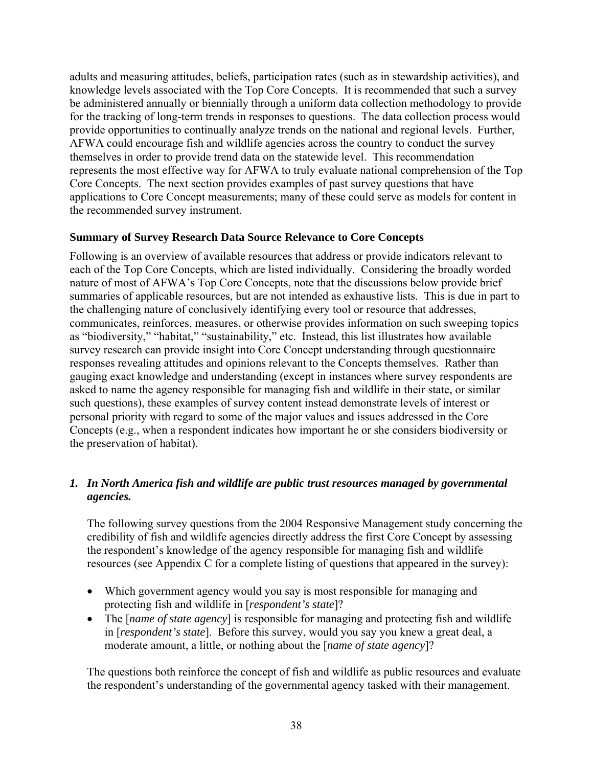adults and measuring attitudes, beliefs, participation rates (such as in stewardship activities), and knowledge levels associated with the Top Core Concepts. It is recommended that such a survey be administered annually or biennially through a uniform data collection methodology to provide for the tracking of long-term trends in responses to questions. The data collection process would provide opportunities to continually analyze trends on the national and regional levels. Further, AFWA could encourage fish and wildlife agencies across the country to conduct the survey themselves in order to provide trend data on the statewide level. This recommendation represents the most effective way for AFWA to truly evaluate national comprehension of the Top Core Concepts. The next section provides examples of past survey questions that have applications to Core Concept measurements; many of these could serve as models for content in the recommended survey instrument.

### Summary of Survey Research Data Source Relevance to Core Concepts

Following is an overview of available resources that address or provide indicators relevant to each of the Top Core Concepts, which are listed individually. Considering the broadly worded nature of most of AFWA's Top Core Concepts, note that the discussions below provide brief summaries of applicable resources, but are not intended as exhaustive lists. This is due in part to the challenging nature of conclusively identifying every tool or resource that addresses, communicates, reinforces, measures, or otherwise provides information on such sweeping topics as "biodiversity," "habitat," "sustainability," etc. Instead, this list illustrates how available survey research can provide insight into Core Concept understanding through questionnaire responses revealing attitudes and opinions relevant to the Concepts themselves. Rather than gauging exact knowledge and understanding (except in instances where survey respondents are asked to name the agency responsible for managing fish and wildlife in their state, or similar such questions), these examples of survey content instead demonstrate levels of interest or personal priority with regard to some of the major values and issues addressed in the Core Concepts (e.g., when a respondent indicates how important he or she considers biodiversity or the preservation of habitat).

#### 1. *In North America fish and wildlife are public trust resources managed by governmental agencies.*

The following survey questions from the 2004 Responsive Management study concerning the credibility of fish and wildlife agencies directly address the first Core Concept by assessing the respondent's knowledge of the agency responsible for managing fish and wildlife resources (see Appendix C for a complete listing of questions that appeared in the survey):

- Which government agency would you say is most responsible for managing and protecting fish and wildlife in [*respondent's state*]?
- The [*name of state agency*] is responsible for managing and protecting fish and wildlife in [*respondent's state*]. Before this survey, would you say you knew a great deal, a moderate amount, a little, or nothing about the [*name of state agency*]?

The questions both reinforce the concept of fish and wildlife as public resources and evaluate the respondent's understanding of the governmental agency tasked with their management.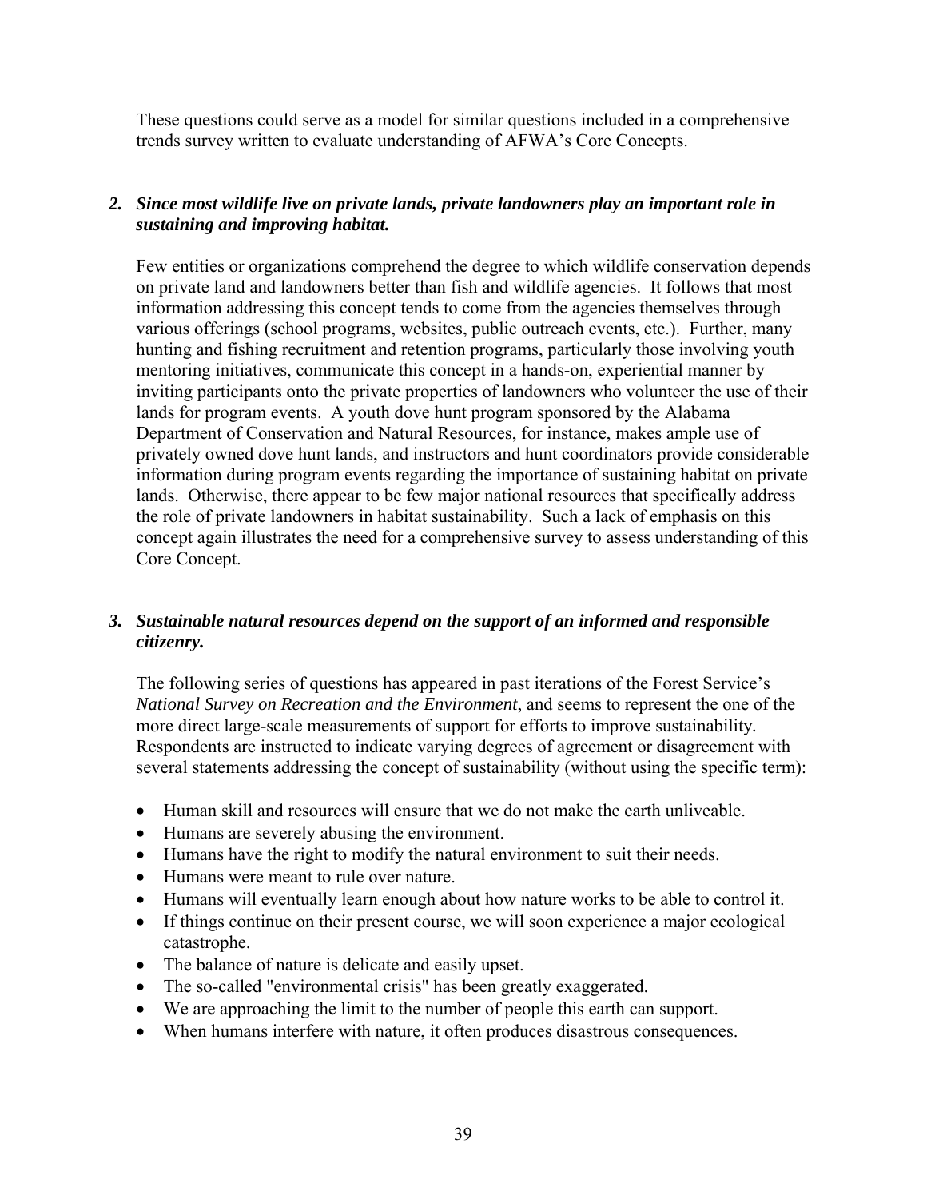These questions could serve as a model for similar questions included in a comprehensive trends survey written to evaluate understanding of AFWA's Core Concepts.

2. ***Since most wildlife live on private lands, private landowners play an important role in sustaining and improving habitat.***

Few entities or organizations comprehend the degree to which wildlife conservation depends on private land and landowners better than fish and wildlife agencies. It follows that most information addressing this concept tends to come from the agencies themselves through various offerings (school programs, websites, public outreach events, etc.). Further, many hunting and fishing recruitment and retention programs, particularly those involving youth mentoring initiatives, communicate this concept in a hands-on, experiential manner by inviting participants onto the private properties of landowners who volunteer the use of their lands for program events. A youth dove hunt program sponsored by the Alabama Department of Conservation and Natural Resources, for instance, makes ample use of privately owned dove hunt lands, and instructors and hunt coordinators provide considerable information during program events regarding the importance of sustaining habitat on private lands. Otherwise, there appear to be few major national resources that specifically address the role of private landowners in habitat sustainability. Such a lack of emphasis on this concept again illustrates the need for a comprehensive survey to assess understanding of this Core Concept.

3. ***Sustainable natural resources depend on the support of an informed and responsible citizenry.***

The following series of questions has appeared in past iterations of the Forest Service's *National Survey on Recreation and the Environment*, and seems to represent the one of the more direct large-scale measurements of support for efforts to improve sustainability. Respondents are instructed to indicate varying degrees of agreement or disagreement with several statements addressing the concept of sustainability (without using the specific term):

- Human skill and resources will ensure that we do not make the earth unliveable.
- Humans are severely abusing the environment.
- Humans have the right to modify the natural environment to suit their needs.
- Humans were meant to rule over nature.
- Humans will eventually learn enough about how nature works to be able to control it.
- If things continue on their present course, we will soon experience a major ecological catastrophe.
- The balance of nature is delicate and easily upset.
- The so-called "environmental crisis" has been greatly exaggerated.
- We are approaching the limit to the number of people this earth can support.
- When humans interfere with nature, it often produces disastrous consequences.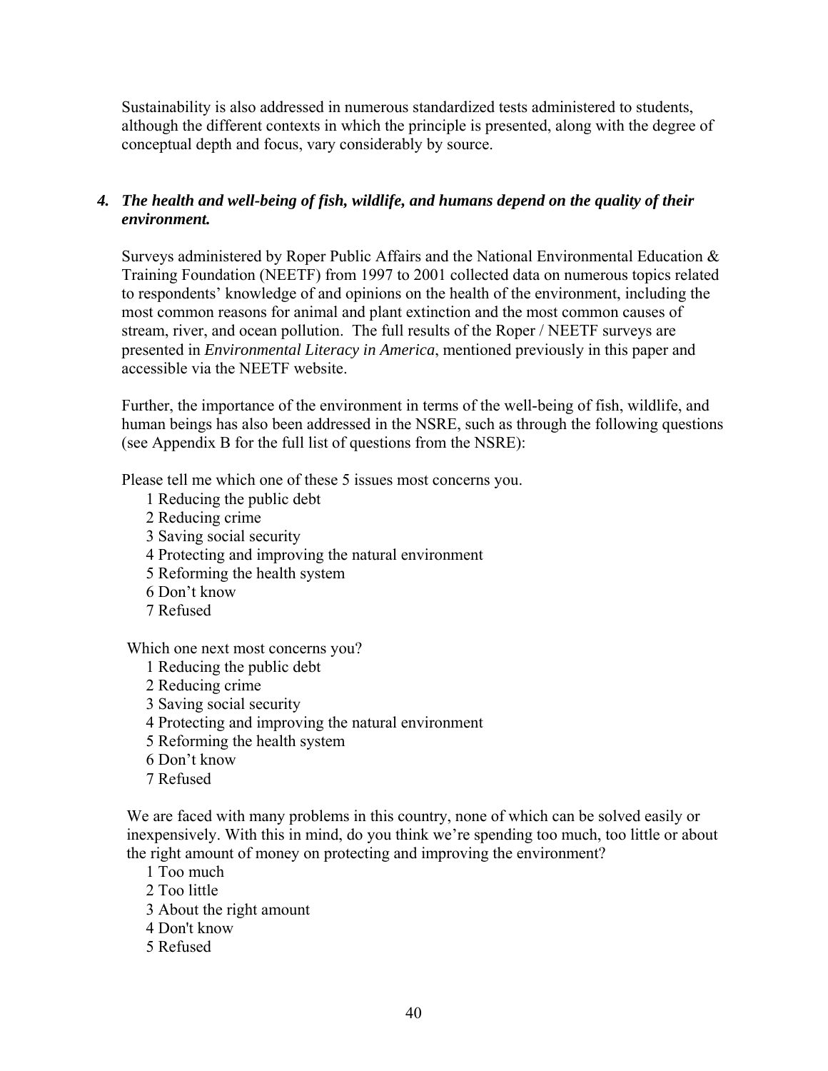Sustainability is also addressed in numerous standardized tests administered to students, although the different contexts in which the principle is presented, along with the degree of conceptual depth and focus, vary considerably by source.

### *4. The health and well-being of fish, wildlife, and humans depend on the quality of their environment.*

Surveys administered by Roper Public Affairs and the National Environmental Education & Training Foundation (NEETF) from 1997 to 2001 collected data on numerous topics related to respondents' knowledge of and opinions on the health of the environment, including the most common reasons for animal and plant extinction and the most common causes of stream, river, and ocean pollution. The full results of the Roper / NEETF surveys are presented in *Environmental Literacy in America*, mentioned previously in this paper and accessible via the NEETF website.

Further, the importance of the environment in terms of the well-being of fish, wildlife, and human beings has also been addressed in the NSRE, such as through the following questions (see Appendix B for the full list of questions from the NSRE):

Please tell me which one of these 5 issues most concerns you.

1 Reducing the public debt
2 Reducing crime
3 Saving social security
4 Protecting and improving the natural environment
5 Reforming the health system
6 Don't know
7 Refused

Which one next most concerns you?

1 Reducing the public debt
2 Reducing crime
3 Saving social security
4 Protecting and improving the natural environment
5 Reforming the health system
6 Don't know
7 Refused

We are faced with many problems in this country, none of which can be solved easily or inexpensively. With this in mind, do you think we're spending too much, too little or about the right amount of money on protecting and improving the environment?

1 Too much
2 Too little
3 About the right amount
4 Don't know
5 Refused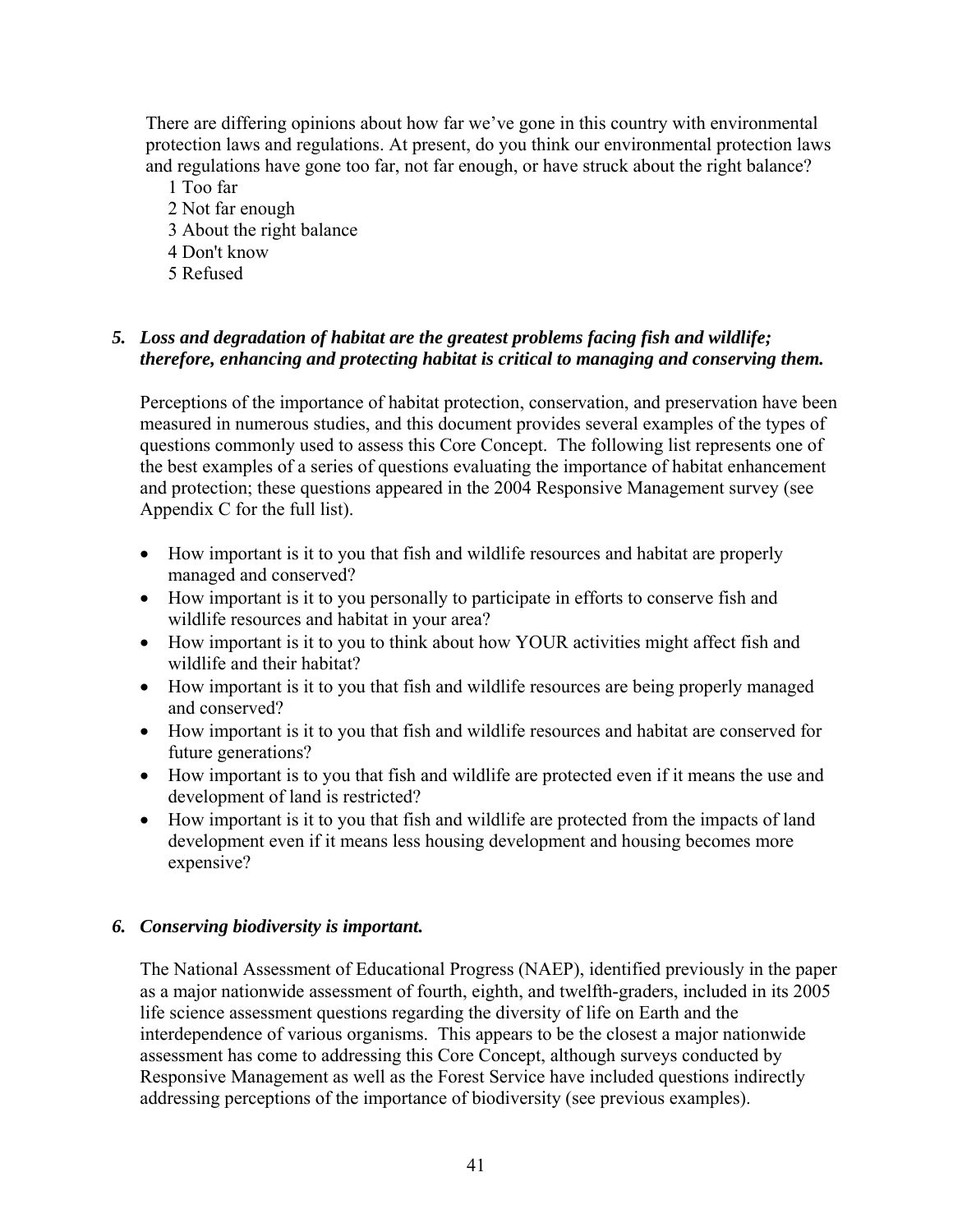There are differing opinions about how far we've gone in this country with environmental protection laws and regulations. At present, do you think our environmental protection laws and regulations have gone too far, not far enough, or have struck about the right balance?

1 Too far
2 Not far enough
3 About the right balance
4 Don't know
5 Refused

***5. Loss and degradation of habitat are the greatest problems facing fish and wildlife; therefore, enhancing and protecting habitat is critical to managing and conserving them.***

Perceptions of the importance of habitat protection, conservation, and preservation have been measured in numerous studies, and this document provides several examples of the types of questions commonly used to assess this Core Concept. The following list represents one of the best examples of a series of questions evaluating the importance of habitat enhancement and protection; these questions appeared in the 2004 Responsive Management survey (see Appendix C for the full list).

- How important is it to you that fish and wildlife resources and habitat are properly managed and conserved?
- How important is it to you personally to participate in efforts to conserve fish and wildlife resources and habitat in your area?
- How important is it to you to think about how YOUR activities might affect fish and wildlife and their habitat?
- How important is it to you that fish and wildlife resources are being properly managed and conserved?
- How important is it to you that fish and wildlife resources and habitat are conserved for future generations?
- How important is to you that fish and wildlife are protected even if it means the use and development of land is restricted?
- How important is it to you that fish and wildlife are protected from the impacts of land development even if it means less housing development and housing becomes more expensive?

***6. Conserving biodiversity is important.***

The National Assessment of Educational Progress (NAEP), identified previously in the paper as a major nationwide assessment of fourth, eighth, and twelfth-graders, included in its 2005 life science assessment questions regarding the diversity of life on Earth and the interdependence of various organisms. This appears to be the closest a major nationwide assessment has come to addressing this Core Concept, although surveys conducted by Responsive Management as well as the Forest Service have included questions indirectly addressing perceptions of the importance of biodiversity (see previous examples).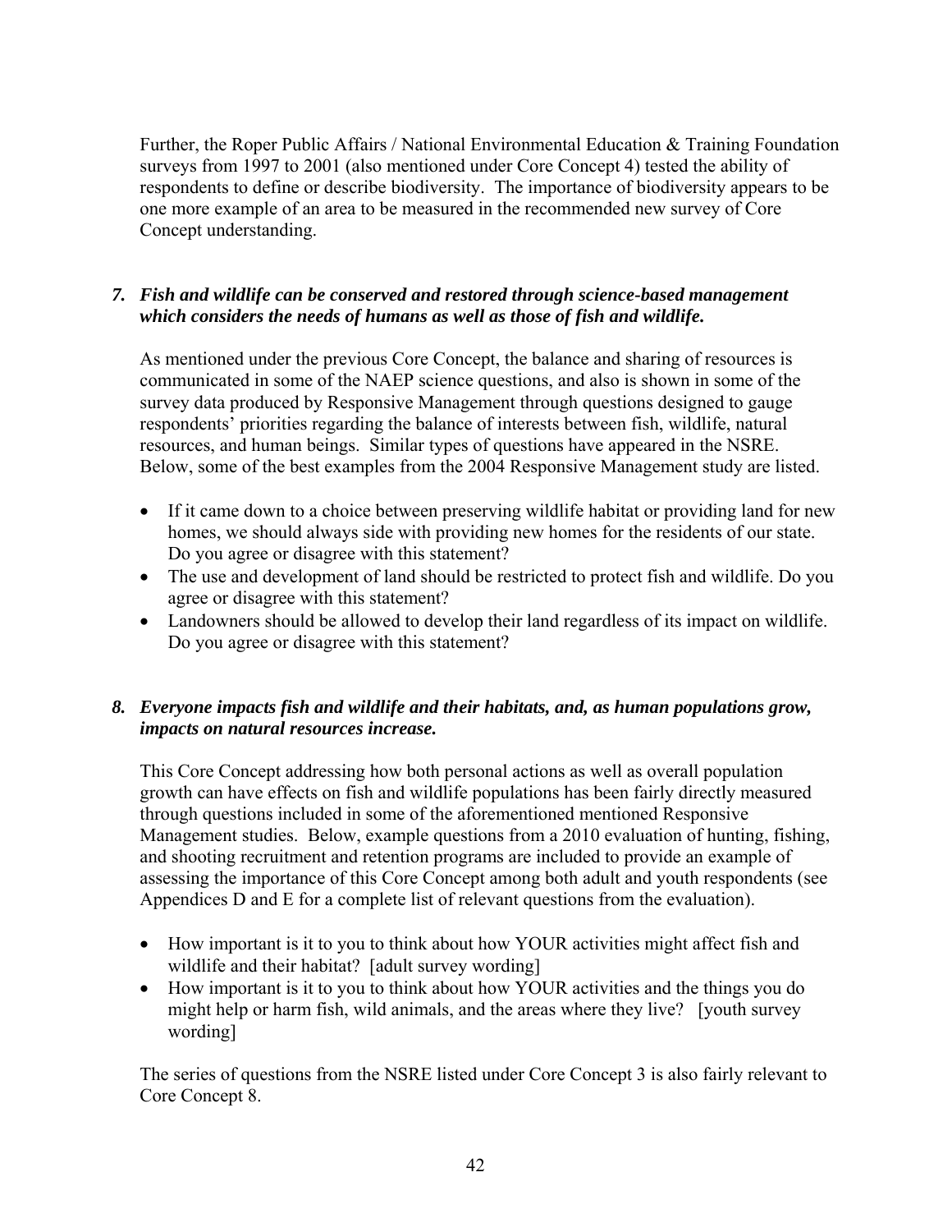Further, the Roper Public Affairs / National Environmental Education & Training Foundation surveys from 1997 to 2001 (also mentioned under Core Concept 4) tested the ability of respondents to define or describe biodiversity. The importance of biodiversity appears to be one more example of an area to be measured in the recommended new survey of Core Concept understanding.

### *7. Fish and wildlife can be conserved and restored through science-based management which considers the needs of humans as well as those of fish and wildlife.*

As mentioned under the previous Core Concept, the balance and sharing of resources is communicated in some of the NAEP science questions, and also is shown in some of the survey data produced by Responsive Management through questions designed to gauge respondents' priorities regarding the balance of interests between fish, wildlife, natural resources, and human beings. Similar types of questions have appeared in the NSRE. Below, some of the best examples from the 2004 Responsive Management study are listed.

- If it came down to a choice between preserving wildlife habitat or providing land for new homes, we should always side with providing new homes for the residents of our state. Do you agree or disagree with this statement?
- The use and development of land should be restricted to protect fish and wildlife. Do you agree or disagree with this statement?
- Landowners should be allowed to develop their land regardless of its impact on wildlife. Do you agree or disagree with this statement?

### *8. Everyone impacts fish and wildlife and their habitats, and, as human populations grow, impacts on natural resources increase.*

This Core Concept addressing how both personal actions as well as overall population growth can have effects on fish and wildlife populations has been fairly directly measured through questions included in some of the aforementioned mentioned Responsive Management studies. Below, example questions from a 2010 evaluation of hunting, fishing, and shooting recruitment and retention programs are included to provide an example of assessing the importance of this Core Concept among both adult and youth respondents (see Appendices D and E for a complete list of relevant questions from the evaluation).

- How important is it to you to think about how YOUR activities might affect fish and wildlife and their habitat? [adult survey wording]
- How important is it to you to think about how YOUR activities and the things you do might help or harm fish, wild animals, and the areas where they live? [youth survey wording]

The series of questions from the NSRE listed under Core Concept 3 is also fairly relevant to Core Concept 8.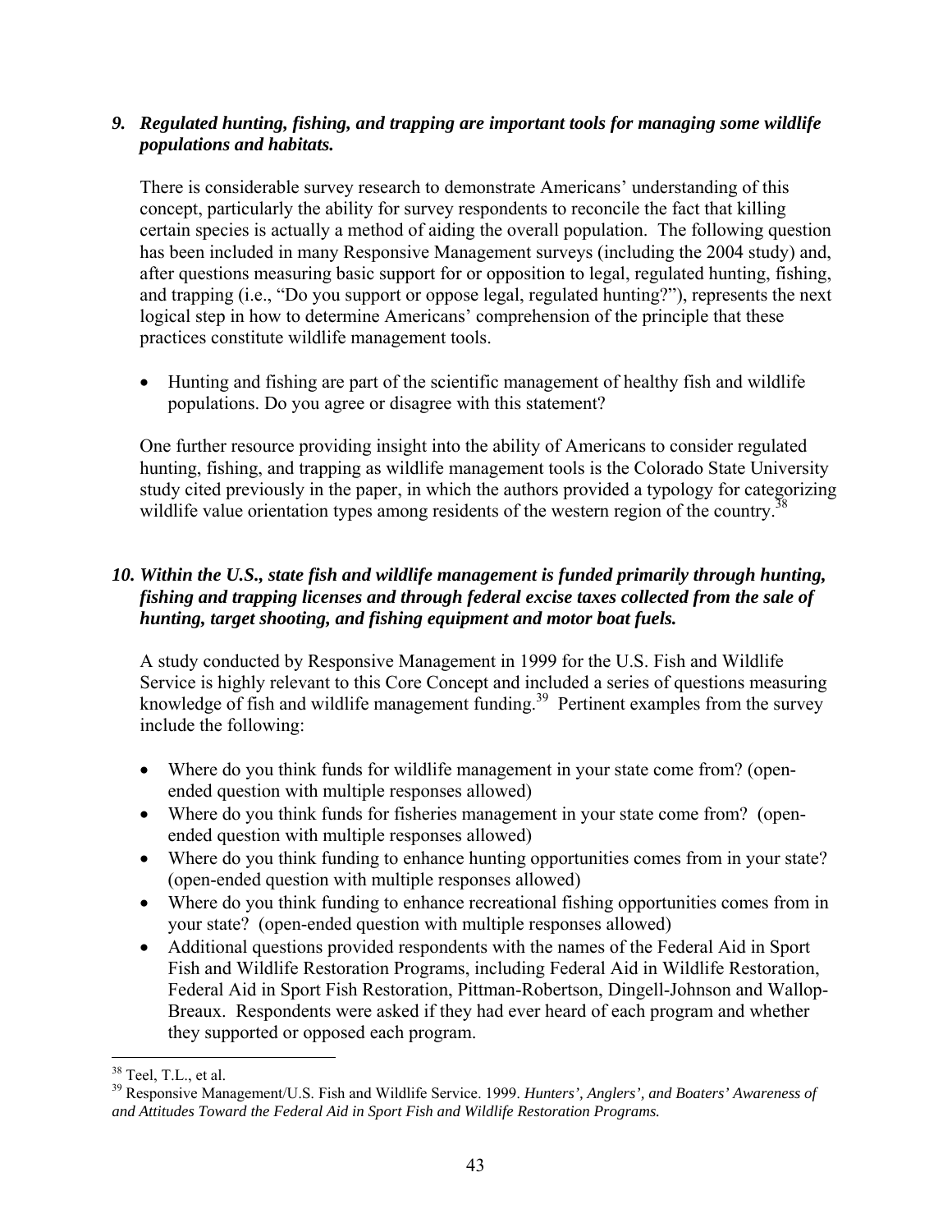*9. Regulated hunting, fishing, and trapping are important tools for managing some wildlife populations and habitats.*

There is considerable survey research to demonstrate Americans' understanding of this concept, particularly the ability for survey respondents to reconcile the fact that killing certain species is actually a method of aiding the overall population. The following question has been included in many Responsive Management surveys (including the 2004 study) and, after questions measuring basic support for or opposition to legal, regulated hunting, fishing, and trapping (i.e., "Do you support or oppose legal, regulated hunting?"), represents the next logical step in how to determine Americans' comprehension of the principle that these practices constitute wildlife management tools.

- Hunting and fishing are part of the scientific management of healthy fish and wildlife populations. Do you agree or disagree with this statement?

One further resource providing insight into the ability of Americans to consider regulated hunting, fishing, and trapping as wildlife management tools is the Colorado State University study cited previously in the paper, in which the authors provided a typology for categorizing wildlife value orientation types among residents of the western region of the country.[38]

*10. Within the U.S., state fish and wildlife management is funded primarily through hunting, fishing and trapping licenses and through federal excise taxes collected from the sale of hunting, target shooting, and fishing equipment and motor boat fuels.*

A study conducted by Responsive Management in 1999 for the U.S. Fish and Wildlife Service is highly relevant to this Core Concept and included a series of questions measuring knowledge of fish and wildlife management funding.[39] Pertinent examples from the survey include the following:

- Where do you think funds for wildlife management in your state come from? (open-ended question with multiple responses allowed)
- Where do you think funds for fisheries management in your state come from? (open-ended question with multiple responses allowed)
- Where do you think funding to enhance hunting opportunities comes from in your state? (open-ended question with multiple responses allowed)
- Where do you think funding to enhance recreational fishing opportunities comes from in your state? (open-ended question with multiple responses allowed)
- Additional questions provided respondents with the names of the Federal Aid in Sport Fish and Wildlife Restoration Programs, including Federal Aid in Wildlife Restoration, Federal Aid in Sport Fish Restoration, Pittman-Robertson, Dingell-Johnson and Wallop-Breaux. Respondents were asked if they had ever heard of each program and whether they supported or opposed each program.

---

[38] Teel, T.L., et al.

[39] Responsive Management/U.S. Fish and Wildlife Service. 1999. *Hunters', Anglers', and Boaters' Awareness of and Attitudes Toward the Federal Aid in Sport Fish and Wildlife Restoration Programs.*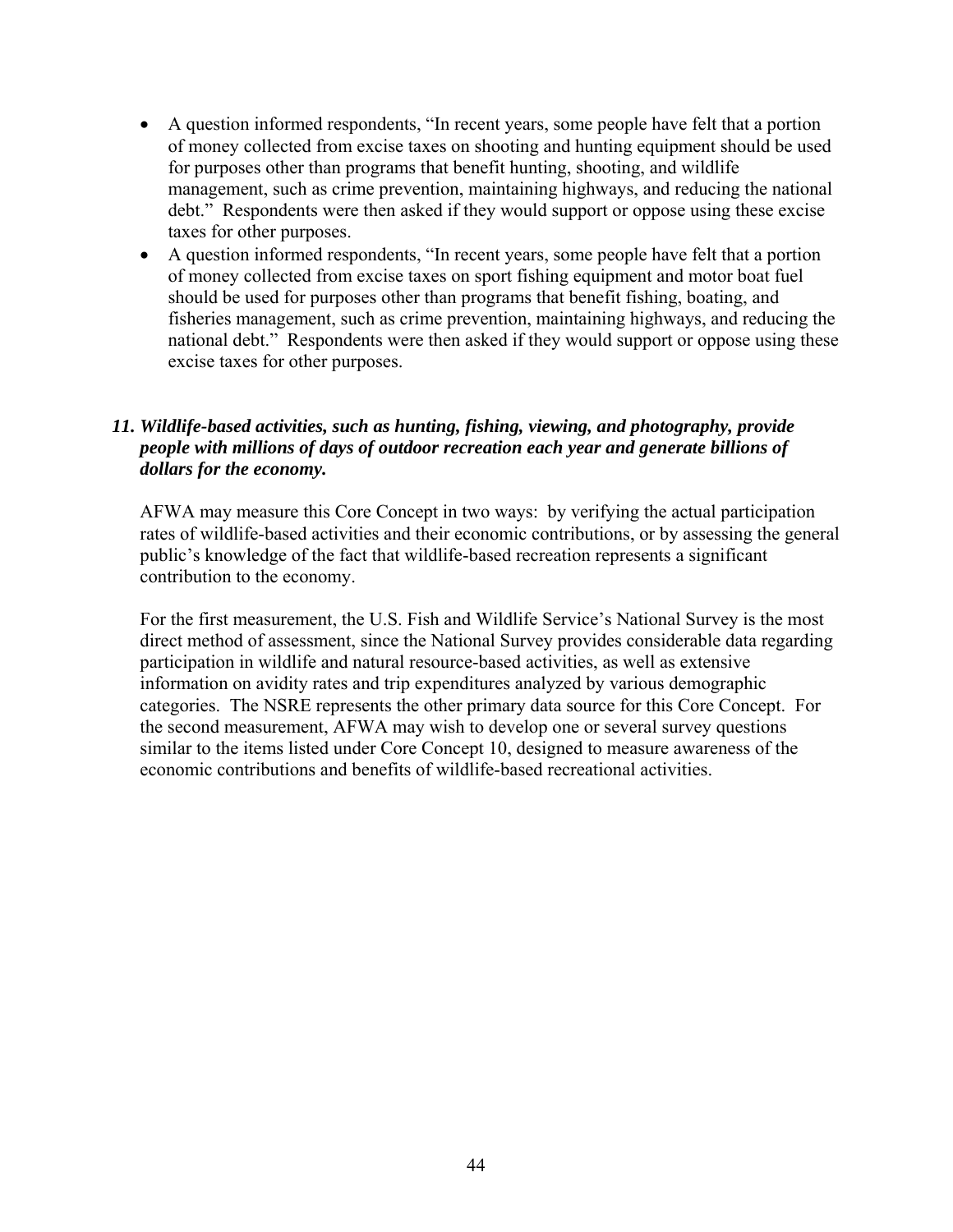- A question informed respondents, "In recent years, some people have felt that a portion of money collected from excise taxes on shooting and hunting equipment should be used for purposes other than programs that benefit hunting, shooting, and wildlife management, such as crime prevention, maintaining highways, and reducing the national debt." Respondents were then asked if they would support or oppose using these excise taxes for other purposes.
- A question informed respondents, "In recent years, some people have felt that a portion of money collected from excise taxes on sport fishing equipment and motor boat fuel should be used for purposes other than programs that benefit fishing, boating, and fisheries management, such as crime prevention, maintaining highways, and reducing the national debt." Respondents were then asked if they would support or oppose using these excise taxes for other purposes.

### *11. Wildlife-based activities, such as hunting, fishing, viewing, and photography, provide people with millions of days of outdoor recreation each year and generate billions of dollars for the economy.*

AFWA may measure this Core Concept in two ways: by verifying the actual participation rates of wildlife-based activities and their economic contributions, or by assessing the general public's knowledge of the fact that wildlife-based recreation represents a significant contribution to the economy.

For the first measurement, the U.S. Fish and Wildlife Service's National Survey is the most direct method of assessment, since the National Survey provides considerable data regarding participation in wildlife and natural resource-based activities, as well as extensive information on avidity rates and trip expenditures analyzed by various demographic categories. The NSRE represents the other primary data source for this Core Concept. For the second measurement, AFWA may wish to develop one or several survey questions similar to the items listed under Core Concept 10, designed to measure awareness of the economic contributions and benefits of wildlife-based recreational activities.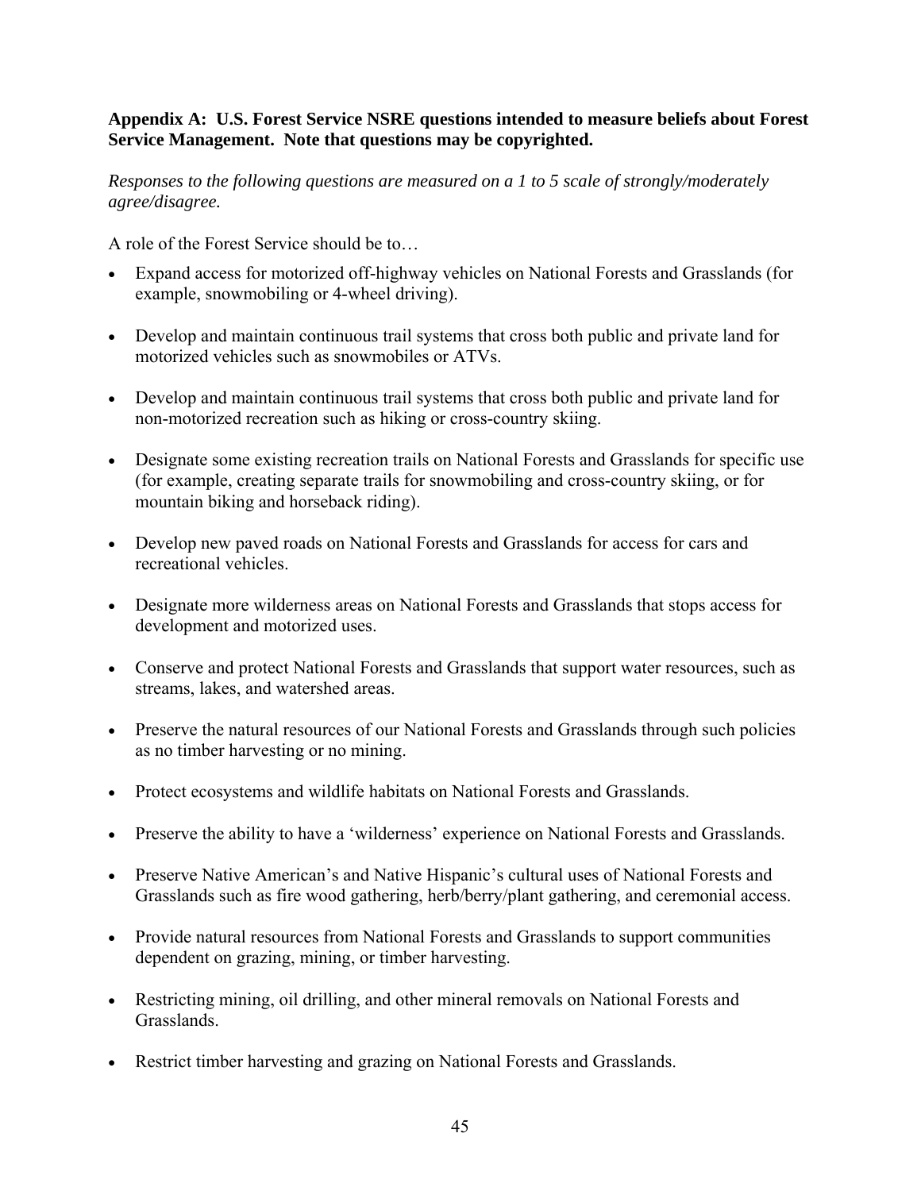**Appendix A: U.S. Forest Service NSRE questions intended to measure beliefs about Forest Service Management. Note that questions may be copyrighted.**

*Responses to the following questions are measured on a 1 to 5 scale of strongly/moderately agree/disagree.*

A role of the Forest Service should be to…

- Expand access for motorized off-highway vehicles on National Forests and Grasslands (for example, snowmobiling or 4-wheel driving).
- Develop and maintain continuous trail systems that cross both public and private land for motorized vehicles such as snowmobiles or ATVs.
- Develop and maintain continuous trail systems that cross both public and private land for non-motorized recreation such as hiking or cross-country skiing.
- Designate some existing recreation trails on National Forests and Grasslands for specific use (for example, creating separate trails for snowmobiling and cross-country skiing, or for mountain biking and horseback riding).
- Develop new paved roads on National Forests and Grasslands for access for cars and recreational vehicles.
- Designate more wilderness areas on National Forests and Grasslands that stops access for development and motorized uses.
- Conserve and protect National Forests and Grasslands that support water resources, such as streams, lakes, and watershed areas.
- Preserve the natural resources of our National Forests and Grasslands through such policies as no timber harvesting or no mining.
- Protect ecosystems and wildlife habitats on National Forests and Grasslands.
- Preserve the ability to have a 'wilderness' experience on National Forests and Grasslands.
- Preserve Native American's and Native Hispanic's cultural uses of National Forests and Grasslands such as fire wood gathering, herb/berry/plant gathering, and ceremonial access.
- Provide natural resources from National Forests and Grasslands to support communities dependent on grazing, mining, or timber harvesting.
- Restricting mining, oil drilling, and other mineral removals on National Forests and Grasslands.
- Restrict timber harvesting and grazing on National Forests and Grasslands.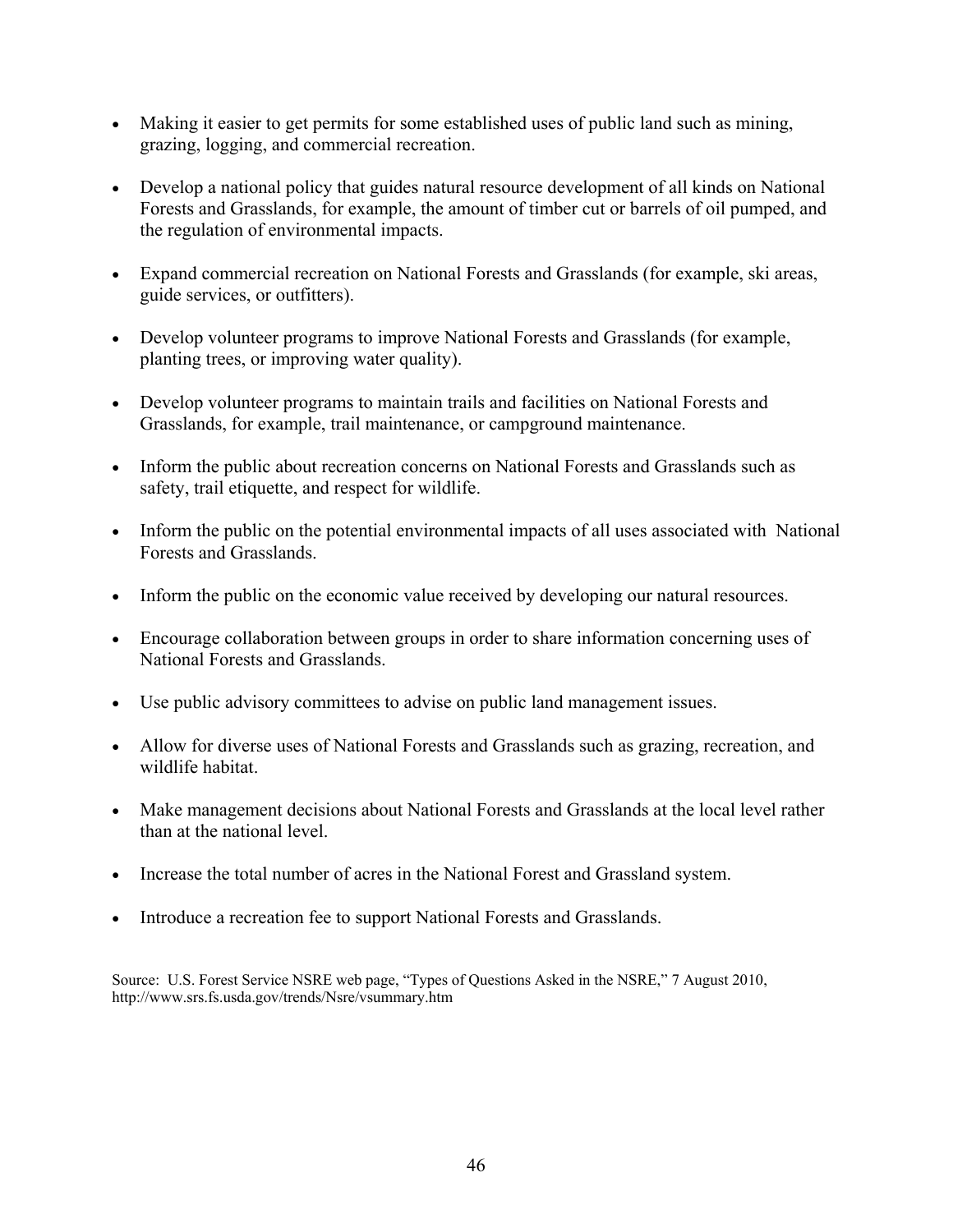- Making it easier to get permits for some established uses of public land such as mining, grazing, logging, and commercial recreation.
- Develop a national policy that guides natural resource development of all kinds on National Forests and Grasslands, for example, the amount of timber cut or barrels of oil pumped, and the regulation of environmental impacts.
- Expand commercial recreation on National Forests and Grasslands (for example, ski areas, guide services, or outfitters).
- Develop volunteer programs to improve National Forests and Grasslands (for example, planting trees, or improving water quality).
- Develop volunteer programs to maintain trails and facilities on National Forests and Grasslands, for example, trail maintenance, or campground maintenance.
- Inform the public about recreation concerns on National Forests and Grasslands such as safety, trail etiquette, and respect for wildlife.
- Inform the public on the potential environmental impacts of all uses associated with National Forests and Grasslands.
- Inform the public on the economic value received by developing our natural resources.
- Encourage collaboration between groups in order to share information concerning uses of National Forests and Grasslands.
- Use public advisory committees to advise on public land management issues.
- Allow for diverse uses of National Forests and Grasslands such as grazing, recreation, and wildlife habitat.
- Make management decisions about National Forests and Grasslands at the local level rather than at the national level.
- Increase the total number of acres in the National Forest and Grassland system.
- Introduce a recreation fee to support National Forests and Grasslands.

Source: U.S. Forest Service NSRE web page, "Types of Questions Asked in the NSRE," 7 August 2010, http://www.srs.fs.usda.gov/trends/Nsre/vsummary.htm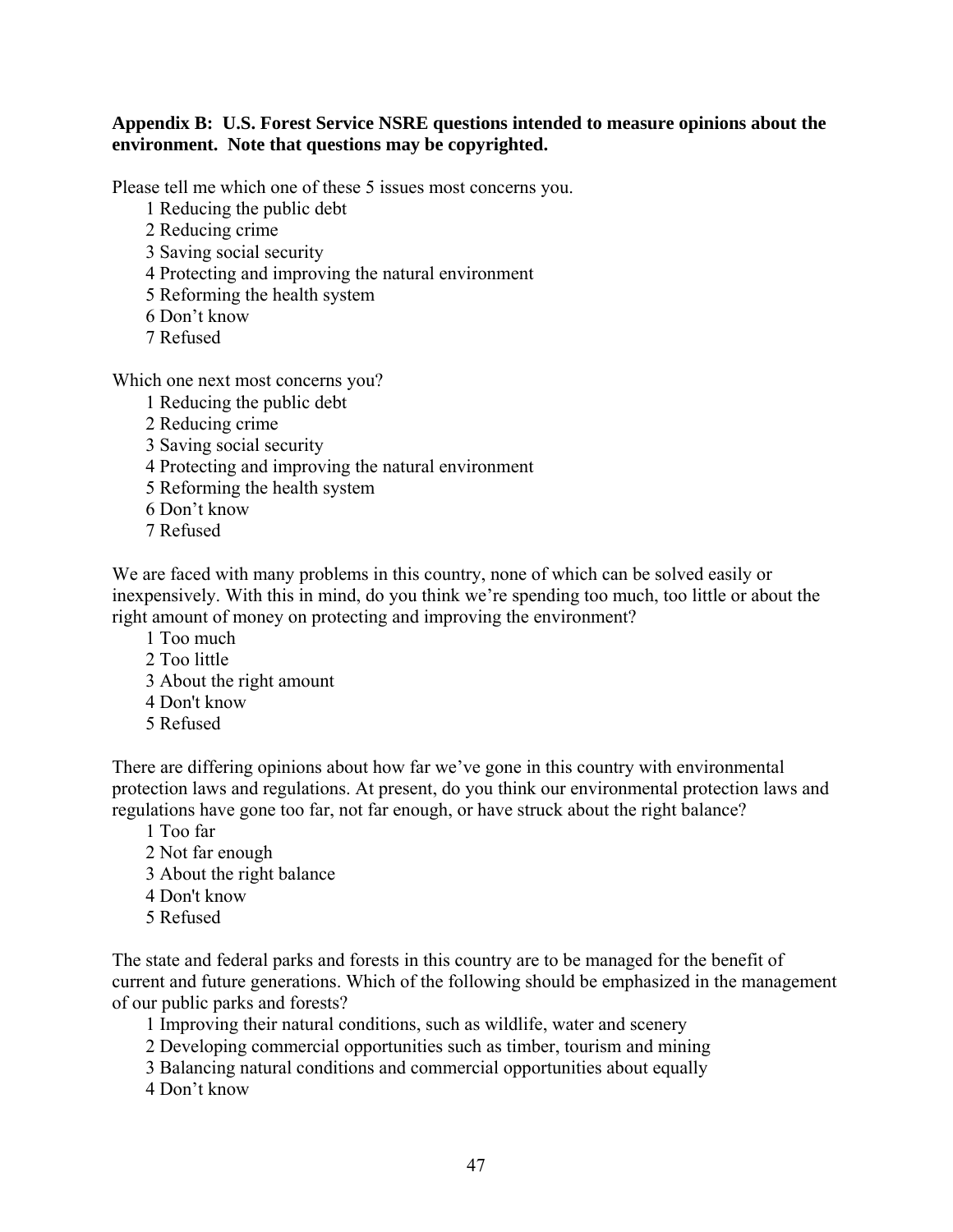**Appendix B: U.S. Forest Service NSRE questions intended to measure opinions about the environment. Note that questions may be copyrighted.**

Please tell me which one of these 5 issues most concerns you.

1 Reducing the public debt
2 Reducing crime
3 Saving social security
4 Protecting and improving the natural environment
5 Reforming the health system
6 Don't know
7 Refused

Which one next most concerns you?

1 Reducing the public debt
2 Reducing crime
3 Saving social security
4 Protecting and improving the natural environment
5 Reforming the health system
6 Don't know
7 Refused

We are faced with many problems in this country, none of which can be solved easily or inexpensively. With this in mind, do you think we're spending too much, too little or about the right amount of money on protecting and improving the environment?

1 Too much
2 Too little
3 About the right amount
4 Don't know
5 Refused

There are differing opinions about how far we've gone in this country with environmental protection laws and regulations. At present, do you think our environmental protection laws and regulations have gone too far, not far enough, or have struck about the right balance?

1 Too far
2 Not far enough
3 About the right balance
4 Don't know
5 Refused

The state and federal parks and forests in this country are to be managed for the benefit of current and future generations. Which of the following should be emphasized in the management of our public parks and forests?

1 Improving their natural conditions, such as wildlife, water and scenery
2 Developing commercial opportunities such as timber, tourism and mining
3 Balancing natural conditions and commercial opportunities about equally
4 Don't know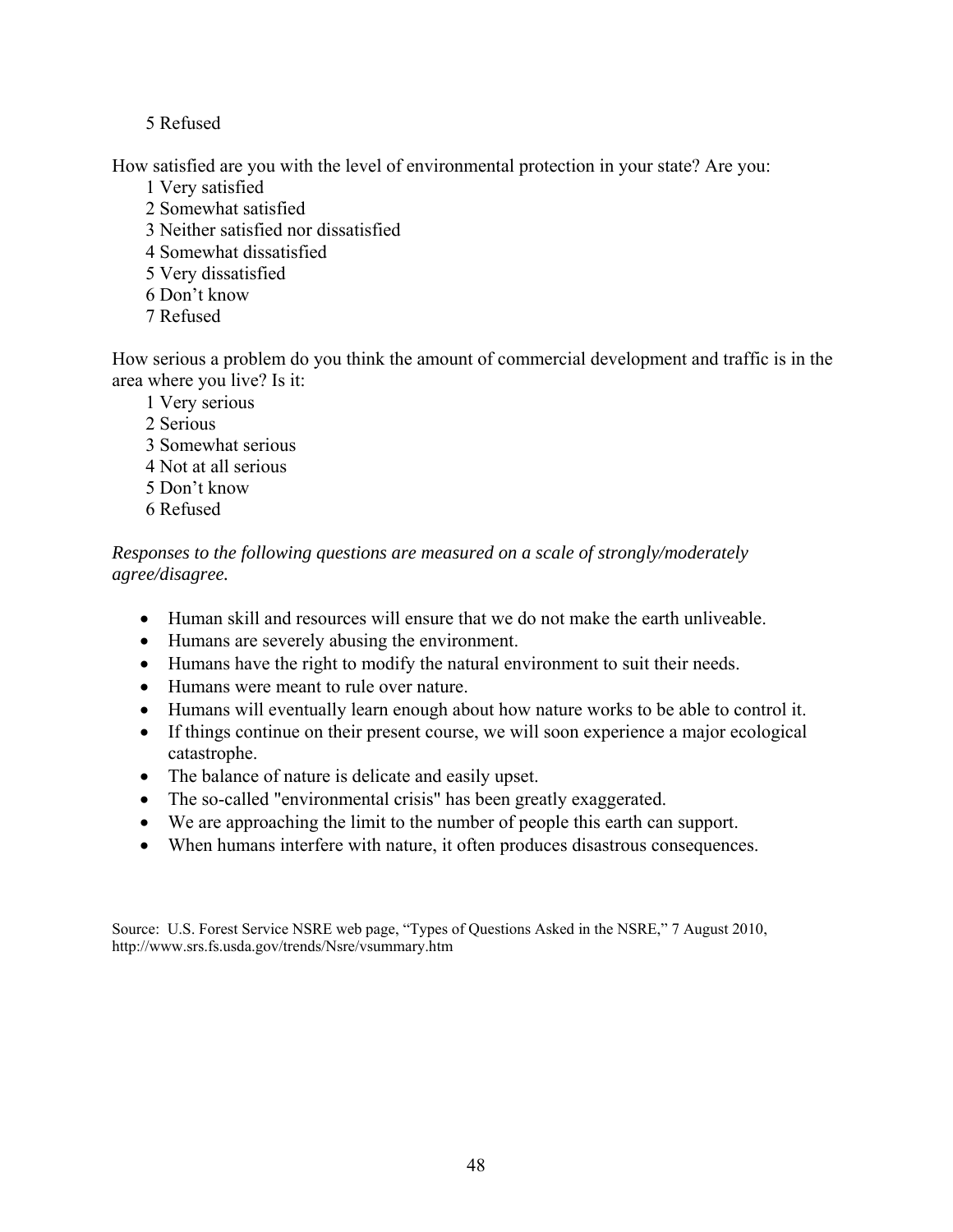5 Refused

How satisfied are you with the level of environmental protection in your state? Are you:

1 Very satisfied
2 Somewhat satisfied
3 Neither satisfied nor dissatisfied
4 Somewhat dissatisfied
5 Very dissatisfied
6 Don't know
7 Refused

How serious a problem do you think the amount of commercial development and traffic is in the area where you live? Is it:

1 Very serious
2 Serious
3 Somewhat serious
4 Not at all serious
5 Don't know
6 Refused

*Responses to the following questions are measured on a scale of strongly/moderately agree/disagree.*

- Human skill and resources will ensure that we do not make the earth unliveable.
- Humans are severely abusing the environment.
- Humans have the right to modify the natural environment to suit their needs.
- Humans were meant to rule over nature.
- Humans will eventually learn enough about how nature works to be able to control it.
- If things continue on their present course, we will soon experience a major ecological catastrophe.
- The balance of nature is delicate and easily upset.
- The so-called "environmental crisis" has been greatly exaggerated.
- We are approaching the limit to the number of people this earth can support.
- When humans interfere with nature, it often produces disastrous consequences.

Source: U.S. Forest Service NSRE web page, "Types of Questions Asked in the NSRE," 7 August 2010, http://www.srs.fs.usda.gov/trends/Nsre/vsummary.htm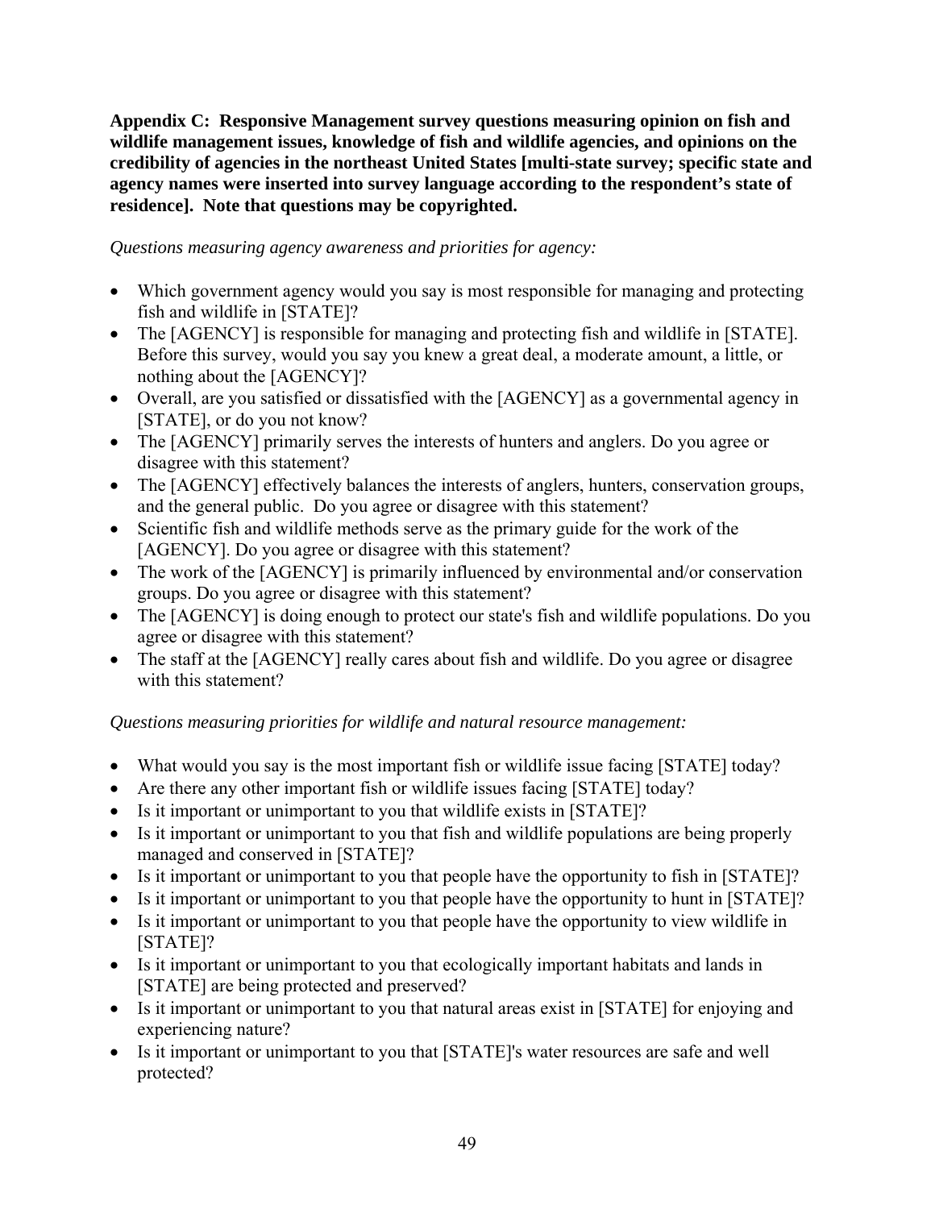**Appendix C: Responsive Management survey questions measuring opinion on fish and wildlife management issues, knowledge of fish and wildlife agencies, and opinions on the credibility of agencies in the northeast United States [multi-state survey; specific state and agency names were inserted into survey language according to the respondent's state of residence]. Note that questions may be copyrighted.**

*Questions measuring agency awareness and priorities for agency:*

- Which government agency would you say is most responsible for managing and protecting fish and wildlife in [STATE]?
- The [AGENCY] is responsible for managing and protecting fish and wildlife in [STATE]. Before this survey, would you say you knew a great deal, a moderate amount, a little, or nothing about the [AGENCY]?
- Overall, are you satisfied or dissatisfied with the [AGENCY] as a governmental agency in [STATE], or do you not know?
- The [AGENCY] primarily serves the interests of hunters and anglers. Do you agree or disagree with this statement?
- The [AGENCY] effectively balances the interests of anglers, hunters, conservation groups, and the general public. Do you agree or disagree with this statement?
- Scientific fish and wildlife methods serve as the primary guide for the work of the [AGENCY]. Do you agree or disagree with this statement?
- The work of the [AGENCY] is primarily influenced by environmental and/or conservation groups. Do you agree or disagree with this statement?
- The [AGENCY] is doing enough to protect our state's fish and wildlife populations. Do you agree or disagree with this statement?
- The staff at the [AGENCY] really cares about fish and wildlife. Do you agree or disagree with this statement?

*Questions measuring priorities for wildlife and natural resource management:*

- What would you say is the most important fish or wildlife issue facing [STATE] today?
- Are there any other important fish or wildlife issues facing [STATE] today?
- Is it important or unimportant to you that wildlife exists in [STATE]?
- Is it important or unimportant to you that fish and wildlife populations are being properly managed and conserved in [STATE]?
- Is it important or unimportant to you that people have the opportunity to fish in [STATE]?
- Is it important or unimportant to you that people have the opportunity to hunt in [STATE]?
- Is it important or unimportant to you that people have the opportunity to view wildlife in [STATE]?
- Is it important or unimportant to you that ecologically important habitats and lands in [STATE] are being protected and preserved?
- Is it important or unimportant to you that natural areas exist in [STATE] for enjoying and experiencing nature?
- Is it important or unimportant to you that [STATE]'s water resources are safe and well protected?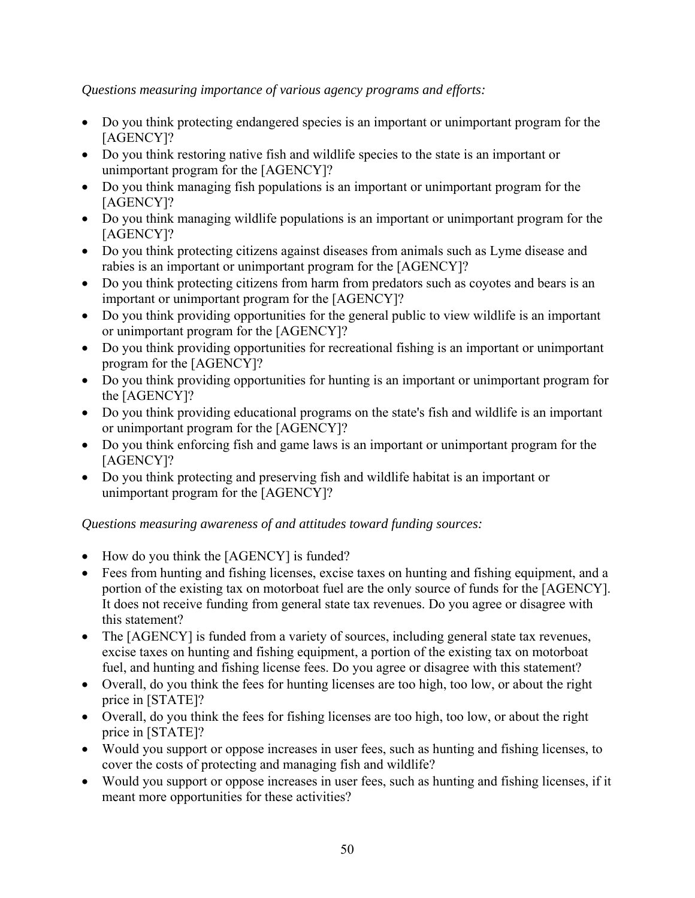*Questions measuring importance of various agency programs and efforts:*

- Do you think protecting endangered species is an important or unimportant program for the [AGENCY]?
- Do you think restoring native fish and wildlife species to the state is an important or unimportant program for the [AGENCY]?
- Do you think managing fish populations is an important or unimportant program for the [AGENCY]?
- Do you think managing wildlife populations is an important or unimportant program for the [AGENCY]?
- Do you think protecting citizens against diseases from animals such as Lyme disease and rabies is an important or unimportant program for the [AGENCY]?
- Do you think protecting citizens from harm from predators such as coyotes and bears is an important or unimportant program for the [AGENCY]?
- Do you think providing opportunities for the general public to view wildlife is an important or unimportant program for the [AGENCY]?
- Do you think providing opportunities for recreational fishing is an important or unimportant program for the [AGENCY]?
- Do you think providing opportunities for hunting is an important or unimportant program for the [AGENCY]?
- Do you think providing educational programs on the state's fish and wildlife is an important or unimportant program for the [AGENCY]?
- Do you think enforcing fish and game laws is an important or unimportant program for the [AGENCY]?
- Do you think protecting and preserving fish and wildlife habitat is an important or unimportant program for the [AGENCY]?

*Questions measuring awareness of and attitudes toward funding sources:*

- How do you think the [AGENCY] is funded?
- Fees from hunting and fishing licenses, excise taxes on hunting and fishing equipment, and a portion of the existing tax on motorboat fuel are the only source of funds for the [AGENCY]. It does not receive funding from general state tax revenues. Do you agree or disagree with this statement?
- The [AGENCY] is funded from a variety of sources, including general state tax revenues, excise taxes on hunting and fishing equipment, a portion of the existing tax on motorboat fuel, and hunting and fishing license fees. Do you agree or disagree with this statement?
- Overall, do you think the fees for hunting licenses are too high, too low, or about the right price in [STATE]?
- Overall, do you think the fees for fishing licenses are too high, too low, or about the right price in [STATE]?
- Would you support or oppose increases in user fees, such as hunting and fishing licenses, to cover the costs of protecting and managing fish and wildlife?
- Would you support or oppose increases in user fees, such as hunting and fishing licenses, if it meant more opportunities for these activities?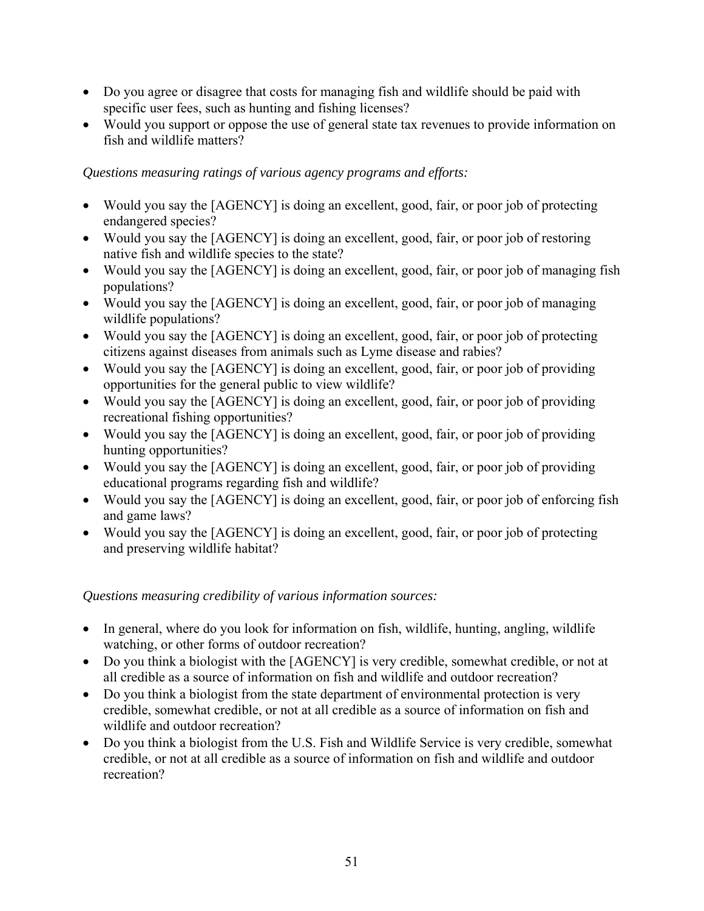- Do you agree or disagree that costs for managing fish and wildlife should be paid with specific user fees, such as hunting and fishing licenses?
- Would you support or oppose the use of general state tax revenues to provide information on fish and wildlife matters?

*Questions measuring ratings of various agency programs and efforts:*

- Would you say the [AGENCY] is doing an excellent, good, fair, or poor job of protecting endangered species?
- Would you say the [AGENCY] is doing an excellent, good, fair, or poor job of restoring native fish and wildlife species to the state?
- Would you say the [AGENCY] is doing an excellent, good, fair, or poor job of managing fish populations?
- Would you say the [AGENCY] is doing an excellent, good, fair, or poor job of managing wildlife populations?
- Would you say the [AGENCY] is doing an excellent, good, fair, or poor job of protecting citizens against diseases from animals such as Lyme disease and rabies?
- Would you say the [AGENCY] is doing an excellent, good, fair, or poor job of providing opportunities for the general public to view wildlife?
- Would you say the [AGENCY] is doing an excellent, good, fair, or poor job of providing recreational fishing opportunities?
- Would you say the [AGENCY] is doing an excellent, good, fair, or poor job of providing hunting opportunities?
- Would you say the [AGENCY] is doing an excellent, good, fair, or poor job of providing educational programs regarding fish and wildlife?
- Would you say the [AGENCY] is doing an excellent, good, fair, or poor job of enforcing fish and game laws?
- Would you say the [AGENCY] is doing an excellent, good, fair, or poor job of protecting and preserving wildlife habitat?

*Questions measuring credibility of various information sources:*

- In general, where do you look for information on fish, wildlife, hunting, angling, wildlife watching, or other forms of outdoor recreation?
- Do you think a biologist with the [AGENCY] is very credible, somewhat credible, or not at all credible as a source of information on fish and wildlife and outdoor recreation?
- Do you think a biologist from the state department of environmental protection is very credible, somewhat credible, or not at all credible as a source of information on fish and wildlife and outdoor recreation?
- Do you think a biologist from the U.S. Fish and Wildlife Service is very credible, somewhat credible, or not at all credible as a source of information on fish and wildlife and outdoor recreation?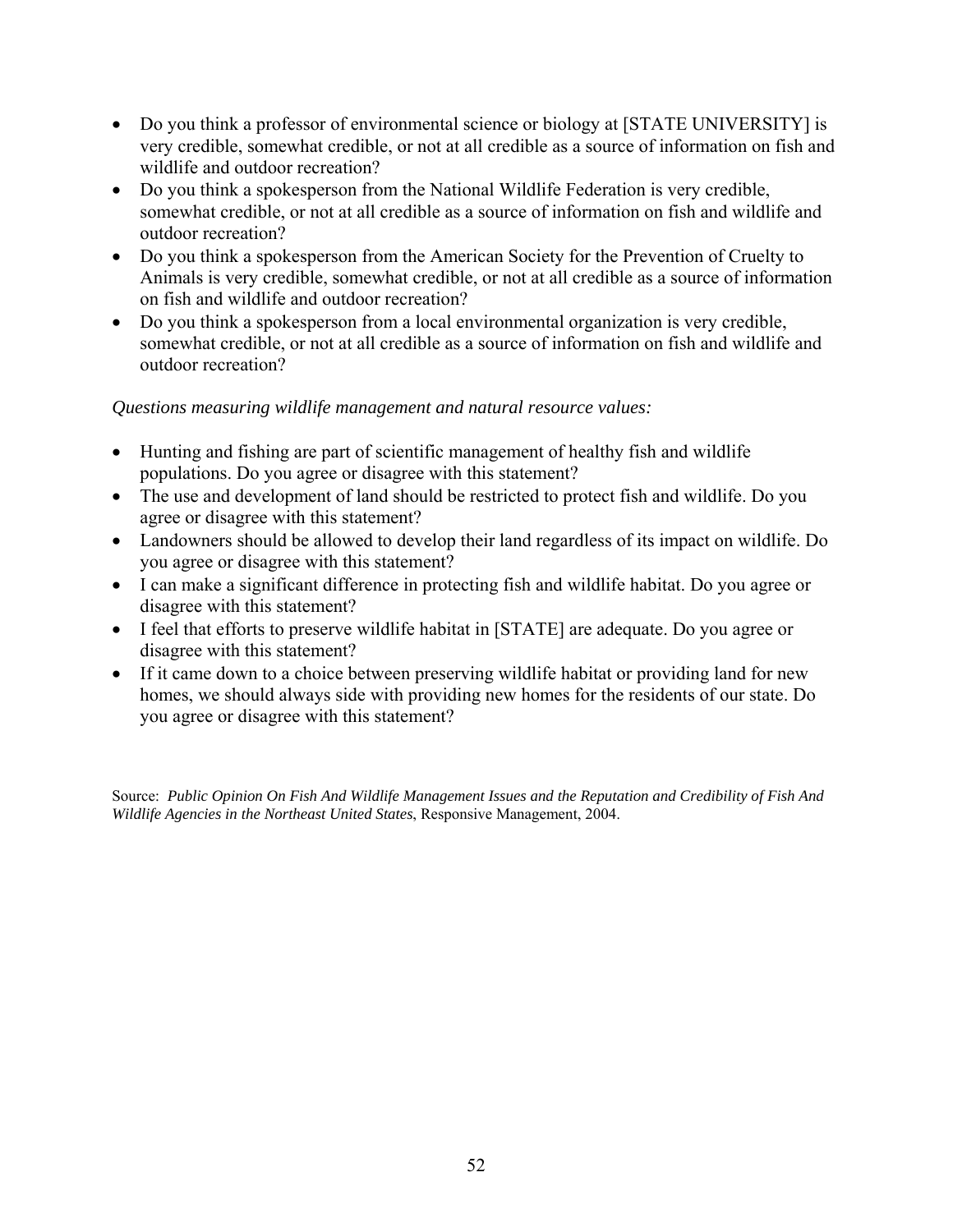- Do you think a professor of environmental science or biology at [STATE UNIVERSITY] is very credible, somewhat credible, or not at all credible as a source of information on fish and wildlife and outdoor recreation?
- Do you think a spokesperson from the National Wildlife Federation is very credible, somewhat credible, or not at all credible as a source of information on fish and wildlife and outdoor recreation?
- Do you think a spokesperson from the American Society for the Prevention of Cruelty to Animals is very credible, somewhat credible, or not at all credible as a source of information on fish and wildlife and outdoor recreation?
- Do you think a spokesperson from a local environmental organization is very credible, somewhat credible, or not at all credible as a source of information on fish and wildlife and outdoor recreation?

*Questions measuring wildlife management and natural resource values:*

- Hunting and fishing are part of scientific management of healthy fish and wildlife populations. Do you agree or disagree with this statement?
- The use and development of land should be restricted to protect fish and wildlife. Do you agree or disagree with this statement?
- Landowners should be allowed to develop their land regardless of its impact on wildlife. Do you agree or disagree with this statement?
- I can make a significant difference in protecting fish and wildlife habitat. Do you agree or disagree with this statement?
- I feel that efforts to preserve wildlife habitat in [STATE] are adequate. Do you agree or disagree with this statement?
- If it came down to a choice between preserving wildlife habitat or providing land for new homes, we should always side with providing new homes for the residents of our state. Do you agree or disagree with this statement?

Source: *Public Opinion On Fish And Wildlife Management Issues and the Reputation and Credibility of Fish And Wildlife Agencies in the Northeast United States*, Responsive Management, 2004.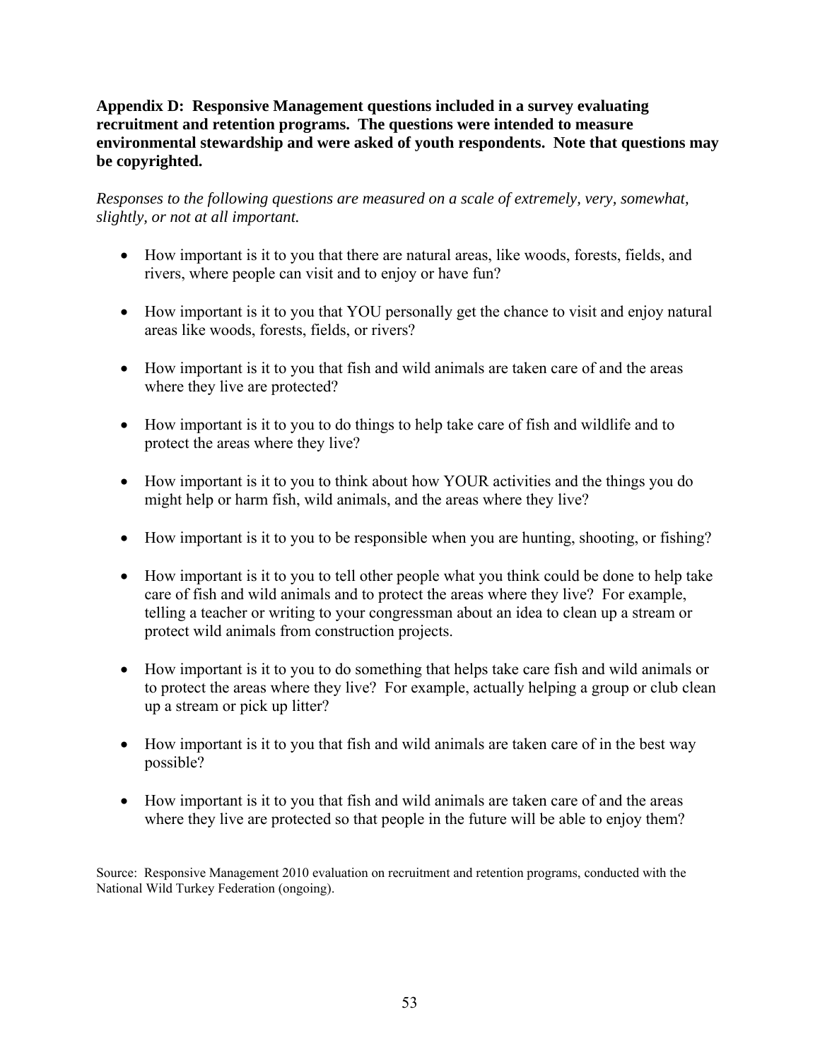**Appendix D: Responsive Management questions included in a survey evaluating recruitment and retention programs. The questions were intended to measure environmental stewardship and were asked of youth respondents. Note that questions may be copyrighted.**

*Responses to the following questions are measured on a scale of extremely, very, somewhat, slightly, or not at all important.*

- How important is it to you that there are natural areas, like woods, forests, fields, and rivers, where people can visit and to enjoy or have fun?
- How important is it to you that YOU personally get the chance to visit and enjoy natural areas like woods, forests, fields, or rivers?
- How important is it to you that fish and wild animals are taken care of and the areas where they live are protected?
- How important is it to you to do things to help take care of fish and wildlife and to protect the areas where they live?
- How important is it to you to think about how YOUR activities and the things you do might help or harm fish, wild animals, and the areas where they live?
- How important is it to you to be responsible when you are hunting, shooting, or fishing?
- How important is it to you to tell other people what you think could be done to help take care of fish and wild animals and to protect the areas where they live? For example, telling a teacher or writing to your congressman about an idea to clean up a stream or protect wild animals from construction projects.
- How important is it to you to do something that helps take care fish and wild animals or to protect the areas where they live? For example, actually helping a group or club clean up a stream or pick up litter?
- How important is it to you that fish and wild animals are taken care of in the best way possible?
- How important is it to you that fish and wild animals are taken care of and the areas where they live are protected so that people in the future will be able to enjoy them?

Source: Responsive Management 2010 evaluation on recruitment and retention programs, conducted with the National Wild Turkey Federation (ongoing).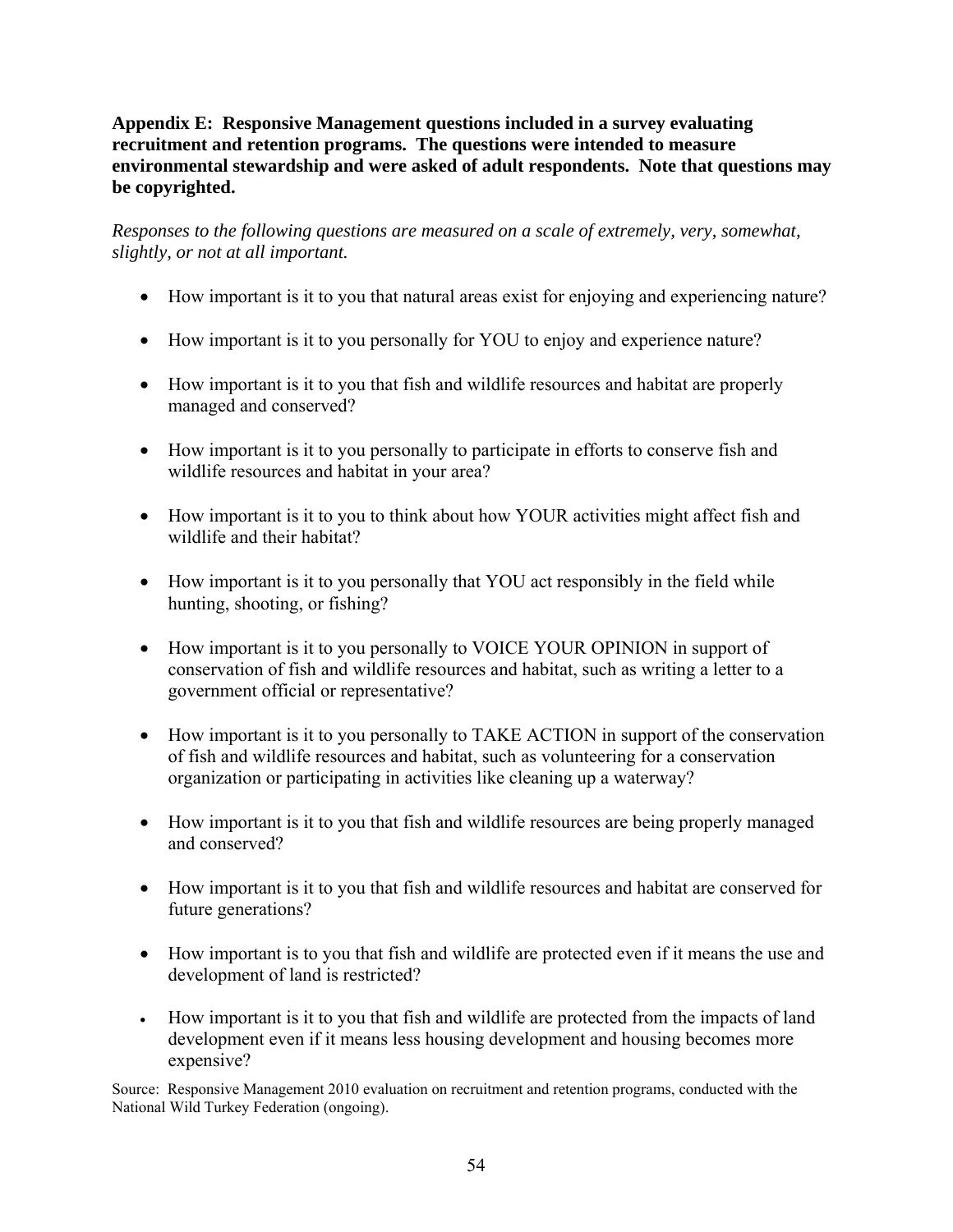**Appendix E: Responsive Management questions included in a survey evaluating recruitment and retention programs. The questions were intended to measure environmental stewardship and were asked of adult respondents. Note that questions may be copyrighted.**

*Responses to the following questions are measured on a scale of extremely, very, somewhat, slightly, or not at all important.*

- How important is it to you that natural areas exist for enjoying and experiencing nature?
- How important is it to you personally for YOU to enjoy and experience nature?
- How important is it to you that fish and wildlife resources and habitat are properly managed and conserved?
- How important is it to you personally to participate in efforts to conserve fish and wildlife resources and habitat in your area?
- How important is it to you to think about how YOUR activities might affect fish and wildlife and their habitat?
- How important is it to you personally that YOU act responsibly in the field while hunting, shooting, or fishing?
- How important is it to you personally to VOICE YOUR OPINION in support of conservation of fish and wildlife resources and habitat, such as writing a letter to a government official or representative?
- How important is it to you personally to TAKE ACTION in support of the conservation of fish and wildlife resources and habitat, such as volunteering for a conservation organization or participating in activities like cleaning up a waterway?
- How important is it to you that fish and wildlife resources are being properly managed and conserved?
- How important is it to you that fish and wildlife resources and habitat are conserved for future generations?
- How important is to you that fish and wildlife are protected even if it means the use and development of land is restricted?
- How important is it to you that fish and wildlife are protected from the impacts of land development even if it means less housing development and housing becomes more expensive?

Source: Responsive Management 2010 evaluation on recruitment and retention programs, conducted with the National Wild Turkey Federation (ongoing).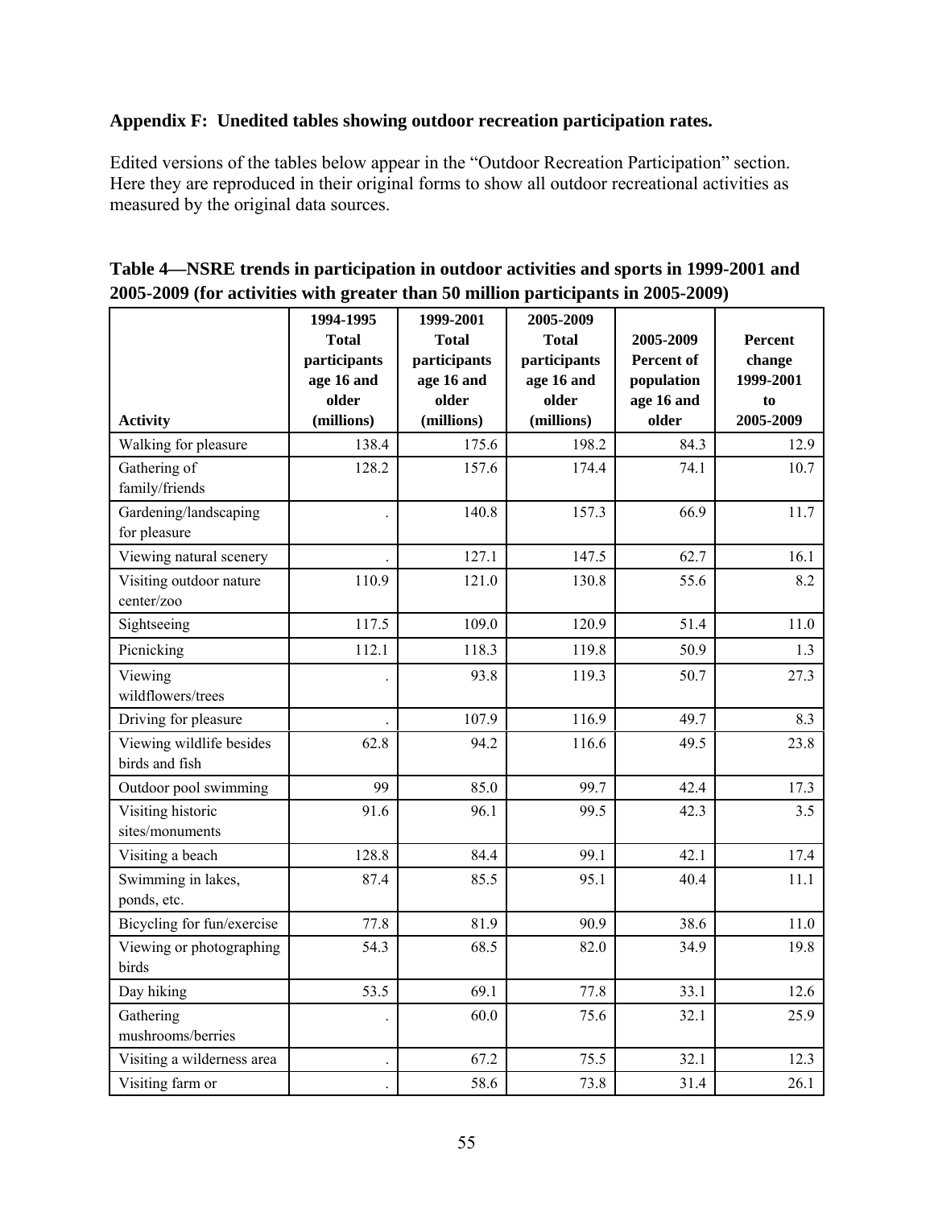**Appendix F: Unedited tables showing outdoor recreation participation rates.**

Edited versions of the tables below appear in the "Outdoor Recreation Participation" section. Here they are reproduced in their original forms to show all outdoor recreational activities as measured by the original data sources.

**Table 4—NSRE trends in participation in outdoor activities and sports in 1999-2001 and 2005-2009 (for activities with greater than 50 million participants in 2005-2009)**

| Activity | 1994-1995 Total participants age 16 and older (millions) | 1999-2001 Total participants age 16 and older (millions) | 2005-2009 Total participants age 16 and older (millions) | 2005-2009 Percent of population age 16 and older | Percent change 1999-2001 to 2005-2009 |
|---|---|---|---|---|---|
| Walking for pleasure | 138.4 | 175.6 | 198.2 | 84.3 | 12.9 |
| Gathering of family/friends | 128.2 | 157.6 | 174.4 | 74.1 | 10.7 |
| Gardening/landscaping for pleasure | . | 140.8 | 157.3 | 66.9 | 11.7 |
| Viewing natural scenery | . | 127.1 | 147.5 | 62.7 | 16.1 |
| Visiting outdoor nature center/zoo | 110.9 | 121.0 | 130.8 | 55.6 | 8.2 |
| Sightseeing | 117.5 | 109.0 | 120.9 | 51.4 | 11.0 |
| Picnicking | 112.1 | 118.3 | 119.8 | 50.9 | 1.3 |
| Viewing wildflowers/trees | . | 93.8 | 119.3 | 50.7 | 27.3 |
| Driving for pleasure | . | 107.9 | 116.9 | 49.7 | 8.3 |
| Viewing wildlife besides birds and fish | 62.8 | 94.2 | 116.6 | 49.5 | 23.8 |
| Outdoor pool swimming | 99 | 85.0 | 99.7 | 42.4 | 17.3 |
| Visiting historic sites/monuments | 91.6 | 96.1 | 99.5 | 42.3 | 3.5 |
| Visiting a beach | 128.8 | 84.4 | 99.1 | 42.1 | 17.4 |
| Swimming in lakes, ponds, etc. | 87.4 | 85.5 | 95.1 | 40.4 | 11.1 |
| Bicycling for fun/exercise | 77.8 | 81.9 | 90.9 | 38.6 | 11.0 |
| Viewing or photographing birds | 54.3 | 68.5 | 82.0 | 34.9 | 19.8 |
| Day hiking | 53.5 | 69.1 | 77.8 | 33.1 | 12.6 |
| Gathering mushrooms/berries | . | 60.0 | 75.6 | 32.1 | 25.9 |
| Visiting a wilderness area | . | 67.2 | 75.5 | 32.1 | 12.3 |
| Visiting farm or | . | 58.6 | 73.8 | 31.4 | 26.1 |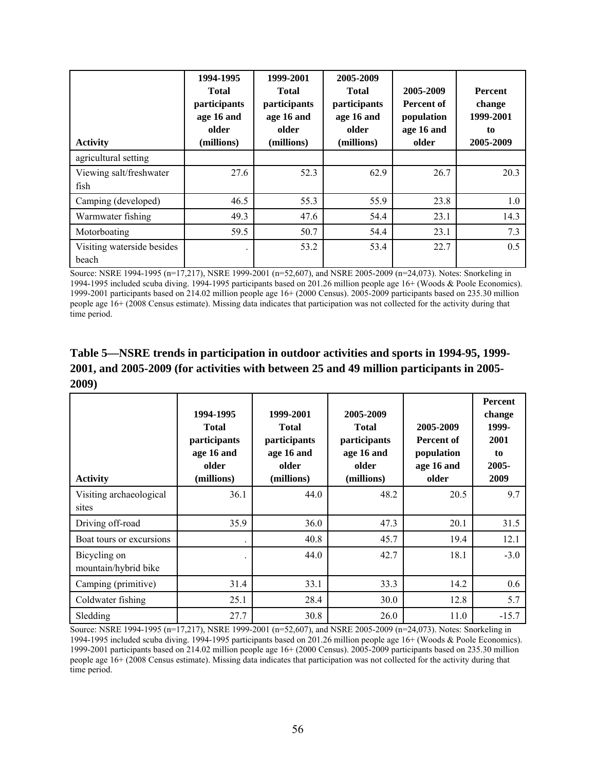| Activity | 1994-1995 Total participants age 16 and older (millions) | 1999-2001 Total participants age 16 and older (millions) | 2005-2009 Total participants age 16 and older (millions) | 2005-2009 Percent of population age 16 and older | Percent change 1999-2001 to 2005-2009 |
|---|---|---|---|---|---|
| agricultural setting | | | | | |
| Viewing salt/freshwater fish | 27.6 | 52.3 | 62.9 | 26.7 | 20.3 |
| Camping (developed) | 46.5 | 55.3 | 55.9 | 23.8 | 1.0 |
| Warmwater fishing | 49.3 | 47.6 | 54.4 | 23.1 | 14.3 |
| Motorboating | 59.5 | 50.7 | 54.4 | 23.1 | 7.3 |
| Visiting waterside besides beach | . | 53.2 | 53.4 | 22.7 | 0.5 |

Source: NSRE 1994-1995 (n=17,217), NSRE 1999-2001 (n=52,607), and NSRE 2005-2009 (n=24,073). Notes: Snorkeling in 1994-1995 included scuba diving. 1994-1995 participants based on 201.26 million people age 16+ (Woods & Poole Economics). 1999-2001 participants based on 214.02 million people age 16+ (2000 Census). 2005-2009 participants based on 235.30 million people age 16+ (2008 Census estimate). Missing data indicates that participation was not collected for the activity during that time period.

## Table 5—NSRE trends in participation in outdoor activities and sports in 1994-95, 1999-2001, and 2005-2009 (for activities with between 25 and 49 million participants in 2005-2009)

| Activity | 1994-1995 Total participants age 16 and older (millions) | 1999-2001 Total participants age 16 and older (millions) | 2005-2009 Total participants age 16 and older (millions) | 2005-2009 Percent of population age 16 and older | Percent change 1999-2001 to 2005-2009 |
|---|---|---|---|---|---|
| Visiting archaeological sites | 36.1 | 44.0 | 48.2 | 20.5 | 9.7 |
| Driving off-road | 35.9 | 36.0 | 47.3 | 20.1 | 31.5 |
| Boat tours or excursions | . | 40.8 | 45.7 | 19.4 | 12.1 |
| Bicycling on mountain/hybrid bike | . | 44.0 | 42.7 | 18.1 | -3.0 |
| Camping (primitive) | 31.4 | 33.1 | 33.3 | 14.2 | 0.6 |
| Coldwater fishing | 25.1 | 28.4 | 30.0 | 12.8 | 5.7 |
| Sledding | 27.7 | 30.8 | 26.0 | 11.0 | -15.7 |

Source: NSRE 1994-1995 (n=17,217), NSRE 1999-2001 (n=52,607), and NSRE 2005-2009 (n=24,073). Notes: Snorkeling in 1994-1995 included scuba diving. 1994-1995 participants based on 201.26 million people age 16+ (Woods & Poole Economics). 1999-2001 participants based on 214.02 million people age 16+ (2000 Census). 2005-2009 participants based on 235.30 million people age 16+ (2008 Census estimate). Missing data indicates that participation was not collected for the activity during that time period.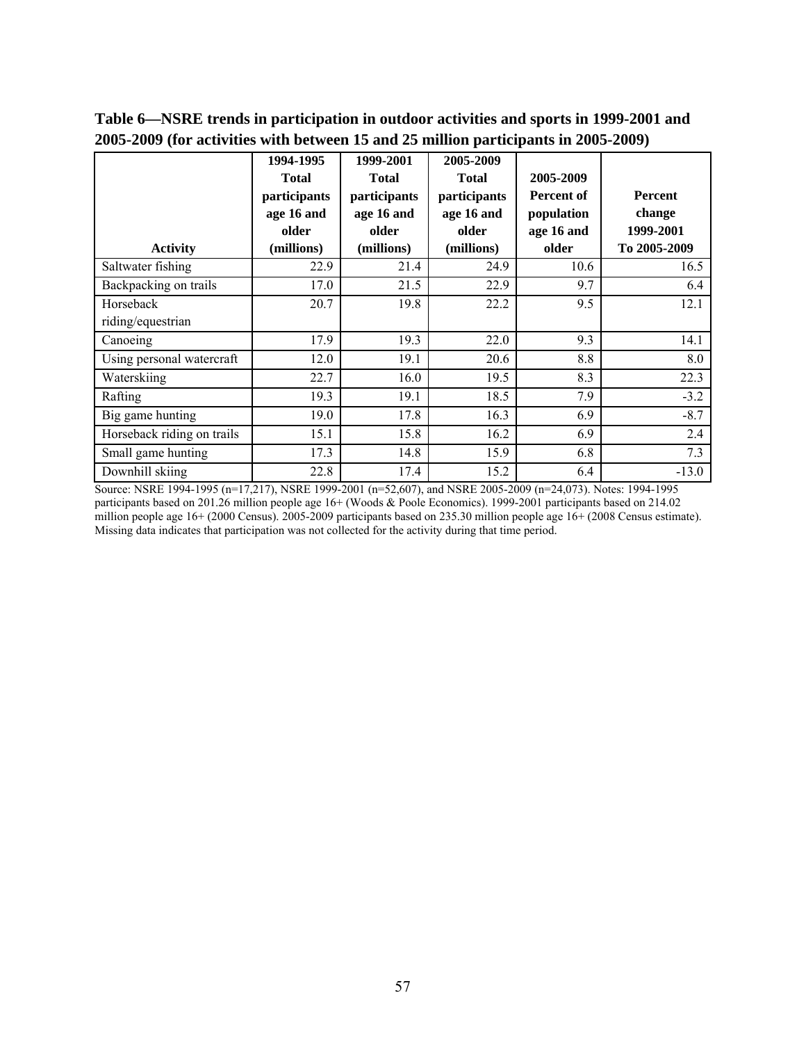**Table 6—NSRE trends in participation in outdoor activities and sports in 1999-2001 and 2005-2009 (for activities with between 15 and 25 million participants in 2005-2009)**

| Activity | 1994-1995 Total participants age 16 and older (millions) | 1999-2001 Total participants age 16 and older (millions) | 2005-2009 Total participants age 16 and older (millions) | 2005-2009 Percent of population age 16 and older | Percent change 1999-2001 To 2005-2009 |
|---|---|---|---|---|---|
| Saltwater fishing | 22.9 | 21.4 | 24.9 | 10.6 | 16.5 |
| Backpacking on trails | 17.0 | 21.5 | 22.9 | 9.7 | 6.4 |
| Horseback riding/equestrian | 20.7 | 19.8 | 22.2 | 9.5 | 12.1 |
| Canoeing | 17.9 | 19.3 | 22.0 | 9.3 | 14.1 |
| Using personal watercraft | 12.0 | 19.1 | 20.6 | 8.8 | 8.0 |
| Waterskiing | 22.7 | 16.0 | 19.5 | 8.3 | 22.3 |
| Rafting | 19.3 | 19.1 | 18.5 | 7.9 | -3.2 |
| Big game hunting | 19.0 | 17.8 | 16.3 | 6.9 | -8.7 |
| Horseback riding on trails | 15.1 | 15.8 | 16.2 | 6.9 | 2.4 |
| Small game hunting | 17.3 | 14.8 | 15.9 | 6.8 | 7.3 |
| Downhill skiing | 22.8 | 17.4 | 15.2 | 6.4 | -13.0 |

Source: NSRE 1994-1995 (n=17,217), NSRE 1999-2001 (n=52,607), and NSRE 2005-2009 (n=24,073). Notes: 1994-1995 participants based on 201.26 million people age 16+ (Woods & Poole Economics). 1999-2001 participants based on 214.02 million people age 16+ (2000 Census). 2005-2009 participants based on 235.30 million people age 16+ (2008 Census estimate). Missing data indicates that participation was not collected for the activity during that time period.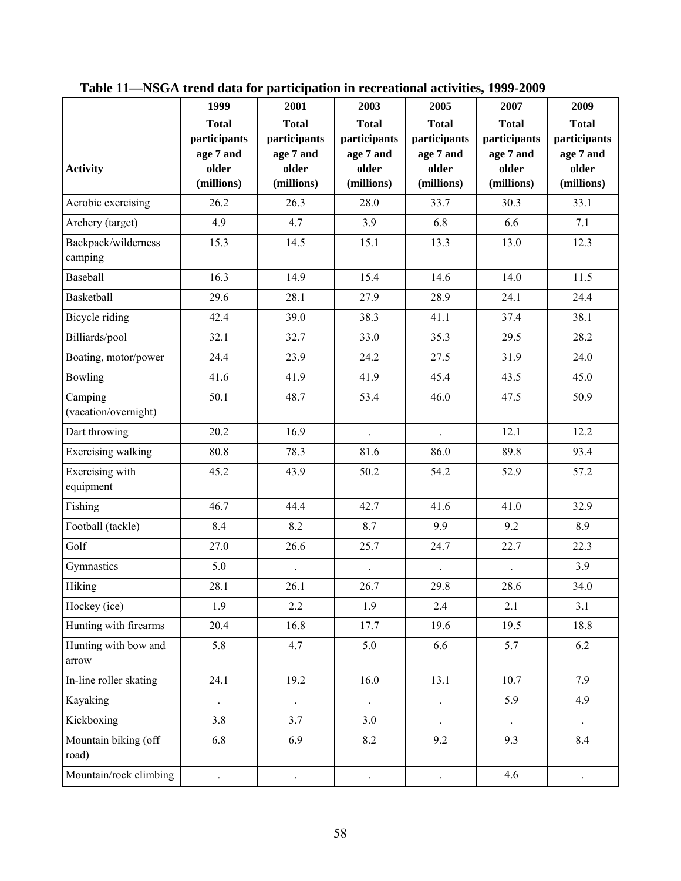**Table 11—NSGA trend data for participation in recreational activities, 1999-2009**

| Activity | 1999 Total participants age 7 and older (millions) | 2001 Total participants age 7 and older (millions) | 2003 Total participants age 7 and older (millions) | 2005 Total participants age 7 and older (millions) | 2007 Total participants age 7 and older (millions) | 2009 Total participants age 7 and older (millions) |
|---|---|---|---|---|---|---|
| Aerobic exercising | 26.2 | 26.3 | 28.0 | 33.7 | 30.3 | 33.1 |
| Archery (target) | 4.9 | 4.7 | 3.9 | 6.8 | 6.6 | 7.1 |
| Backpack/wilderness camping | 15.3 | 14.5 | 15.1 | 13.3 | 13.0 | 12.3 |
| Baseball | 16.3 | 14.9 | 15.4 | 14.6 | 14.0 | 11.5 |
| Basketball | 29.6 | 28.1 | 27.9 | 28.9 | 24.1 | 24.4 |
| Bicycle riding | 42.4 | 39.0 | 38.3 | 41.1 | 37.4 | 38.1 |
| Billiards/pool | 32.1 | 32.7 | 33.0 | 35.3 | 29.5 | 28.2 |
| Boating, motor/power | 24.4 | 23.9 | 24.2 | 27.5 | 31.9 | 24.0 |
| Bowling | 41.6 | 41.9 | 41.9 | 45.4 | 43.5 | 45.0 |
| Camping (vacation/overnight) | 50.1 | 48.7 | 53.4 | 46.0 | 47.5 | 50.9 |
| Dart throwing | 20.2 | 16.9 | . | . | 12.1 | 12.2 |
| Exercising walking | 80.8 | 78.3 | 81.6 | 86.0 | 89.8 | 93.4 |
| Exercising with equipment | 45.2 | 43.9 | 50.2 | 54.2 | 52.9 | 57.2 |
| Fishing | 46.7 | 44.4 | 42.7 | 41.6 | 41.0 | 32.9 |
| Football (tackle) | 8.4 | 8.2 | 8.7 | 9.9 | 9.2 | 8.9 |
| Golf | 27.0 | 26.6 | 25.7 | 24.7 | 22.7 | 22.3 |
| Gymnastics | 5.0 | . | . | . | . | 3.9 |
| Hiking | 28.1 | 26.1 | 26.7 | 29.8 | 28.6 | 34.0 |
| Hockey (ice) | 1.9 | 2.2 | 1.9 | 2.4 | 2.1 | 3.1 |
| Hunting with firearms | 20.4 | 16.8 | 17.7 | 19.6 | 19.5 | 18.8 |
| Hunting with bow and arrow | 5.8 | 4.7 | 5.0 | 6.6 | 5.7 | 6.2 |
| In-line roller skating | 24.1 | 19.2 | 16.0 | 13.1 | 10.7 | 7.9 |
| Kayaking | . | . | . | . | 5.9 | 4.9 |
| Kickboxing | 3.8 | 3.7 | 3.0 | . | . | . |
| Mountain biking (off road) | 6.8 | 6.9 | 8.2 | 9.2 | 9.3 | 8.4 |
| Mountain/rock climbing | . | . | . | . | 4.6 | . |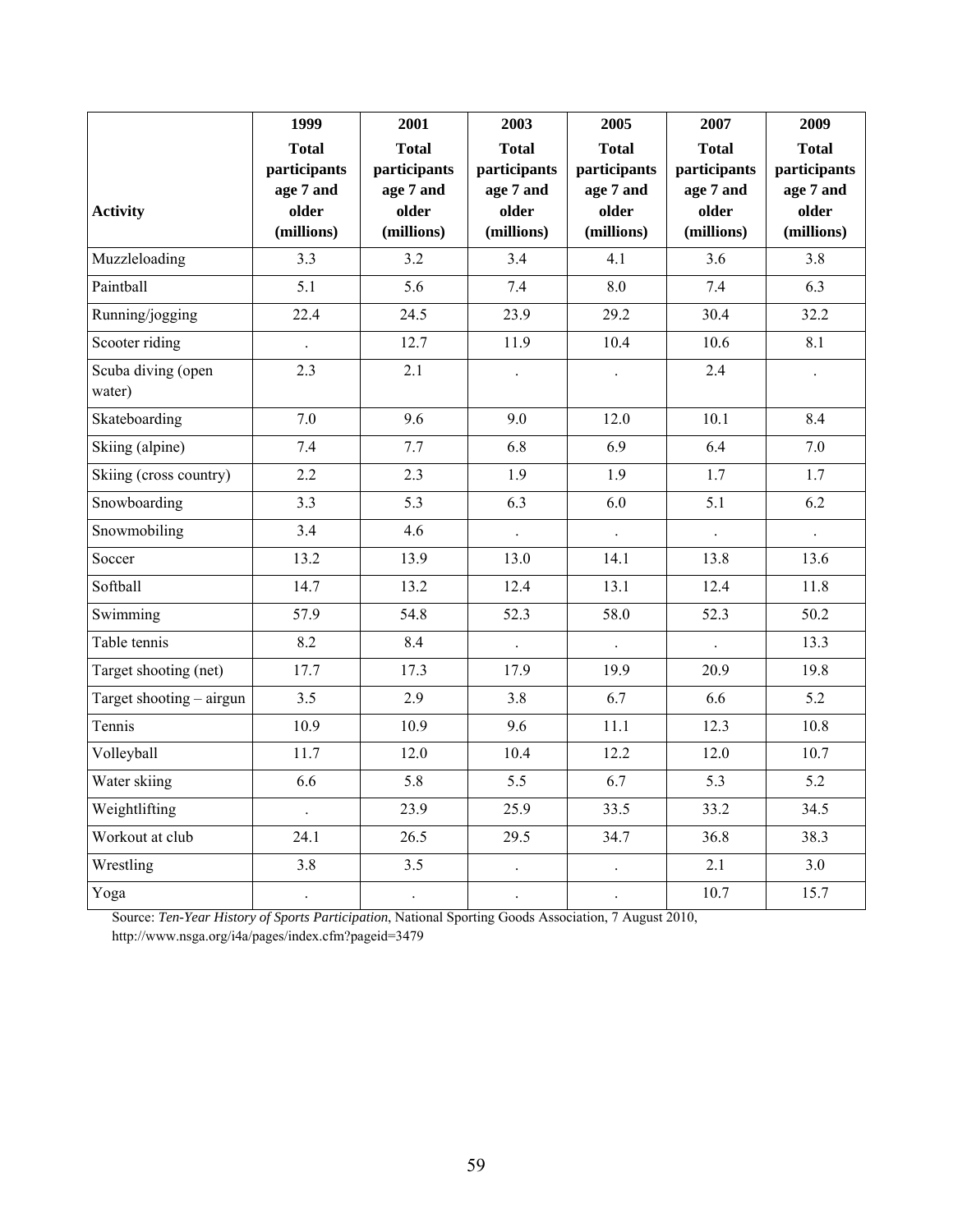| Activity | 1999 Total participants age 7 and older (millions) | 2001 Total participants age 7 and older (millions) | 2003 Total participants age 7 and older (millions) | 2005 Total participants age 7 and older (millions) | 2007 Total participants age 7 and older (millions) | 2009 Total participants age 7 and older (millions) |
|---|---|---|---|---|---|---|
| Muzzleloading | 3.3 | 3.2 | 3.4 | 4.1 | 3.6 | 3.8 |
| Paintball | 5.1 | 5.6 | 7.4 | 8.0 | 7.4 | 6.3 |
| Running/jogging | 22.4 | 24.5 | 23.9 | 29.2 | 30.4 | 32.2 |
| Scooter riding | . | 12.7 | 11.9 | 10.4 | 10.6 | 8.1 |
| Scuba diving (open water) | 2.3 | 2.1 | . | . | 2.4 | . |
| Skateboarding | 7.0 | 9.6 | 9.0 | 12.0 | 10.1 | 8.4 |
| Skiing (alpine) | 7.4 | 7.7 | 6.8 | 6.9 | 6.4 | 7.0 |
| Skiing (cross country) | 2.2 | 2.3 | 1.9 | 1.9 | 1.7 | 1.7 |
| Snowboarding | 3.3 | 5.3 | 6.3 | 6.0 | 5.1 | 6.2 |
| Snowmobiling | 3.4 | 4.6 | . | . | . | . |
| Soccer | 13.2 | 13.9 | 13.0 | 14.1 | 13.8 | 13.6 |
| Softball | 14.7 | 13.2 | 12.4 | 13.1 | 12.4 | 11.8 |
| Swimming | 57.9 | 54.8 | 52.3 | 58.0 | 52.3 | 50.2 |
| Table tennis | 8.2 | 8.4 | . | . | . | 13.3 |
| Target shooting (net) | 17.7 | 17.3 | 17.9 | 19.9 | 20.9 | 19.8 |
| Target shooting – airgun | 3.5 | 2.9 | 3.8 | 6.7 | 6.6 | 5.2 |
| Tennis | 10.9 | 10.9 | 9.6 | 11.1 | 12.3 | 10.8 |
| Volleyball | 11.7 | 12.0 | 10.4 | 12.2 | 12.0 | 10.7 |
| Water skiing | 6.6 | 5.8 | 5.5 | 6.7 | 5.3 | 5.2 |
| Weightlifting | . | 23.9 | 25.9 | 33.5 | 33.2 | 34.5 |
| Workout at club | 24.1 | 26.5 | 29.5 | 34.7 | 36.8 | 38.3 |
| Wrestling | 3.8 | 3.5 | . | . | 2.1 | 3.0 |
| Yoga | . | . | . | . | 10.7 | 15.7 |

Source: *Ten-Year History of Sports Participation*, National Sporting Goods Association, 7 August 2010, http://www.nsga.org/i4a/pages/index.cfm?pageid=3479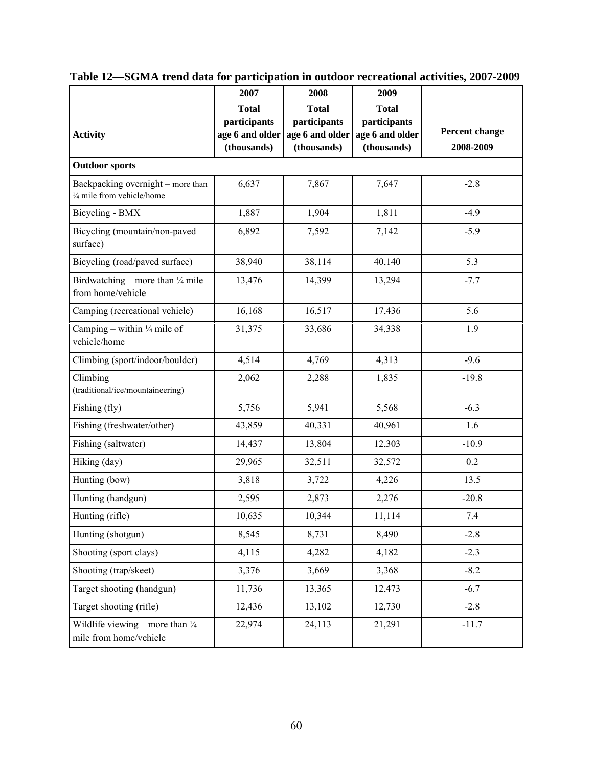**Table 12—SGMA trend data for participation in outdoor recreational activities, 2007-2009**

| Activity | 2007 Total participants age 6 and older (thousands) | 2008 Total participants age 6 and older (thousands) | 2009 Total participants age 6 and older (thousands) | Percent change 2008-2009 |
|---|---|---|---|---|
| **Outdoor sports** | | | | |
| Backpacking overnight – more than ¼ mile from vehicle/home | 6,637 | 7,867 | 7,647 | -2.8 |
| Bicycling - BMX | 1,887 | 1,904 | 1,811 | -4.9 |
| Bicycling (mountain/non-paved surface) | 6,892 | 7,592 | 7,142 | -5.9 |
| Bicycling (road/paved surface) | 38,940 | 38,114 | 40,140 | 5.3 |
| Birdwatching – more than ¼ mile from home/vehicle | 13,476 | 14,399 | 13,294 | -7.7 |
| Camping (recreational vehicle) | 16,168 | 16,517 | 17,436 | 5.6 |
| Camping – within ¼ mile of vehicle/home | 31,375 | 33,686 | 34,338 | 1.9 |
| Climbing (sport/indoor/boulder) | 4,514 | 4,769 | 4,313 | -9.6 |
| Climbing (traditional/ice/mountaineering) | 2,062 | 2,288 | 1,835 | -19.8 |
| Fishing (fly) | 5,756 | 5,941 | 5,568 | -6.3 |
| Fishing (freshwater/other) | 43,859 | 40,331 | 40,961 | 1.6 |
| Fishing (saltwater) | 14,437 | 13,804 | 12,303 | -10.9 |
| Hiking (day) | 29,965 | 32,511 | 32,572 | 0.2 |
| Hunting (bow) | 3,818 | 3,722 | 4,226 | 13.5 |
| Hunting (handgun) | 2,595 | 2,873 | 2,276 | -20.8 |
| Hunting (rifle) | 10,635 | 10,344 | 11,114 | 7.4 |
| Hunting (shotgun) | 8,545 | 8,731 | 8,490 | -2.8 |
| Shooting (sport clays) | 4,115 | 4,282 | 4,182 | -2.3 |
| Shooting (trap/skeet) | 3,376 | 3,669 | 3,368 | -8.2 |
| Target shooting (handgun) | 11,736 | 13,365 | 12,473 | -6.7 |
| Target shooting (rifle) | 12,436 | 13,102 | 12,730 | -2.8 |
| Wildlife viewing – more than ¼ mile from home/vehicle | 22,974 | 24,113 | 21,291 | -11.7 |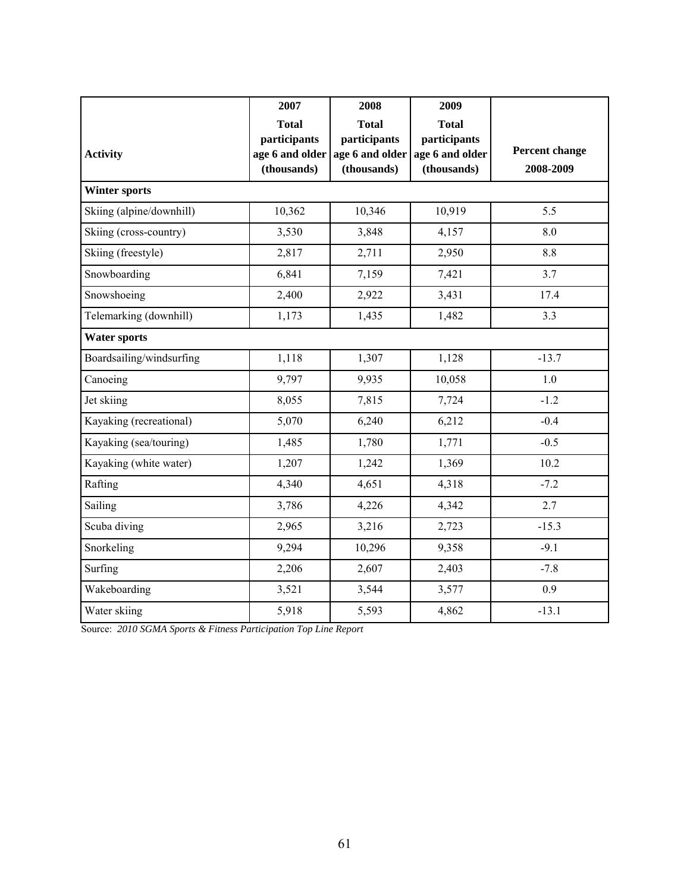| Activity | 2007 Total participants age 6 and older (thousands) | 2008 Total participants age 6 and older (thousands) | 2009 Total participants age 6 and older (thousands) | Percent change 2008-2009 |
|---|---|---|---|---|
| **Winter sports** | | | | |
| Skiing (alpine/downhill) | 10,362 | 10,346 | 10,919 | 5.5 |
| Skiing (cross-country) | 3,530 | 3,848 | 4,157 | 8.0 |
| Skiing (freestyle) | 2,817 | 2,711 | 2,950 | 8.8 |
| Snowboarding | 6,841 | 7,159 | 7,421 | 3.7 |
| Snowshoeing | 2,400 | 2,922 | 3,431 | 17.4 |
| Telemarking (downhill) | 1,173 | 1,435 | 1,482 | 3.3 |
| **Water sports** | | | | |
| Boardsailing/windsurfing | 1,118 | 1,307 | 1,128 | -13.7 |
| Canoeing | 9,797 | 9,935 | 10,058 | 1.0 |
| Jet skiing | 8,055 | 7,815 | 7,724 | -1.2 |
| Kayaking (recreational) | 5,070 | 6,240 | 6,212 | -0.4 |
| Kayaking (sea/touring) | 1,485 | 1,780 | 1,771 | -0.5 |
| Kayaking (white water) | 1,207 | 1,242 | 1,369 | 10.2 |
| Rafting | 4,340 | 4,651 | 4,318 | -7.2 |
| Sailing | 3,786 | 4,226 | 4,342 | 2.7 |
| Scuba diving | 2,965 | 3,216 | 2,723 | -15.3 |
| Snorkeling | 9,294 | 10,296 | 9,358 | -9.1 |
| Surfing | 2,206 | 2,607 | 2,403 | -7.8 |
| Wakeboarding | 3,521 | 3,544 | 3,577 | 0.9 |
| Water skiing | 5,918 | 5,593 | 4,862 | -13.1 |

Source: *2010 SGMA Sports & Fitness Participation Top Line Report*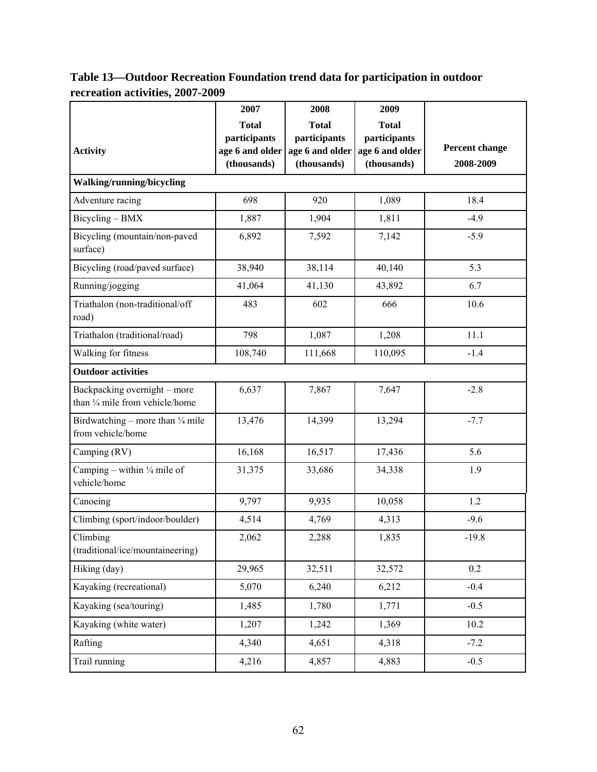**Table 13—Outdoor Recreation Foundation trend data for participation in outdoor recreation activities, 2007-2009**

| Activity | 2007 Total participants age 6 and older (thousands) | 2008 Total participants age 6 and older (thousands) | 2009 Total participants age 6 and older (thousands) | Percent change 2008-2009 |
|---|---|---|---|---|
| **Walking/running/bicycling** | | | | |
| Adventure racing | 698 | 920 | 1,089 | 18.4 |
| Bicycling – BMX | 1,887 | 1,904 | 1,811 | -4.9 |
| Bicycling (mountain/non-paved surface) | 6,892 | 7,592 | 7,142 | -5.9 |
| Bicycling (road/paved surface) | 38,940 | 38,114 | 40,140 | 5.3 |
| Running/jogging | 41,064 | 41,130 | 43,892 | 6.7 |
| Triathalon (non-traditional/off road) | 483 | 602 | 666 | 10.6 |
| Triathalon (traditional/road) | 798 | 1,087 | 1,208 | 11.1 |
| Walking for fitness | 108,740 | 111,668 | 110,095 | -1.4 |
| **Outdoor activities** | | | | |
| Backpacking overnight – more than ¼ mile from vehicle/home | 6,637 | 7,867 | 7,647 | -2.8 |
| Birdwatching – more than ¼ mile from vehicle/home | 13,476 | 14,399 | 13,294 | -7.7 |
| Camping (RV) | 16,168 | 16,517 | 17,436 | 5.6 |
| Camping – within ¼ mile of vehicle/home | 31,375 | 33,686 | 34,338 | 1.9 |
| Canoeing | 9,797 | 9,935 | 10,058 | 1.2 |
| Climbing (sport/indoor/boulder) | 4,514 | 4,769 | 4,313 | -9.6 |
| Climbing (traditional/ice/mountaineering) | 2,062 | 2,288 | 1,835 | -19.8 |
| Hiking (day) | 29,965 | 32,511 | 32,572 | 0.2 |
| Kayaking (recreational) | 5,070 | 6,240 | 6,212 | -0.4 |
| Kayaking (sea/touring) | 1,485 | 1,780 | 1,771 | -0.5 |
| Kayaking (white water) | 1,207 | 1,242 | 1,369 | 10.2 |
| Rafting | 4,340 | 4,651 | 4,318 | -7.2 |
| Trail running | 4,216 | 4,857 | 4,883 | -0.5 |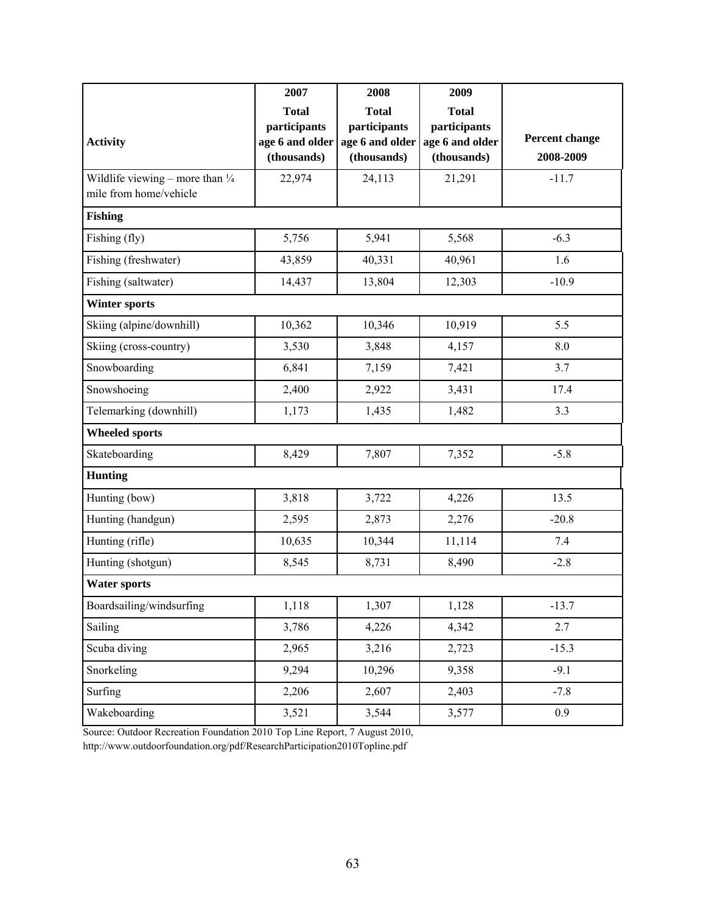| Activity | 2007 Total participants age 6 and older (thousands) | 2008 Total participants age 6 and older (thousands) | 2009 Total participants age 6 and older (thousands) | Percent change 2008-2009 |
|---|---|---|---|---|
| Wildlife viewing – more than ¼ mile from home/vehicle | 22,974 | 24,113 | 21,291 | -11.7 |
| **Fishing** | | | | |
| Fishing (fly) | 5,756 | 5,941 | 5,568 | -6.3 |
| Fishing (freshwater) | 43,859 | 40,331 | 40,961 | 1.6 |
| Fishing (saltwater) | 14,437 | 13,804 | 12,303 | -10.9 |
| **Winter sports** | | | | |
| Skiing (alpine/downhill) | 10,362 | 10,346 | 10,919 | 5.5 |
| Skiing (cross-country) | 3,530 | 3,848 | 4,157 | 8.0 |
| Snowboarding | 6,841 | 7,159 | 7,421 | 3.7 |
| Snowshoeing | 2,400 | 2,922 | 3,431 | 17.4 |
| Telemarking (downhill) | 1,173 | 1,435 | 1,482 | 3.3 |
| **Wheeled sports** | | | | |
| Skateboarding | 8,429 | 7,807 | 7,352 | -5.8 |
| **Hunting** | | | | |
| Hunting (bow) | 3,818 | 3,722 | 4,226 | 13.5 |
| Hunting (handgun) | 2,595 | 2,873 | 2,276 | -20.8 |
| Hunting (rifle) | 10,635 | 10,344 | 11,114 | 7.4 |
| Hunting (shotgun) | 8,545 | 8,731 | 8,490 | -2.8 |
| **Water sports** | | | | |
| Boardsailing/windsurfing | 1,118 | 1,307 | 1,128 | -13.7 |
| Sailing | 3,786 | 4,226 | 4,342 | 2.7 |
| Scuba diving | 2,965 | 3,216 | 2,723 | -15.3 |
| Snorkeling | 9,294 | 10,296 | 9,358 | -9.1 |
| Surfing | 2,206 | 2,607 | 2,403 | -7.8 |
| Wakeboarding | 3,521 | 3,544 | 3,577 | 0.9 |

Source: Outdoor Recreation Foundation 2010 Top Line Report, 7 August 2010, http://www.outdoorfoundation.org/pdf/ResearchParticipation2010Topline.pdf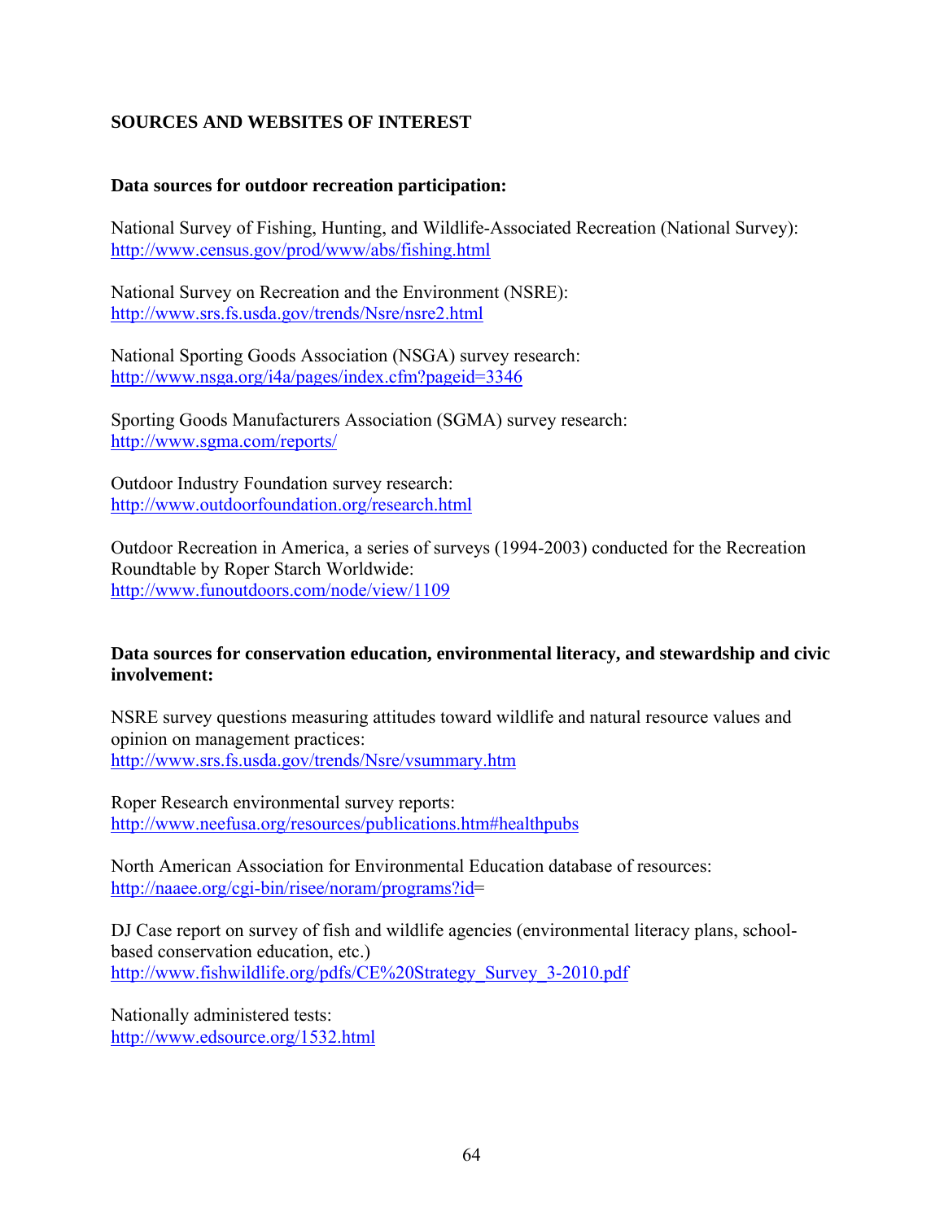## SOURCES AND WEBSITES OF INTEREST

### Data sources for outdoor recreation participation:

National Survey of Fishing, Hunting, and Wildlife-Associated Recreation (National Survey):
http://www.census.gov/prod/www/abs/fishing.html

National Survey on Recreation and the Environment (NSRE):
http://www.srs.fs.usda.gov/trends/Nsre/nsre2.html

National Sporting Goods Association (NSGA) survey research:
http://www.nsga.org/i4a/pages/index.cfm?pageid=3346

Sporting Goods Manufacturers Association (SGMA) survey research:
http://www.sgma.com/reports/

Outdoor Industry Foundation survey research:
http://www.outdoorfoundation.org/research.html

Outdoor Recreation in America, a series of surveys (1994-2003) conducted for the Recreation Roundtable by Roper Starch Worldwide:
http://www.funoutdoors.com/node/view/1109

### Data sources for conservation education, environmental literacy, and stewardship and civic involvement:

NSRE survey questions measuring attitudes toward wildlife and natural resource values and opinion on management practices:
http://www.srs.fs.usda.gov/trends/Nsre/vsummary.htm

Roper Research environmental survey reports:
http://www.neefusa.org/resources/publications.htm#healthpubs

North American Association for Environmental Education database of resources:
http://naaee.org/cgi-bin/risee/noram/programs?id=

DJ Case report on survey of fish and wildlife agencies (environmental literacy plans, school-based conservation education, etc.)
http://www.fishwildlife.org/pdfs/CE%20Strategy_Survey_3-2010.pdf

Nationally administered tests:
http://www.edsource.org/1532.html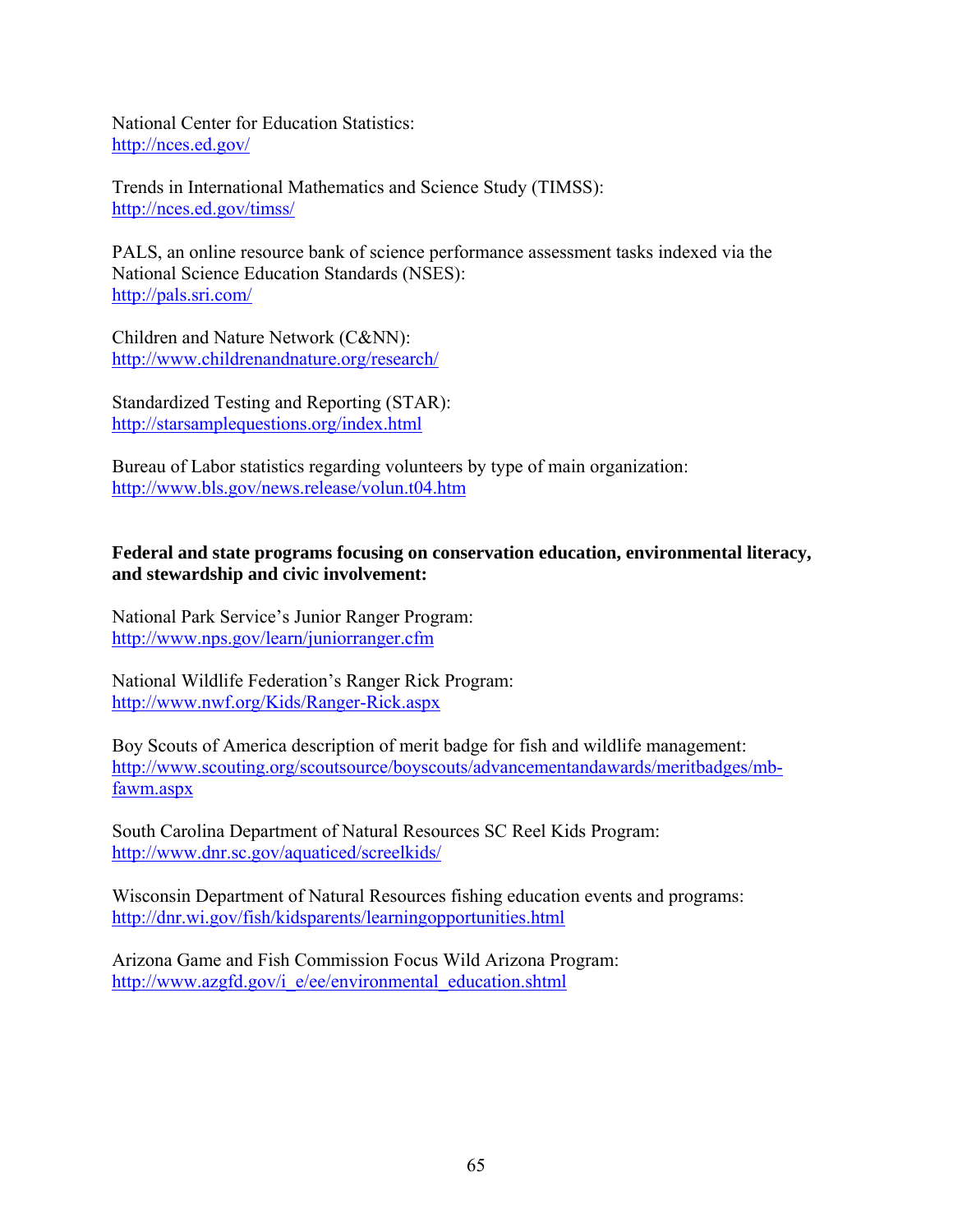National Center for Education Statistics:
http://nces.ed.gov/

Trends in International Mathematics and Science Study (TIMSS):
http://nces.ed.gov/timss/

PALS, an online resource bank of science performance assessment tasks indexed via the National Science Education Standards (NSES):
http://pals.sri.com/

Children and Nature Network (C&NN):
http://www.childrenandnature.org/research/

Standardized Testing and Reporting (STAR):
http://starsamplequestions.org/index.html

Bureau of Labor statistics regarding volunteers by type of main organization:
http://www.bls.gov/news.release/volun.t04.htm

**Federal and state programs focusing on conservation education, environmental literacy, and stewardship and civic involvement:**

National Park Service's Junior Ranger Program:
http://www.nps.gov/learn/juniorranger.cfm

National Wildlife Federation's Ranger Rick Program:
http://www.nwf.org/Kids/Ranger-Rick.aspx

Boy Scouts of America description of merit badge for fish and wildlife management:
http://www.scouting.org/scoutsource/boyscouts/advancementandawards/meritbadges/mb-fawm.aspx

South Carolina Department of Natural Resources SC Reel Kids Program:
http://www.dnr.sc.gov/aquaticed/screelkids/

Wisconsin Department of Natural Resources fishing education events and programs:
http://dnr.wi.gov/fish/kidsparents/learningopportunities.html

Arizona Game and Fish Commission Focus Wild Arizona Program:
http://www.azgfd.gov/i_e/ee/environmental_education.shtml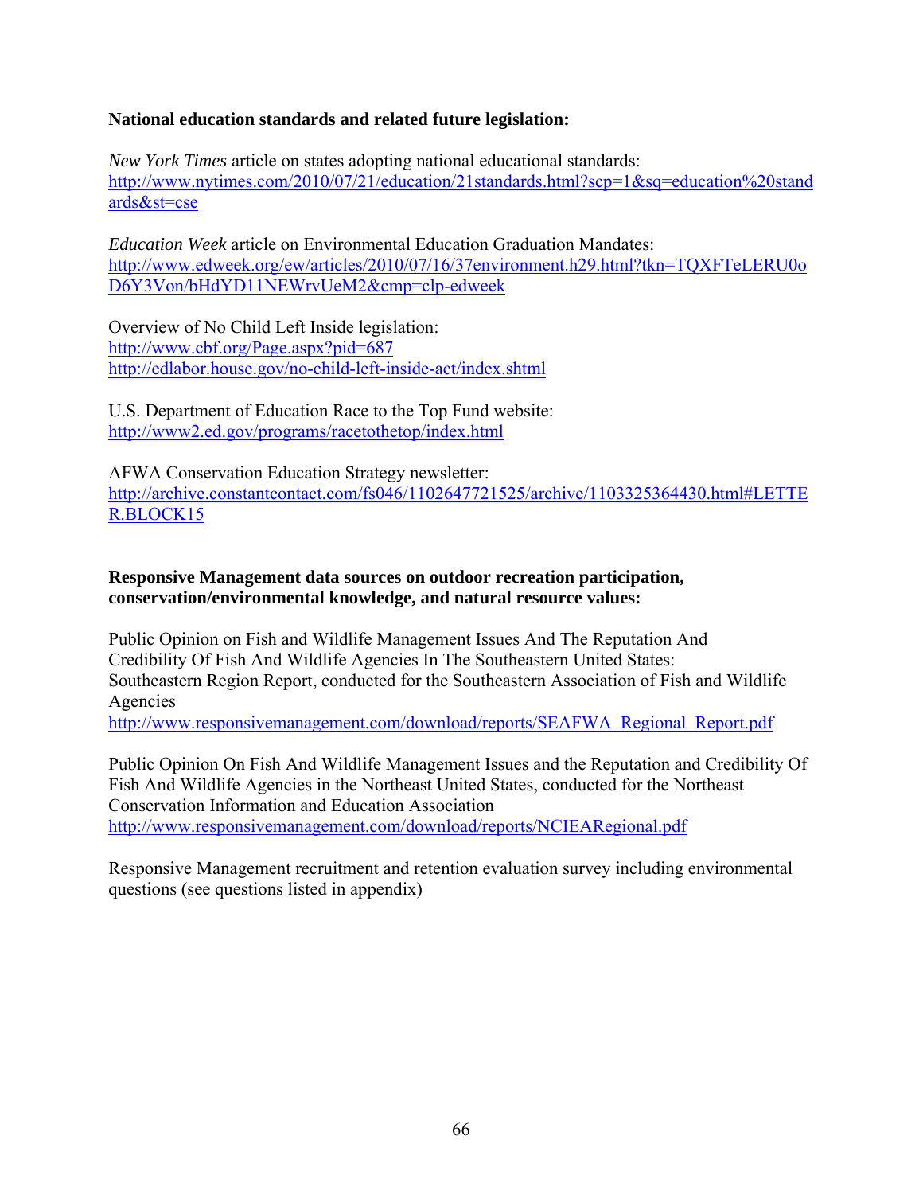**National education standards and related future legislation:**

*New York Times* article on states adopting national educational standards:
http://www.nytimes.com/2010/07/21/education/21standards.html?scp=1&sq=education%20standards&st=cse

*Education Week* article on Environmental Education Graduation Mandates:
http://www.edweek.org/ew/articles/2010/07/16/37environment.h29.html?tkn=TQXFTeLERU0oD6Y3Von/bHdYD11NEWrvUeM2&cmp=clp-edweek

Overview of No Child Left Inside legislation:
http://www.cbf.org/Page.aspx?pid=687
http://edlabor.house.gov/no-child-left-inside-act/index.shtml

U.S. Department of Education Race to the Top Fund website:
http://www2.ed.gov/programs/racetothetop/index.html

AFWA Conservation Education Strategy newsletter:
http://archive.constantcontact.com/fs046/1102647721525/archive/1103325364430.html#LETTER.BLOCK15

**Responsive Management data sources on outdoor recreation participation, conservation/environmental knowledge, and natural resource values:**

Public Opinion on Fish and Wildlife Management Issues And The Reputation And Credibility Of Fish And Wildlife Agencies In The Southeastern United States: Southeastern Region Report, conducted for the Southeastern Association of Fish and Wildlife Agencies
http://www.responsivemanagement.com/download/reports/SEAFWA_Regional_Report.pdf

Public Opinion On Fish And Wildlife Management Issues and the Reputation and Credibility Of Fish And Wildlife Agencies in the Northeast United States, conducted for the Northeast Conservation Information and Education Association
http://www.responsivemanagement.com/download/reports/NCIEARegional.pdf

Responsive Management recruitment and retention evaluation survey including environmental questions (see questions listed in appendix)